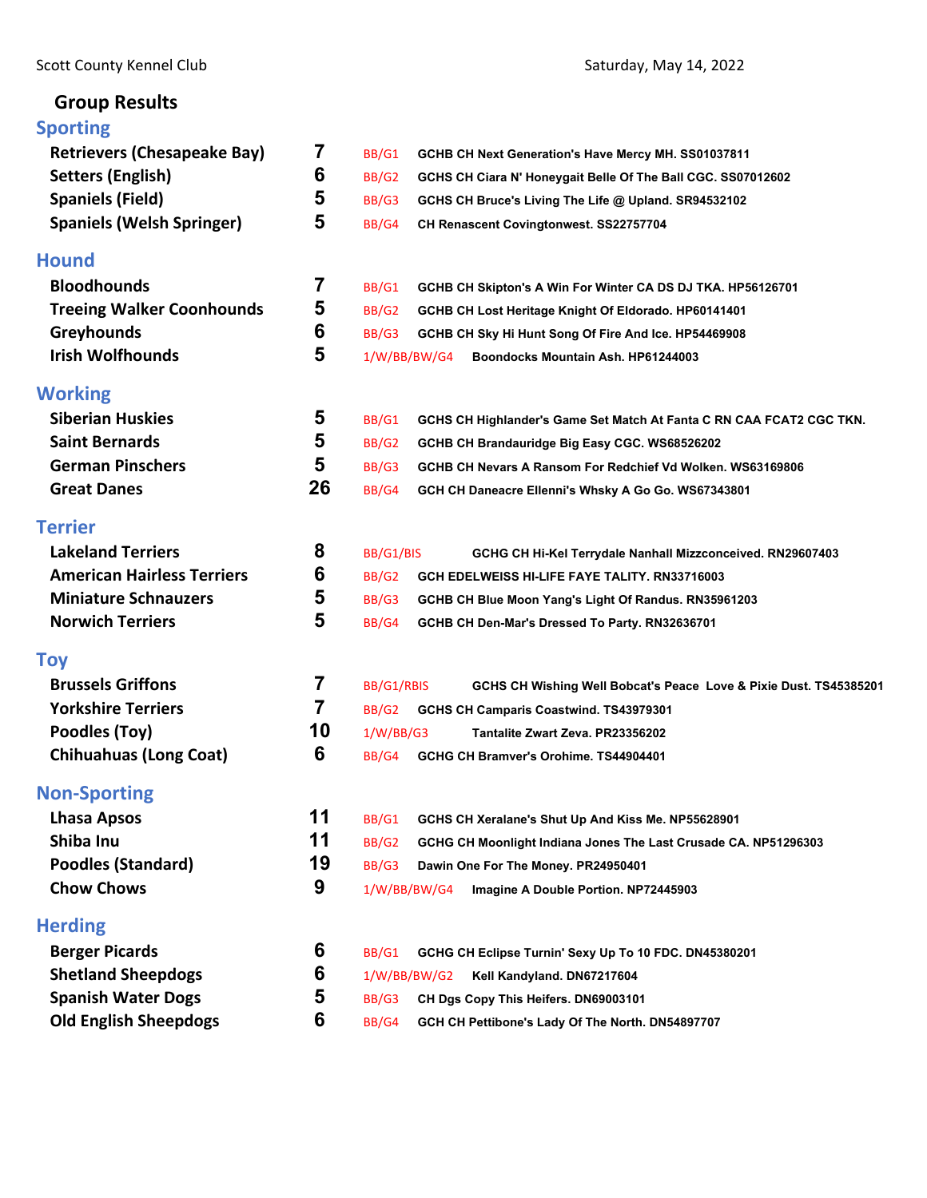Scott County Kennel Club

Saturday, May 14, 2022

# Group Results

## Sporting

| Breed | Entries | Award | Dog |
|---|---|---|---|
| Retrievers (Chesapeake Bay) | 7 | BB/G1 | GCHB CH Next Generation's Have Mercy MH. SS01037811 |
| Setters (English) | 6 | BB/G2 | GCHS CH Ciara N' Honeygait Belle Of The Ball CGC. SS07012602 |
| Spaniels (Field) | 5 | BB/G3 | GCHS CH Bruce's Living The Life @ Upland. SR94532102 |
| Spaniels (Welsh Springer) | 5 | BB/G4 | CH Renascent Covingtonwest. SS22757704 |

## Hound

| Breed | Entries | Award | Dog |
|---|---|---|---|
| Bloodhounds | 7 | BB/G1 | GCHB CH Skipton's A Win For Winter CA DS DJ TKA. HP56126701 |
| Treeing Walker Coonhounds | 5 | BB/G2 | GCHB CH Lost Heritage Knight Of Eldorado. HP60141401 |
| Greyhounds | 6 | BB/G3 | GCHB CH Sky Hi Hunt Song Of Fire And Ice. HP54469908 |
| Irish Wolfhounds | 5 | 1/W/BB/BW/G4 | Boondocks Mountain Ash. HP61244003 |

## Working

| Breed | Entries | Award | Dog |
|---|---|---|---|
| Siberian Huskies | 5 | BB/G1 | GCHS CH Highlander's Game Set Match At Fanta C RN CAA FCAT2 CGC TKN. |
| Saint Bernards | 5 | BB/G2 | GCHB CH Brandauridge Big Easy CGC. WS68526202 |
| German Pinschers | 5 | BB/G3 | GCHB CH Nevars A Ransom For Redchief Vd Wolken. WS63169806 |
| Great Danes | 26 | BB/G4 | GCH CH Daneacre Ellenni's Whsky A Go Go. WS67343801 |

## Terrier

| Breed | Entries | Award | Dog |
|---|---|---|---|
| Lakeland Terriers | 8 | BB/G1/BIS | GCHG CH Hi-Kel Terrydale Nanhall Mizzconceived. RN29607403 |
| American Hairless Terriers | 6 | BB/G2 | GCH EDELWEISS HI-LIFE FAYE TALITY. RN33716003 |
| Miniature Schnauzers | 5 | BB/G3 | GCHB CH Blue Moon Yang's Light Of Randus. RN35961203 |
| Norwich Terriers | 5 | BB/G4 | GCHB CH Den-Mar's Dressed To Party. RN32636701 |

## Toy

| Breed | Entries | Award | Dog |
|---|---|---|---|
| Brussels Griffons | 7 | BB/G1/RBIS | GCHS CH Wishing Well Bobcat's Peace Love & Pixie Dust. TS45385201 |
| Yorkshire Terriers | 7 | BB/G2 | GCHS CH Camparis Coastwind. TS43979301 |
| Poodles (Toy) | 10 | 1/W/BB/G3 | Tantalite Zwart Zeva. PR23356202 |
| Chihuahuas (Long Coat) | 6 | BB/G4 | GCHG CH Bramver's Orohime. TS44904401 |

## Non-Sporting

| Breed | Entries | Award | Dog |
|---|---|---|---|
| Lhasa Apsos | 11 | BB/G1 | GCHS CH Xeralane's Shut Up And Kiss Me. NP55628901 |
| Shiba Inu | 11 | BB/G2 | GCHG CH Moonlight Indiana Jones The Last Crusade CA. NP51296303 |
| Poodles (Standard) | 19 | BB/G3 | Dawin One For The Money. PR24950401 |
| Chow Chows | 9 | 1/W/BB/BW/G4 | Imagine A Double Portion. NP72445903 |

## Herding

| Breed | Entries | Award | Dog |
|---|---|---|---|
| Berger Picards | 6 | BB/G1 | GCHG CH Eclipse Turnin' Sexy Up To 10 FDC. DN45380201 |
| Shetland Sheepdogs | 6 | 1/W/BB/BW/G2 | Kell Kandyland. DN67217604 |
| Spanish Water Dogs | 5 | BB/G3 | CH Dgs Copy This Heifers. DN69003101 |
| Old English Sheepdogs | 6 | BB/G4 | GCH CH Pettibone's Lady Of The North. DN54897707 |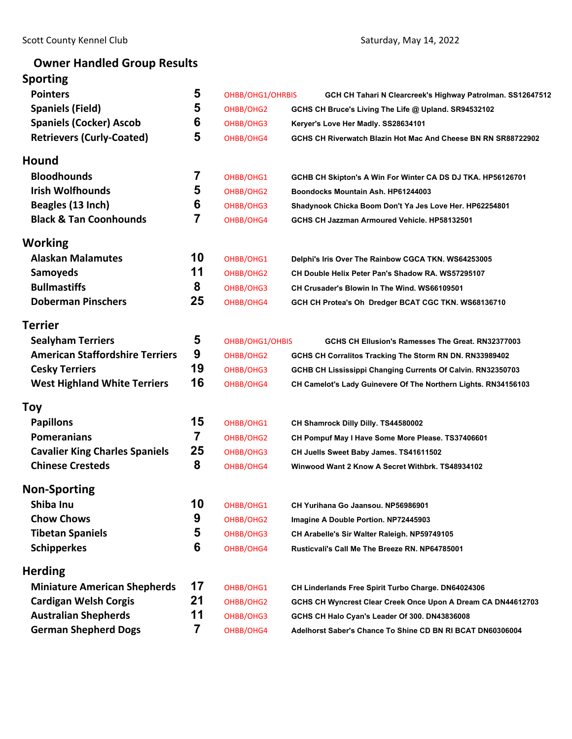Scott County Kennel Club — Saturday, May 14, 2022

# Owner Handled Group Results

## Sporting

| Breed | Entries | Award | Dog |
|---|---|---|---|
| Pointers | 5 | OHBB/OHG1/OHRBIS | GCH CH Tahari N Clearcreek's Highway Patrolman. SS12647512 |
| Spaniels (Field) | 5 | OHBB/OHG2 | GCHS CH Bruce's Living The Life @ Upland. SR94532102 |
| Spaniels (Cocker) Ascob | 6 | OHBB/OHG3 | Keryer's Love Her Madly. SS28634101 |
| Retrievers (Curly-Coated) | 5 | OHBB/OHG4 | GCHS CH Riverwatch Blazin Hot Mac And Cheese BN RN SR88722902 |

## Hound

| Breed | Entries | Award | Dog |
|---|---|---|---|
| Bloodhounds | 7 | OHBB/OHG1 | GCHB CH Skipton's A Win For Winter CA DS DJ TKA. HP56126701 |
| Irish Wolfhounds | 5 | OHBB/OHG2 | Boondocks Mountain Ash. HP61244003 |
| Beagles (13 Inch) | 6 | OHBB/OHG3 | Shadynook Chicka Boom Don't Ya Jes Love Her. HP62254801 |
| Black & Tan Coonhounds | 7 | OHBB/OHG4 | GCHS CH Jazzman Armoured Vehicle. HP58132501 |

## Working

| Breed | Entries | Award | Dog |
|---|---|---|---|
| Alaskan Malamutes | 10 | OHBB/OHG1 | Delphi's Iris Over The Rainbow CGCA TKN. WS64253005 |
| Samoyeds | 11 | OHBB/OHG2 | CH Double Helix Peter Pan's Shadow RA. WS57295107 |
| Bullmastiffs | 8 | OHBB/OHG3 | CH Crusader's Blowin In The Wind. WS66109501 |
| Doberman Pinschers | 25 | OHBB/OHG4 | GCH CH Protea's Oh Dredger BCAT CGC TKN. WS68136710 |

## Terrier

| Breed | Entries | Award | Dog |
|---|---|---|---|
| Sealyham Terriers | 5 | OHBB/OHG1/OHBIS | GCHS CH Ellusion's Ramesses The Great. RN32377003 |
| American Staffordshire Terriers | 9 | OHBB/OHG2 | GCHS CH Corralitos Tracking The Storm RN DN. RN33989402 |
| Cesky Terriers | 19 | OHBB/OHG3 | GCHB CH Lississippi Changing Currents Of Calvin. RN32350703 |
| West Highland White Terriers | 16 | OHBB/OHG4 | CH Camelot's Lady Guinevere Of The Northern Lights. RN34156103 |

## Toy

| Breed | Entries | Award | Dog |
|---|---|---|---|
| Papillons | 15 | OHBB/OHG1 | CH Shamrock Dilly Dilly. TS44580002 |
| Pomeranians | 7 | OHBB/OHG2 | CH Pompuf May I Have Some More Please. TS37406601 |
| Cavalier King Charles Spaniels | 25 | OHBB/OHG3 | CH Juells Sweet Baby James. TS41611502 |
| Chinese Cresteds | 8 | OHBB/OHG4 | Winwood Want 2 Know A Secret Withbrk. TS48934102 |

## Non-Sporting

| Breed | Entries | Award | Dog |
|---|---|---|---|
| Shiba Inu | 10 | OHBB/OHG1 | CH Yurihana Go Jaansou. NP56986901 |
| Chow Chows | 9 | OHBB/OHG2 | Imagine A Double Portion. NP72445903 |
| Tibetan Spaniels | 5 | OHBB/OHG3 | CH Arabelle's Sir Walter Raleigh. NP59749105 |
| Schipperkes | 6 | OHBB/OHG4 | Rusticvali's Call Me The Breeze RN. NP64785001 |

## Herding

| Breed | Entries | Award | Dog |
|---|---|---|---|
| Miniature American Shepherds | 17 | OHBB/OHG1 | CH Linderlands Free Spirit Turbo Charge. DN64024306 |
| Cardigan Welsh Corgis | 21 | OHBB/OHG2 | GCHS CH Wyncrest Clear Creek Once Upon A Dream CA DN44612703 |
| Australian Shepherds | 11 | OHBB/OHG3 | GCHS CH Halo Cyan's Leader Of 300. DN43836008 |
| German Shepherd Dogs | 7 | OHBB/OHG4 | Adelhorst Saber's Chance To Shine CD BN RI BCAT DN60306004 |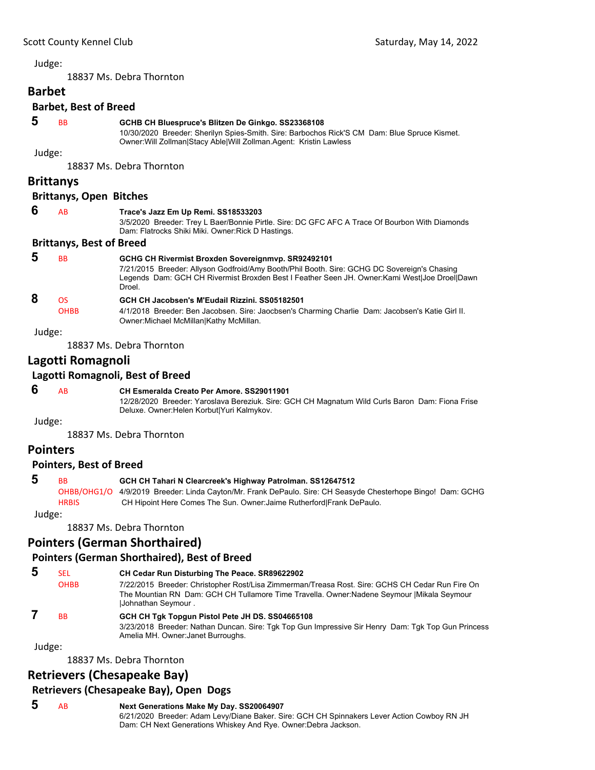Judge:

18837 Ms. Debra Thornton

## Barbet

### Barbet, Best of Breed

**5** BB **GCHB CH Bluespruce's Blitzen De Ginkgo. SS23368108**
10/30/2020 Breeder: Sherilyn Spies-Smith. Sire: Barbochos Rick'S CM Dam: Blue Spruce Kismet. Owner:Will Zollman|Stacy Able|Will Zollman.Agent: Kristin Lawless

Judge:

18837 Ms. Debra Thornton

## Brittanys

### Brittanys, Open Bitches

**6** AB **Trace's Jazz Em Up Remi. SS18533203**
3/5/2020 Breeder: Trey L Baer/Bonnie Pirtle. Sire: DC GFC AFC A Trace Of Bourbon With Diamonds Dam: Flatrocks Shiki Miki. Owner:Rick D Hastings.

### Brittanys, Best of Breed

**5** BB **GCHG CH Rivermist Broxden Sovereignmvp. SR92492101**
7/21/2015 Breeder: Allyson Godfroid/Amy Booth/Phil Booth. Sire: GCHG DC Sovereign's Chasing Legends Dam: GCH CH Rivermist Broxden Best I Feather Seen JH. Owner:Kami West|Joe Droel|Dawn Droel.

**8** OS OHBB **GCH CH Jacobsen's M'Eudail Rizzini. SS05182501**
4/1/2018 Breeder: Ben Jacobsen. Sire: Jaocbsen's Charming Charlie Dam: Jacobsen's Katie Girl II. Owner:Michael McMillan|Kathy McMillan.

Judge:

18837 Ms. Debra Thornton

## Lagotti Romagnoli

### Lagotti Romagnoli, Best of Breed

**6** AB **CH Esmeralda Creato Per Amore. SS29011901**
12/28/2020 Breeder: Yaroslava Bereziuk. Sire: GCH CH Magnatum Wild Curls Baron Dam: Fiona Frise Deluxe. Owner:Helen Korbut|Yuri Kalmykov.

Judge:

18837 Ms. Debra Thornton

## Pointers

### Pointers, Best of Breed

**5** BB OHBB/OHG1/OHRBIS **GCH CH Tahari N Clearcreek's Highway Patrolman. SS12647512**
4/9/2019 Breeder: Linda Cayton/Mr. Frank DePaulo. Sire: CH Seasyde Chesterhope Bingo! Dam: GCHG CH Hipoint Here Comes The Sun. Owner:Jaime Rutherford|Frank DePaulo.

Judge:

18837 Ms. Debra Thornton

## Pointers (German Shorthaired)

### Pointers (German Shorthaired), Best of Breed

**5** SEL OHBB **CH Cedar Run Disturbing The Peace. SR89622902**
7/22/2015 Breeder: Christopher Rost/Lisa Zimmerman/Treasa Rost. Sire: GCHS CH Cedar Run Fire On The Mountian RN Dam: GCH CH Tullamore Time Travella. Owner:Nadene Seymour |Mikala Seymour |Johnathan Seymour .

**7** BB **GCH CH Tgk Topgun Pistol Pete JH DS. SS04665108**
3/23/2018 Breeder: Nathan Duncan. Sire: Tgk Top Gun Impressive Sir Henry Dam: Tgk Top Gun Princess Amelia MH. Owner:Janet Burroughs.

Judge:

18837 Ms. Debra Thornton

## Retrievers (Chesapeake Bay)

### Retrievers (Chesapeake Bay), Open Dogs

**5** AB **Next Generations Make My Day. SS20064907**
6/21/2020 Breeder: Adam Levy/Diane Baker. Sire: GCH CH Spinnakers Lever Action Cowboy RN JH Dam: CH Next Generations Whiskey And Rye. Owner:Debra Jackson.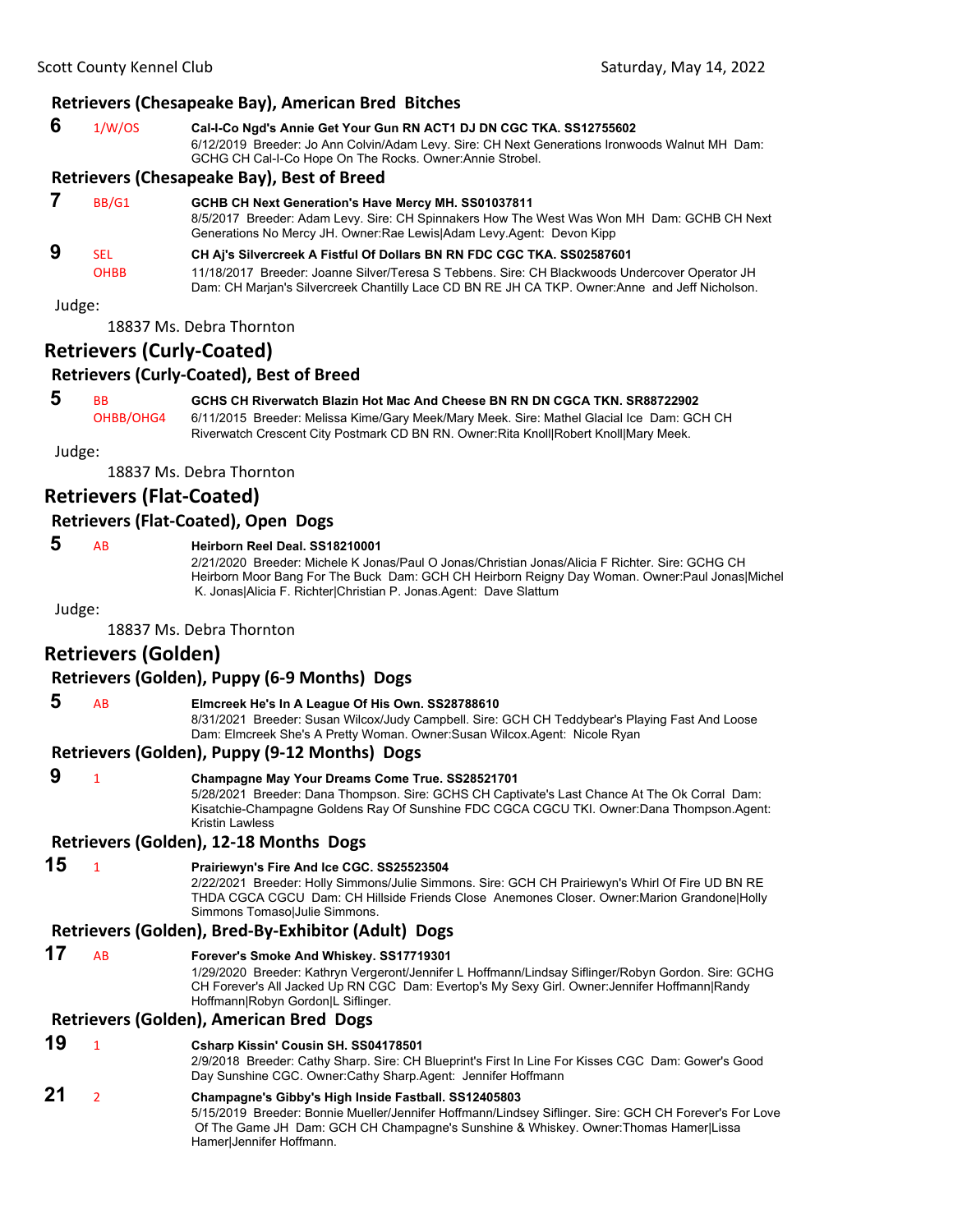### Retrievers (Chesapeake Bay), American Bred Bitches

**6** 1/W/OS **Cal-I-Co Ngd's Annie Get Your Gun RN ACT1 DJ DN CGC TKA. SS12755602**
6/12/2019 Breeder: Jo Ann Colvin/Adam Levy. Sire: CH Next Generations Ironwoods Walnut MH Dam: GCHG CH Cal-I-Co Hope On The Rocks. Owner:Annie Strobel.

### Retrievers (Chesapeake Bay), Best of Breed

**7** BB/G1 **GCHB CH Next Generation's Have Mercy MH. SS01037811**
8/5/2017 Breeder: Adam Levy. Sire: CH Spinnakers How The West Was Won MH Dam: GCHB CH Next Generations No Mercy JH. Owner:Rae Lewis|Adam Levy.Agent: Devon Kipp

**9** SEL OHBB **CH Aj's Silvercreek A Fistful Of Dollars BN RN FDC CGC TKA. SS02587601**
11/18/2017 Breeder: Joanne Silver/Teresa S Tebbens. Sire: CH Blackwoods Undercover Operator JH Dam: CH Marjan's Silvercreek Chantilly Lace CD BN RE JH CA TKP. Owner:Anne and Jeff Nicholson.

Judge:

18837 Ms. Debra Thornton

## Retrievers (Curly-Coated)

### Retrievers (Curly-Coated), Best of Breed

**5** BB OHBB/OHG4 **GCHS CH Riverwatch Blazin Hot Mac And Cheese BN RN DN CGCA TKN. SR88722902**
6/11/2015 Breeder: Melissa Kime/Gary Meek/Mary Meek. Sire: Mathel Glacial Ice Dam: GCH CH Riverwatch Crescent City Postmark CD BN RN. Owner:Rita Knoll|Robert Knoll|Mary Meek.

Judge:

18837 Ms. Debra Thornton

## Retrievers (Flat-Coated)

### Retrievers (Flat-Coated), Open Dogs

**5** AB **Heirborn Reel Deal. SS18210001**
2/21/2020 Breeder: Michele K Jonas/Paul O Jonas/Christian Jonas/Alicia F Richter. Sire: GCHG CH Heirborn Moor Bang For The Buck Dam: GCH CH Heirborn Reigny Day Woman. Owner:Paul Jonas|Michel K. Jonas|Alicia F. Richter|Christian P. Jonas.Agent: Dave Slattum

Judge:

18837 Ms. Debra Thornton

## Retrievers (Golden)

### Retrievers (Golden), Puppy (6-9 Months) Dogs

**5** AB **Elmcreek He's In A League Of His Own. SS28788610**
8/31/2021 Breeder: Susan Wilcox/Judy Campbell. Sire: GCH CH Teddybear's Playing Fast And Loose Dam: Elmcreek She's A Pretty Woman. Owner:Susan Wilcox.Agent: Nicole Ryan

### Retrievers (Golden), Puppy (9-12 Months) Dogs

**9** 1 **Champagne May Your Dreams Come True. SS28521701**
5/28/2021 Breeder: Dana Thompson. Sire: GCHS CH Captivate's Last Chance At The Ok Corral Dam: Kisatchie-Champagne Goldens Ray Of Sunshine FDC CGCA CGCU TKI. Owner:Dana Thompson.Agent: Kristin Lawless

### Retrievers (Golden), 12-18 Months Dogs

**15** 1 **Prairiewyn's Fire And Ice CGC. SS25523504**
2/22/2021 Breeder: Holly Simmons/Julie Simmons. Sire: GCH CH Prairiewyn's Whirl Of Fire UD BN RE THDA CGCA CGCU Dam: CH Hillside Friends Close Anemones Closer. Owner:Marion Grandone|Holly Simmons Tomaso|Julie Simmons.

### Retrievers (Golden), Bred-By-Exhibitor (Adult) Dogs

**17** AB **Forever's Smoke And Whiskey. SS17719301**
1/29/2020 Breeder: Kathryn Vergeront/Jennifer L Hoffmann/Lindsay Siflinger/Robyn Gordon. Sire: GCHG CH Forever's All Jacked Up RN CGC Dam: Evertop's My Sexy Girl. Owner:Jennifer Hoffmann|Randy Hoffmann|Robyn Gordon|L Siflinger.

### Retrievers (Golden), American Bred Dogs

**19** 1 **Csharp Kissin' Cousin SH. SS04178501**
2/9/2018 Breeder: Cathy Sharp. Sire: CH Blueprint's First In Line For Kisses CGC Dam: Gower's Good Day Sunshine CGC. Owner:Cathy Sharp.Agent: Jennifer Hoffmann

**21** 2 **Champagne's Gibby's High Inside Fastball. SS12405803**
5/15/2019 Breeder: Bonnie Mueller/Jennifer Hoffmann/Lindsey Siflinger. Sire: GCH CH Forever's For Love Of The Game JH Dam: GCH CH Champagne's Sunshine & Whiskey. Owner:Thomas Hamer|Lissa Hamer|Jennifer Hoffmann.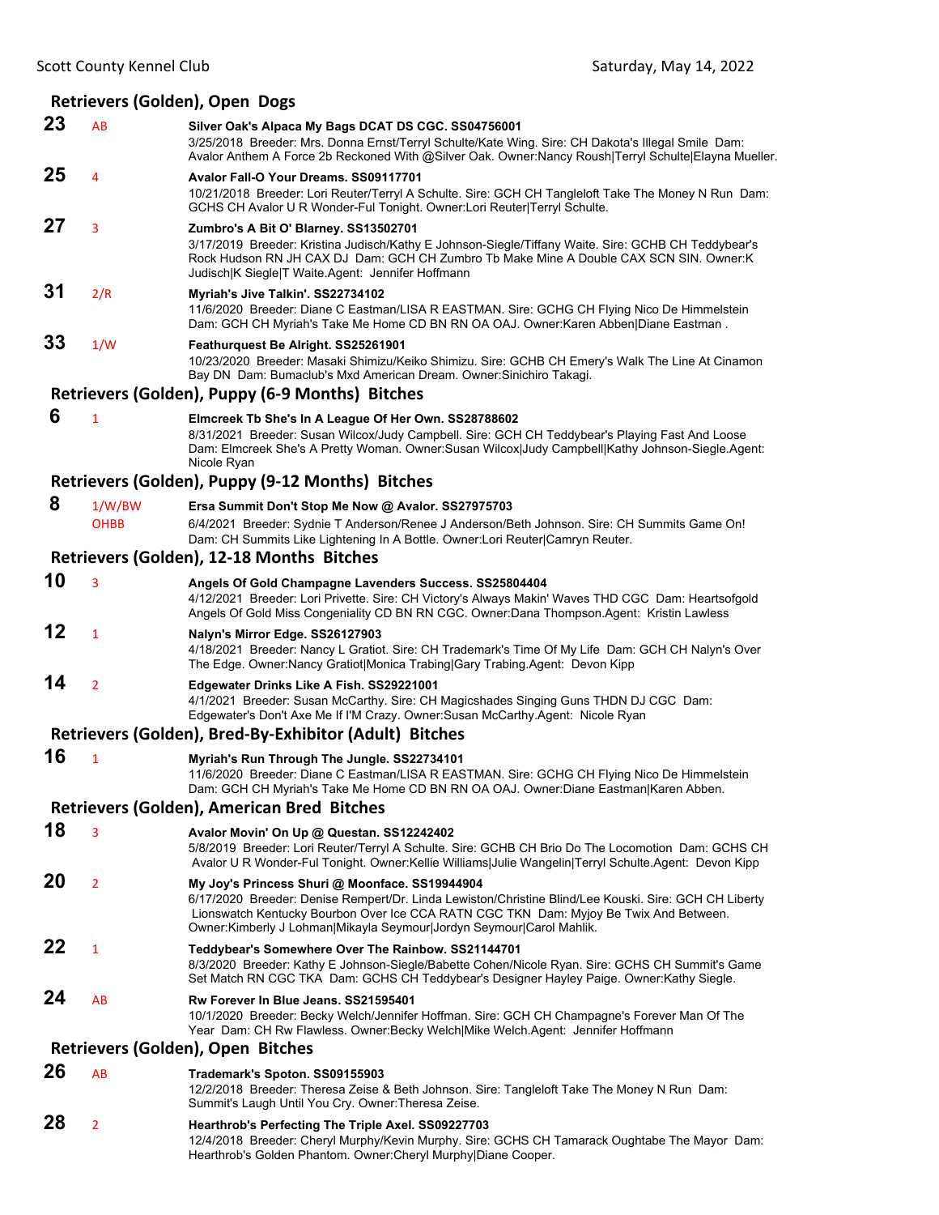## Retrievers (Golden), Open Dogs

**23** AB **Silver Oak's Alpaca My Bags DCAT DS CGC. SS04756001**
3/25/2018 Breeder: Mrs. Donna Ernst/Terryl Schulte/Kate Wing. Sire: CH Dakota's Illegal Smile Dam: Avalor Anthem A Force 2b Reckoned With @Silver Oak. Owner:Nancy Roush|Terryl Schulte|Elayna Mueller.

**25** 4 **Avalor Fall-O Your Dreams. SS09117701**
10/21/2018 Breeder: Lori Reuter/Terryl A Schulte. Sire: GCH CH Tangleloft Take The Money N Run Dam: GCHS CH Avalor U R Wonder-Ful Tonight. Owner:Lori Reuter|Terryl Schulte.

**27** 3 **Zumbro's A Bit O' Blarney. SS13502701**
3/17/2019 Breeder: Kristina Judisch/Kathy E Johnson-Siegle/Tiffany Waite. Sire: GCHB CH Teddybear's Rock Hudson RN JH CAX DJ Dam: GCH CH Zumbro Tb Make Mine A Double CAX SCN SIN. Owner:K Judisch|K Siegle|T Waite.Agent: Jennifer Hoffmann

**31** 2/R **Myriah's Jive Talkin'. SS22734102**
11/6/2020 Breeder: Diane C Eastman/LISA R EASTMAN. Sire: GCHG CH Flying Nico De Himmelstein Dam: GCH CH Myriah's Take Me Home CD BN RN OA OAJ. Owner:Karen Abben|Diane Eastman .

**33** 1/W **Feathurquest Be Alright. SS25261901**
10/23/2020 Breeder: Masaki Shimizu/Keiko Shimizu. Sire: GCHB CH Emery's Walk The Line At Cinamon Bay DN Dam: Bumaclub's Mxd American Dream. Owner:Sinichiro Takagi.

## Retrievers (Golden), Puppy (6-9 Months) Bitches

**6** 1 **Elmcreek Tb She's In A League Of Her Own. SS28788602**
8/31/2021 Breeder: Susan Wilcox/Judy Campbell. Sire: GCH CH Teddybear's Playing Fast And Loose Dam: Elmcreek She's A Pretty Woman. Owner:Susan Wilcox|Judy Campbell|Kathy Johnson-Siegle.Agent: Nicole Ryan

## Retrievers (Golden), Puppy (9-12 Months) Bitches

**8** 1/W/BW OHBB **Ersa Summit Don't Stop Me Now @ Avalor. SS27975703**
6/4/2021 Breeder: Sydnie T Anderson/Renee J Anderson/Beth Johnson. Sire: CH Summits Game On! Dam: CH Summits Like Lightening In A Bottle. Owner:Lori Reuter|Camryn Reuter.

## Retrievers (Golden), 12-18 Months Bitches

**10** 3 **Angels Of Gold Champagne Lavenders Success. SS25804404**
4/12/2021 Breeder: Lori Privette. Sire: CH Victory's Always Makin' Waves THD CGC Dam: Heartsofgold Angels Of Gold Miss Congeniality CD BN RN CGC. Owner:Dana Thompson.Agent: Kristin Lawless

**12** 1 **Nalyn's Mirror Edge. SS26127903**
4/18/2021 Breeder: Nancy L Gratiot. Sire: CH Trademark's Time Of My Life Dam: GCH CH Nalyn's Over The Edge. Owner:Nancy Gratiot|Monica Trabing|Gary Trabing.Agent: Devon Kipp

**14** 2 **Edgewater Drinks Like A Fish. SS29221001**
4/1/2021 Breeder: Susan McCarthy. Sire: CH Magicshades Singing Guns THDN DJ CGC Dam: Edgewater's Don't Axe Me If I'M Crazy. Owner:Susan McCarthy.Agent: Nicole Ryan

## Retrievers (Golden), Bred-By-Exhibitor (Adult) Bitches

**16** 1 **Myriah's Run Through The Jungle. SS22734101**
11/6/2020 Breeder: Diane C Eastman/LISA R EASTMAN. Sire: GCHG CH Flying Nico De Himmelstein Dam: GCH CH Myriah's Take Me Home CD BN RN OA OAJ. Owner:Diane Eastman|Karen Abben.

## Retrievers (Golden), American Bred Bitches

**18** 3 **Avalor Movin' On Up @ Questan. SS12242402**
5/8/2019 Breeder: Lori Reuter/Terryl A Schulte. Sire: GCHB CH Brio Do The Locomotion Dam: GCHS CH Avalor U R Wonder-Ful Tonight. Owner:Kellie Williams|Julie Wangelin|Terryl Schulte.Agent: Devon Kipp

**20** 2 **My Joy's Princess Shuri @ Moonface. SS19944904**
6/17/2020 Breeder: Denise Rempert/Dr. Linda Lewiston/Christine Blind/Lee Kouski. Sire: GCH CH Liberty Lionswatch Kentucky Bourbon Over Ice CCA RATN CGC TKN Dam: Myjoy Be Twix And Between. Owner:Kimberly J Lohman|Mikayla Seymour|Jordyn Seymour|Carol Mahlik.

**22** 1 **Teddybear's Somewhere Over The Rainbow. SS21144701**
8/3/2020 Breeder: Kathy E Johnson-Siegle/Babette Cohen/Nicole Ryan. Sire: GCHS CH Summit's Game Set Match RN CGC TKA Dam: GCHS CH Teddybear's Designer Hayley Paige. Owner:Kathy Siegle.

**24** AB **Rw Forever In Blue Jeans. SS21595401**
10/1/2020 Breeder: Becky Welch/Jennifer Hoffman. Sire: GCH CH Champagne's Forever Man Of The Year Dam: CH Rw Flawless. Owner:Becky Welch|Mike Welch.Agent: Jennifer Hoffmann

## Retrievers (Golden), Open Bitches

**26** AB **Trademark's Spoton. SS09155903**
12/2/2018 Breeder: Theresa Zeise & Beth Johnson. Sire: Tangleloft Take The Money N Run Dam: Summit's Laugh Until You Cry. Owner:Theresa Zeise.

**28** 2 **Hearthrob's Perfecting The Triple Axel. SS09227703**
12/4/2018 Breeder: Cheryl Murphy/Kevin Murphy. Sire: GCHS CH Tamarack Oughtabe The Mayor Dam: Hearthrob's Golden Phantom. Owner:Cheryl Murphy|Diane Cooper.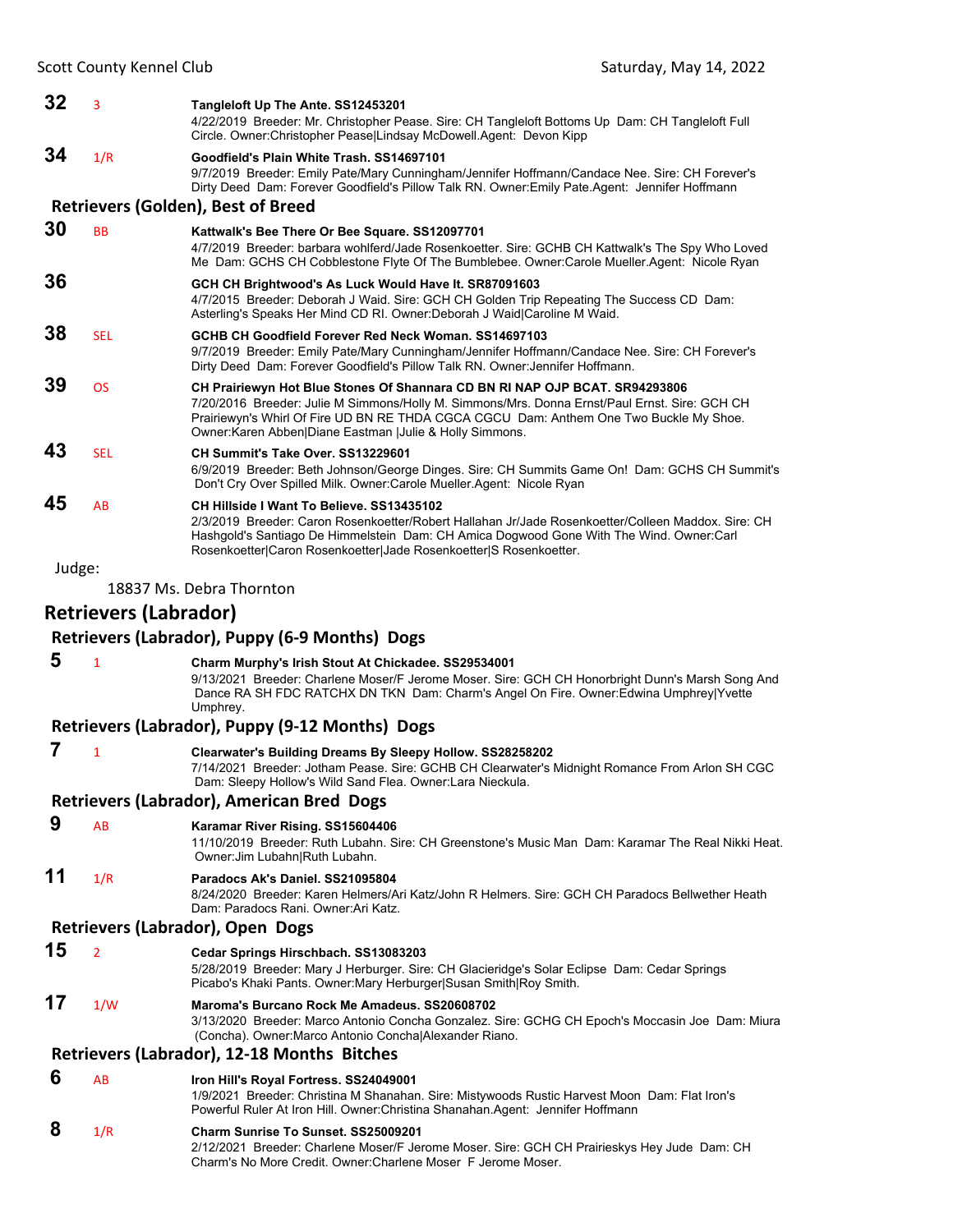**32** 3 **Tangleloft Up The Ante. SS12453201**
4/22/2019 Breeder: Mr. Christopher Pease. Sire: CH Tangleloft Bottoms Up Dam: CH Tangleloft Full Circle. Owner:Christopher Pease|Lindsay McDowell.Agent: Devon Kipp

**34** 1/R **Goodfield's Plain White Trash. SS14697101**
9/7/2019 Breeder: Emily Pate/Mary Cunningham/Jennifer Hoffmann/Candace Nee. Sire: CH Forever's Dirty Deed Dam: Forever Goodfield's Pillow Talk RN. Owner:Emily Pate.Agent: Jennifer Hoffmann

### Retrievers (Golden), Best of Breed

**30** BB **Kattwalk's Bee There Or Bee Square. SS12097701**
4/7/2019 Breeder: barbara wohlferd/Jade Rosenkoetter. Sire: GCHB CH Kattwalk's The Spy Who Loved Me Dam: GCHS CH Cobblestone Flyte Of The Bumblebee. Owner:Carole Mueller.Agent: Nicole Ryan

**36** **GCH CH Brightwood's As Luck Would Have It. SR87091603**
4/7/2015 Breeder: Deborah J Waid. Sire: GCH CH Golden Trip Repeating The Success CD Dam: Asterling's Speaks Her Mind CD RI. Owner:Deborah J Waid|Caroline M Waid.

**38** SEL **GCHB CH Goodfield Forever Red Neck Woman. SS14697103**
9/7/2019 Breeder: Emily Pate/Mary Cunningham/Jennifer Hoffmann/Candace Nee. Sire: CH Forever's Dirty Deed Dam: Forever Goodfield's Pillow Talk RN. Owner:Jennifer Hoffmann.

**39** OS **CH Prairiewyn Hot Blue Stones Of Shannara CD BN RI NAP OJP BCAT. SR94293806**
7/20/2016 Breeder: Julie M Simmons/Holly M. Simmons/Mrs. Donna Ernst/Paul Ernst. Sire: GCH CH Prairiewyn's Whirl Of Fire UD BN RE THDA CGCA CGCU Dam: Anthem One Two Buckle My Shoe. Owner:Karen Abben|Diane Eastman |Julie & Holly Simmons.

**43** SEL **CH Summit's Take Over. SS13229601**
6/9/2019 Breeder: Beth Johnson/George Dinges. Sire: CH Summits Game On! Dam: GCHS CH Summit's Don't Cry Over Spilled Milk. Owner:Carole Mueller.Agent: Nicole Ryan

**45** AB **CH Hillside I Want To Believe. SS13435102**
2/3/2019 Breeder: Caron Rosenkoetter/Robert Hallahan Jr/Jade Rosenkoetter/Colleen Maddox. Sire: CH Hashgold's Santiago De Himmelstein Dam: CH Amica Dogwood Gone With The Wind. Owner:Carl Rosenkoetter|Caron Rosenkoetter|Jade Rosenkoetter|S Rosenkoetter.

Judge:

18837 Ms. Debra Thornton

## Retrievers (Labrador)

### Retrievers (Labrador), Puppy (6-9 Months) Dogs

**5** 1 **Charm Murphy's Irish Stout At Chickadee. SS29534001**
9/13/2021 Breeder: Charlene Moser/F Jerome Moser. Sire: GCH CH Honorbright Dunn's Marsh Song And Dance RA SH FDC RATCHX DN TKN Dam: Charm's Angel On Fire. Owner:Edwina Umphrey|Yvette Umphrey.

### Retrievers (Labrador), Puppy (9-12 Months) Dogs

**7** 1 **Clearwater's Building Dreams By Sleepy Hollow. SS28258202**
7/14/2021 Breeder: Jotham Pease. Sire: GCHB CH Clearwater's Midnight Romance From Arlon SH CGC Dam: Sleepy Hollow's Wild Sand Flea. Owner:Lara Nieckula.

### Retrievers (Labrador), American Bred Dogs

**9** AB **Karamar River Rising. SS15604406**
11/10/2019 Breeder: Ruth Lubahn. Sire: CH Greenstone's Music Man Dam: Karamar The Real Nikki Heat. Owner:Jim Lubahn|Ruth Lubahn.

**11** 1/R **Paradocs Ak's Daniel. SS21095804**
8/24/2020 Breeder: Karen Helmers/Ari Katz/John R Helmers. Sire: GCH CH Paradocs Bellwether Heath Dam: Paradocs Rani. Owner:Ari Katz.

### Retrievers (Labrador), Open Dogs

**15** 2 **Cedar Springs Hirschbach. SS13083203**
5/28/2019 Breeder: Mary J Herburger. Sire: CH Glacieridge's Solar Eclipse Dam: Cedar Springs Picabo's Khaki Pants. Owner:Mary Herburger|Susan Smith|Roy Smith.

**17** 1/W **Maroma's Burcano Rock Me Amadeus. SS20608702**
3/13/2020 Breeder: Marco Antonio Concha Gonzalez. Sire: GCHG CH Epoch's Moccasin Joe Dam: Miura (Concha). Owner:Marco Antonio Concha|Alexander Riano.

### Retrievers (Labrador), 12-18 Months Bitches

**6** AB **Iron Hill's Royal Fortress. SS24049001**
1/9/2021 Breeder: Christina M Shanahan. Sire: Mistywoods Rustic Harvest Moon Dam: Flat Iron's Powerful Ruler At Iron Hill. Owner:Christina Shanahan.Agent: Jennifer Hoffmann

**8** 1/R **Charm Sunrise To Sunset. SS25009201**
2/12/2021 Breeder: Charlene Moser/F Jerome Moser. Sire: GCH CH Prairieskys Hey Jude Dam: CH Charm's No More Credit. Owner:Charlene Moser F Jerome Moser.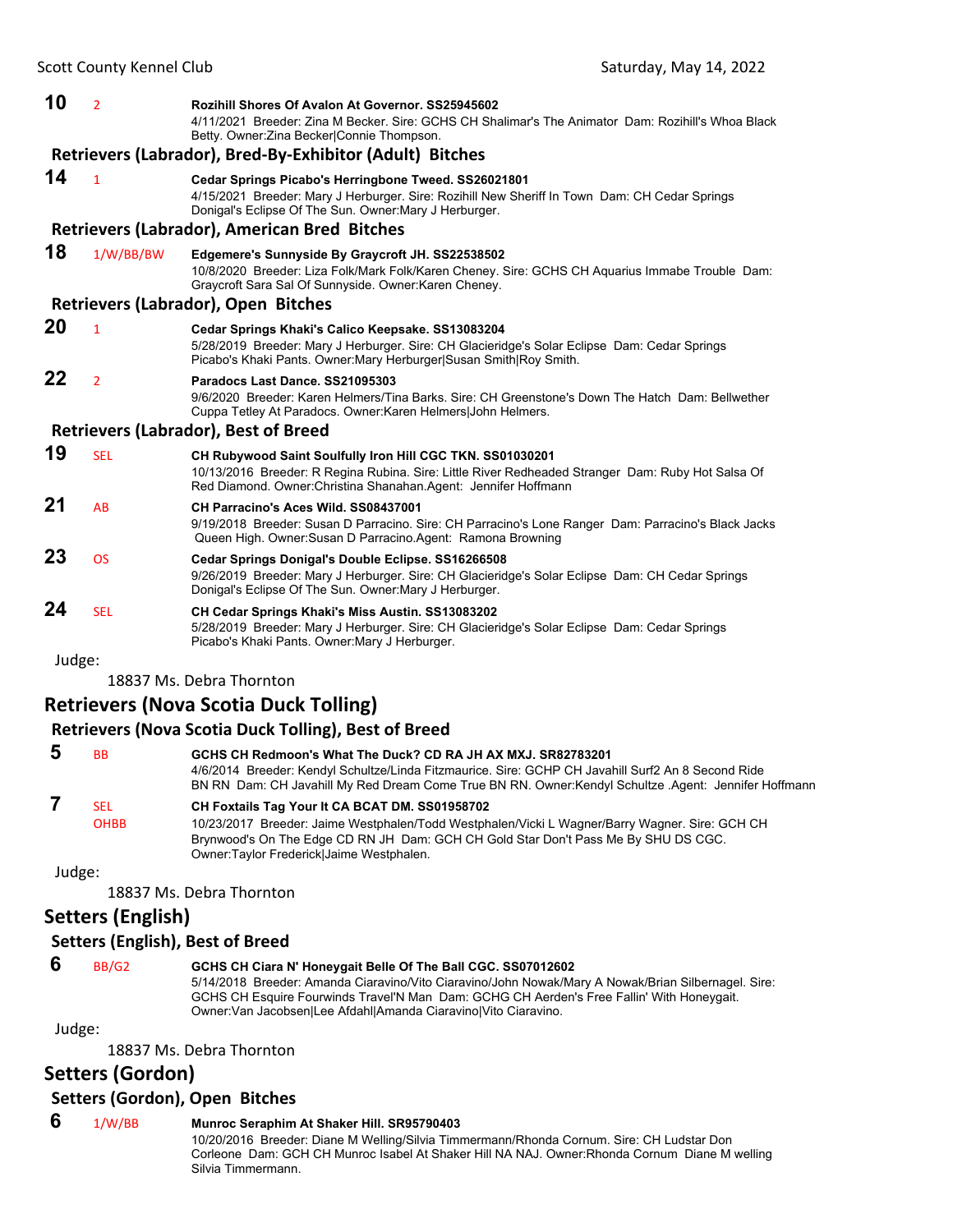**10** 2 **Rozihill Shores Of Avalon At Governor. SS25945602**
4/11/2021 Breeder: Zina M Becker. Sire: GCHS CH Shalimar's The Animator Dam: Rozihill's Whoa Black Betty. Owner:Zina Becker|Connie Thompson.

### Retrievers (Labrador), Bred-By-Exhibitor (Adult) Bitches

**14** 1 **Cedar Springs Picabo's Herringbone Tweed. SS26021801**
4/15/2021 Breeder: Mary J Herburger. Sire: Rozihill New Sheriff In Town Dam: CH Cedar Springs Donigal's Eclipse Of The Sun. Owner:Mary J Herburger.

### Retrievers (Labrador), American Bred Bitches

**18** 1/W/BB/BW **Edgemere's Sunnyside By Graycroft JH. SS22538502**
10/8/2020 Breeder: Liza Folk/Mark Folk/Karen Cheney. Sire: GCHS CH Aquarius Immabe Trouble Dam: Graycroft Sara Sal Of Sunnyside. Owner:Karen Cheney.

### Retrievers (Labrador), Open Bitches

**20** 1 **Cedar Springs Khaki's Calico Keepsake. SS13083204**
5/28/2019 Breeder: Mary J Herburger. Sire: CH Glacieridge's Solar Eclipse Dam: Cedar Springs Picabo's Khaki Pants. Owner:Mary Herburger|Susan Smith|Roy Smith.

**22** 2 **Paradocs Last Dance. SS21095303**
9/6/2020 Breeder: Karen Helmers/Tina Barks. Sire: CH Greenstone's Down The Hatch Dam: Bellwether Cuppa Tetley At Paradocs. Owner:Karen Helmers|John Helmers.

### Retrievers (Labrador), Best of Breed

**19** SEL **CH Rubywood Saint Soulfully Iron Hill CGC TKN. SS01030201**
10/13/2016 Breeder: R Regina Rubina. Sire: Little River Redheaded Stranger Dam: Ruby Hot Salsa Of Red Diamond. Owner:Christina Shanahan.Agent: Jennifer Hoffmann

**21** AB **CH Parracino's Aces Wild. SS08437001**
9/19/2018 Breeder: Susan D Parracino. Sire: CH Parracino's Lone Ranger Dam: Parracino's Black Jacks Queen High. Owner:Susan D Parracino.Agent: Ramona Browning

**23** OS **Cedar Springs Donigal's Double Eclipse. SS16266508**
9/26/2019 Breeder: Mary J Herburger. Sire: CH Glacieridge's Solar Eclipse Dam: CH Cedar Springs Donigal's Eclipse Of The Sun. Owner:Mary J Herburger.

**24** SEL **CH Cedar Springs Khaki's Miss Austin. SS13083202**
5/28/2019 Breeder: Mary J Herburger. Sire: CH Glacieridge's Solar Eclipse Dam: Cedar Springs Picabo's Khaki Pants. Owner:Mary J Herburger.

Judge:

18837 Ms. Debra Thornton

## Retrievers (Nova Scotia Duck Tolling)

### Retrievers (Nova Scotia Duck Tolling), Best of Breed

**5** BB **GCHS CH Redmoon's What The Duck? CD RA JH AX MXJ. SR82783201**
4/6/2014 Breeder: Kendyl Schultze/Linda Fitzmaurice. Sire: GCHP CH Javahill Surf2 An 8 Second Ride BN RN Dam: CH Javahill My Red Dream Come True BN RN. Owner:Kendyl Schultze .Agent: Jennifer Hoffmann

**7** SEL OHBB **CH Foxtails Tag Your It CA BCAT DM. SS01958702**
10/23/2017 Breeder: Jaime Westphalen/Todd Westphalen/Vicki L Wagner/Barry Wagner. Sire: GCH CH Brynwood's On The Edge CD RN JH Dam: GCH CH Gold Star Don't Pass Me By SHU DS CGC. Owner:Taylor Frederick|Jaime Westphalen.

Judge:

18837 Ms. Debra Thornton

## Setters (English)

### Setters (English), Best of Breed

**6** BB/G2 **GCHS CH Ciara N' Honeygait Belle Of The Ball CGC. SS07012602**
5/14/2018 Breeder: Amanda Ciaravino/Vito Ciaravino/John Nowak/Mary A Nowak/Brian Silbernagel. Sire: GCHS CH Esquire Fourwinds Travel'N Man Dam: GCHG CH Aerden's Free Fallin' With Honeygait. Owner:Van Jacobsen|Lee Afdahl|Amanda Ciaravino|Vito Ciaravino.

Judge:

18837 Ms. Debra Thornton

## Setters (Gordon)

### Setters (Gordon), Open Bitches

**6** 1/W/BB **Munroc Seraphim At Shaker Hill. SR95790403**
10/20/2016 Breeder: Diane M Welling/Silvia Timmermann/Rhonda Cornum. Sire: CH Ludstar Don Corleone Dam: GCH CH Munroc Isabel At Shaker Hill NA NAJ. Owner:Rhonda Cornum Diane M welling Silvia Timmermann.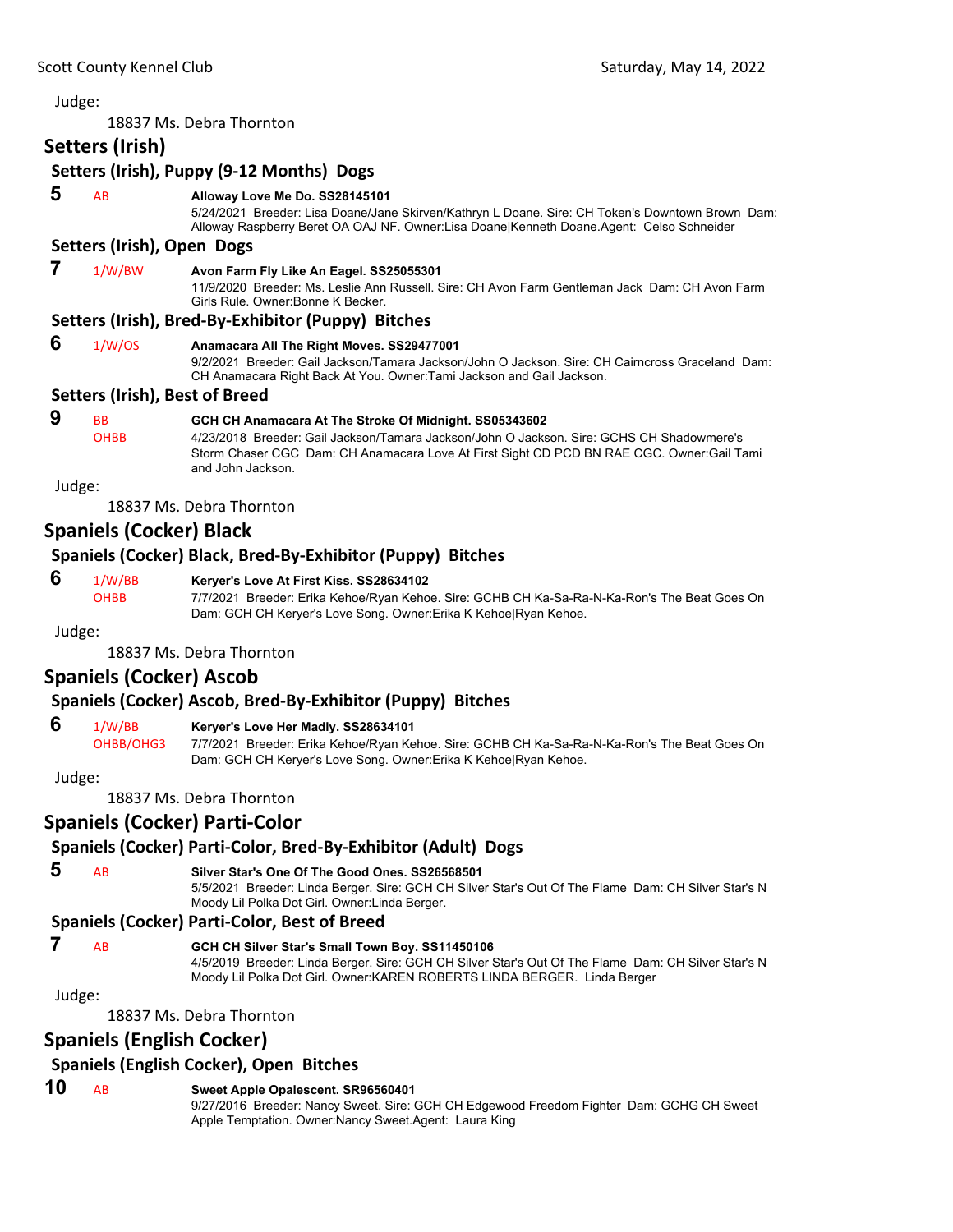Judge:

18837 Ms. Debra Thornton

## Setters (Irish)

### Setters (Irish), Puppy (9-12 Months) Dogs

**5** AB **Alloway Love Me Do. SS28145101**
5/24/2021 Breeder: Lisa Doane/Jane Skirven/Kathryn L Doane. Sire: CH Token's Downtown Brown Dam: Alloway Raspberry Beret OA OAJ NF. Owner:Lisa Doane|Kenneth Doane.Agent: Celso Schneider

### Setters (Irish), Open Dogs

**7** 1/W/BW **Avon Farm Fly Like An Eagel. SS25055301**
11/9/2020 Breeder: Ms. Leslie Ann Russell. Sire: CH Avon Farm Gentleman Jack Dam: CH Avon Farm Girls Rule. Owner:Bonne K Becker.

### Setters (Irish), Bred-By-Exhibitor (Puppy) Bitches

**6** 1/W/OS **Anamacara All The Right Moves. SS29477001**
9/2/2021 Breeder: Gail Jackson/Tamara Jackson/John O Jackson. Sire: CH Cairncross Graceland Dam: CH Anamacara Right Back At You. Owner:Tami Jackson and Gail Jackson.

### Setters (Irish), Best of Breed

**9** BB OHBB **GCH CH Anamacara At The Stroke Of Midnight. SS05343602**
4/23/2018 Breeder: Gail Jackson/Tamara Jackson/John O Jackson. Sire: GCHS CH Shadowmere's Storm Chaser CGC Dam: CH Anamacara Love At First Sight CD PCD BN RAE CGC. Owner:Gail Tami and John Jackson.

Judge:

18837 Ms. Debra Thornton

## Spaniels (Cocker) Black

### Spaniels (Cocker) Black, Bred-By-Exhibitor (Puppy) Bitches

**6** 1/W/BB OHBB **Keryer's Love At First Kiss. SS28634102**
7/7/2021 Breeder: Erika Kehoe/Ryan Kehoe. Sire: GCHB CH Ka-Sa-Ra-N-Ka-Ron's The Beat Goes On Dam: GCH CH Keryer's Love Song. Owner:Erika K Kehoe|Ryan Kehoe.

Judge:

18837 Ms. Debra Thornton

## Spaniels (Cocker) Ascob

### Spaniels (Cocker) Ascob, Bred-By-Exhibitor (Puppy) Bitches

**6** 1/W/BB OHBB/OHG3 **Keryer's Love Her Madly. SS28634101**
7/7/2021 Breeder: Erika Kehoe/Ryan Kehoe. Sire: GCHB CH Ka-Sa-Ra-N-Ka-Ron's The Beat Goes On Dam: GCH CH Keryer's Love Song. Owner:Erika K Kehoe|Ryan Kehoe.

Judge:

18837 Ms. Debra Thornton

## Spaniels (Cocker) Parti-Color

### Spaniels (Cocker) Parti-Color, Bred-By-Exhibitor (Adult) Dogs

**5** AB **Silver Star's One Of The Good Ones. SS26568501**
5/5/2021 Breeder: Linda Berger. Sire: GCH CH Silver Star's Out Of The Flame Dam: CH Silver Star's N Moody Lil Polka Dot Girl. Owner:Linda Berger.

### Spaniels (Cocker) Parti-Color, Best of Breed

**7** AB **GCH CH Silver Star's Small Town Boy. SS11450106**
4/5/2019 Breeder: Linda Berger. Sire: GCH CH Silver Star's Out Of The Flame Dam: CH Silver Star's N Moody Lil Polka Dot Girl. Owner:KAREN ROBERTS LINDA BERGER. Linda Berger

Judge:

18837 Ms. Debra Thornton

## Spaniels (English Cocker)

### Spaniels (English Cocker), Open Bitches

**10** AB **Sweet Apple Opalescent. SR96560401**
9/27/2016 Breeder: Nancy Sweet. Sire: GCH CH Edgewood Freedom Fighter Dam: GCHG CH Sweet Apple Temptation. Owner:Nancy Sweet.Agent: Laura King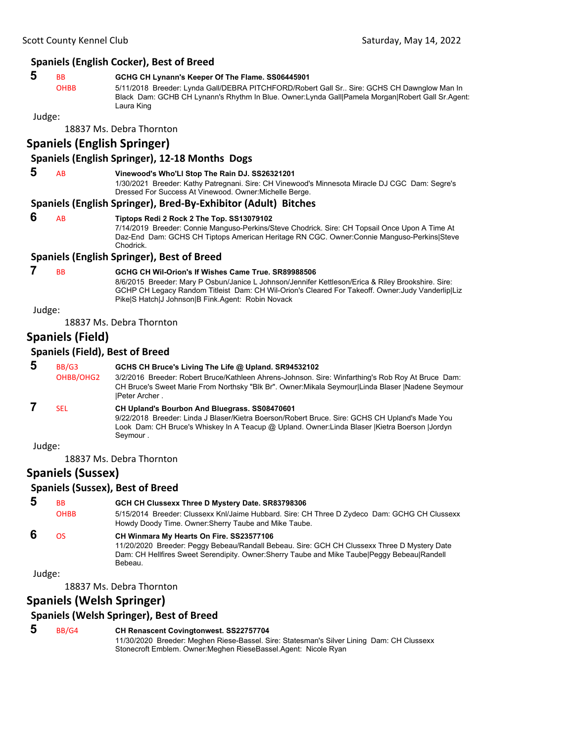## Spaniels (English Cocker), Best of Breed

**5** BB OHBB **GCHG CH Lynann's Keeper Of The Flame. SS06445901**
5/11/2018 Breeder: Lynda Gall/DEBRA PITCHFORD/Robert Gall Sr.. Sire: GCHS CH Dawnglow Man In Black Dam: GCHB CH Lynann's Rhythm In Blue. Owner:Lynda Gall|Pamela Morgan|Robert Gall Sr.Agent: Laura King

Judge:

18837 Ms. Debra Thornton

# Spaniels (English Springer)

## Spaniels (English Springer), 12-18 Months Dogs

**5** AB **Vinewood's Who'Ll Stop The Rain DJ. SS26321201**
1/30/2021 Breeder: Kathy Patregnani. Sire: CH Vinewood's Minnesota Miracle DJ CGC Dam: Segre's Dressed For Success At Vinewood. Owner:Michelle Berge.

## Spaniels (English Springer), Bred-By-Exhibitor (Adult) Bitches

**6** AB **Tiptops Redi 2 Rock 2 The Top. SS13079102**
7/14/2019 Breeder: Connie Manguso-Perkins/Steve Chodrick. Sire: CH Topsail Once Upon A Time At Daz-End Dam: GCHS CH Tiptops American Heritage RN CGC. Owner:Connie Manguso-Perkins|Steve Chodrick.

## Spaniels (English Springer), Best of Breed

**7** BB **GCHG CH Wil-Orion's If Wishes Came True. SR89988506**
8/6/2015 Breeder: Mary P Osbun/Janice L Johnson/Jennifer Kettleson/Erica & Riley Brookshire. Sire: GCHP CH Legacy Random Titleist Dam: CH Wil-Orion's Cleared For Takeoff. Owner:Judy Vanderlip|Liz Pike|S Hatch|J Johnson|B Fink.Agent: Robin Novack

Judge:

18837 Ms. Debra Thornton

# Spaniels (Field)

## Spaniels (Field), Best of Breed

**5** BB/G3 OHBB/OHG2 **GCHS CH Bruce's Living The Life @ Upland. SR94532102**
3/2/2016 Breeder: Robert Bruce/Kathleen Ahrens-Johnson. Sire: Winfarthing's Rob Roy At Bruce Dam: CH Bruce's Sweet Marie From Northsky "Blk Br". Owner:Mikala Seymour|Linda Blaser |Nadene Seymour |Peter Archer .

**7** SEL **CH Upland's Bourbon And Bluegrass. SS08470601**
9/22/2018 Breeder: Linda J Blaser/Kietra Boerson/Robert Bruce. Sire: GCHS CH Upland's Made You Look Dam: CH Bruce's Whiskey In A Teacup @ Upland. Owner:Linda Blaser |Kietra Boerson |Jordyn Seymour .

Judge:

18837 Ms. Debra Thornton

# Spaniels (Sussex)

## Spaniels (Sussex), Best of Breed

**5** BB OHBB **GCH CH Clussexx Three D Mystery Date. SR83798306**
5/15/2014 Breeder: Clussexx Knl/Jaime Hubbard. Sire: CH Three D Zydeco Dam: GCHG CH Clussexx Howdy Doody Time. Owner:Sherry Taube and Mike Taube.

**6** OS **CH Winmara My Hearts On Fire. SS23577106**
11/20/2020 Breeder: Peggy Bebeau/Randall Bebeau. Sire: GCH CH Clussexx Three D Mystery Date Dam: CH Hellfires Sweet Serendipity. Owner:Sherry Taube and Mike Taube|Peggy Bebeau|Randell Bebeau.

Judge:

18837 Ms. Debra Thornton

# Spaniels (Welsh Springer)

## Spaniels (Welsh Springer), Best of Breed

**5** BB/G4 **CH Renascent Covingtonwest. SS22757704**
11/30/2020 Breeder: Meghen Riese-Bassel. Sire: Statesman's Silver Lining Dam: CH Clussexx Stonecroft Emblem. Owner:Meghen RieseBassel.Agent: Nicole Ryan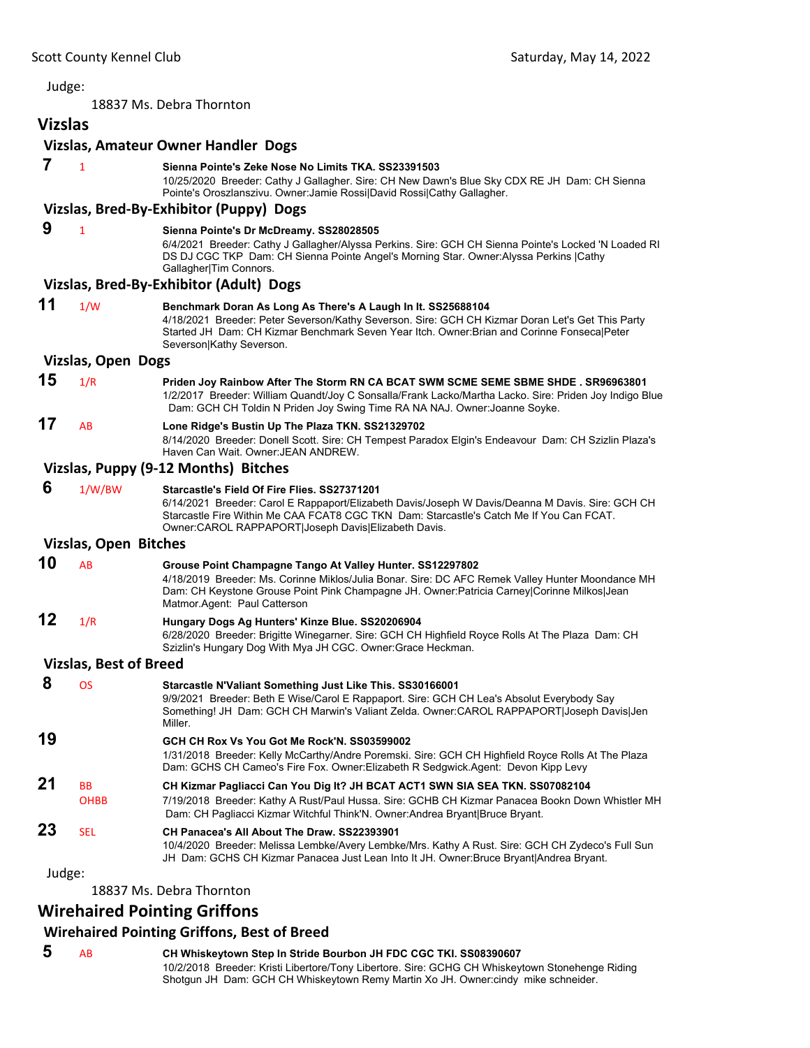Judge:

18837 Ms. Debra Thornton

## Vizslas

### Vizslas, Amateur Owner Handler Dogs

**7** 1 **Sienna Pointe's Zeke Nose No Limits TKA. SS23391503**
10/25/2020 Breeder: Cathy J Gallagher. Sire: CH New Dawn's Blue Sky CDX RE JH Dam: CH Sienna Pointe's Oroszlanszivu. Owner:Jamie Rossi|David Rossi|Cathy Gallagher.

### Vizslas, Bred-By-Exhibitor (Puppy) Dogs

**9** 1 **Sienna Pointe's Dr McDreamy. SS28028505**
6/4/2021 Breeder: Cathy J Gallagher/Alyssa Perkins. Sire: GCH CH Sienna Pointe's Locked 'N Loaded RI DS DJ CGC TKP Dam: CH Sienna Pointe Angel's Morning Star. Owner:Alyssa Perkins |Cathy Gallagher|Tim Connors.

### Vizslas, Bred-By-Exhibitor (Adult) Dogs

**11** 1/W **Benchmark Doran As Long As There's A Laugh In It. SS25688104**
4/18/2021 Breeder: Peter Severson/Kathy Severson. Sire: GCH CH Kizmar Doran Let's Get This Party Started JH Dam: CH Kizmar Benchmark Seven Year Itch. Owner:Brian and Corinne Fonseca|Peter Severson|Kathy Severson.

### Vizslas, Open Dogs

**15** 1/R **Priden Joy Rainbow After The Storm RN CA BCAT SWM SCME SEME SBME SHDE . SR96963801**
1/2/2017 Breeder: William Quandt/Joy C Sonsalla/Frank Lacko/Martha Lacko. Sire: Priden Joy Indigo Blue Dam: GCH CH Toldin N Priden Joy Swing Time RA NA NAJ. Owner:Joanne Soyke.

**17** AB **Lone Ridge's Bustin Up The Plaza TKN. SS21329702**
8/14/2020 Breeder: Donell Scott. Sire: CH Tempest Paradox Elgin's Endeavour Dam: CH Szizlin Plaza's Haven Can Wait. Owner:JEAN ANDREW.

### Vizslas, Puppy (9-12 Months) Bitches

**6** 1/W/BW **Starcastle's Field Of Fire Flies. SS27371201**
6/14/2021 Breeder: Carol E Rappaport/Elizabeth Davis/Joseph W Davis/Deanna M Davis. Sire: GCH CH Starcastle Fire Within Me CAA FCAT8 CGC TKN Dam: Starcastle's Catch Me If You Can FCAT. Owner:CAROL RAPPAPORT|Joseph Davis|Elizabeth Davis.

### Vizslas, Open Bitches

**10** AB **Grouse Point Champagne Tango At Valley Hunter. SS12297802**
4/18/2019 Breeder: Ms. Corinne Miklos/Julia Bonar. Sire: DC AFC Remek Valley Hunter Moondance MH Dam: CH Keystone Grouse Point Pink Champagne JH. Owner:Patricia Carney|Corinne Milkos|Jean Matmor.Agent: Paul Catterson

**12** 1/R **Hungary Dogs Ag Hunters' Kinze Blue. SS20206904**
6/28/2020 Breeder: Brigitte Winegarner. Sire: GCH CH Highfield Royce Rolls At The Plaza Dam: CH Szizlin's Hungary Dog With Mya JH CGC. Owner:Grace Heckman.

### Vizslas, Best of Breed

**8** OS **Starcastle N'Valiant Something Just Like This. SS30166001**
9/9/2021 Breeder: Beth E Wise/Carol E Rappaport. Sire: GCH CH Lea's Absolut Everybody Say Something! JH Dam: GCH CH Marwin's Valiant Zelda. Owner:CAROL RAPPAPORT|Joseph Davis|Jen Miller.

**19** **GCH CH Rox Vs You Got Me Rock'N. SS03599002**
1/31/2018 Breeder: Kelly McCarthy/Andre Poremski. Sire: GCH CH Highfield Royce Rolls At The Plaza Dam: GCHS CH Cameo's Fire Fox. Owner:Elizabeth R Sedgwick.Agent: Devon Kipp Levy

**21** BB OHBB **CH Kizmar Pagliacci Can You Dig It? JH BCAT ACT1 SWN SIA SEA TKN. SS07082104**
7/19/2018 Breeder: Kathy A Rust/Paul Hussa. Sire: GCHB CH Kizmar Panacea Bookn Down Whistler MH Dam: CH Pagliacci Kizmar Witchful Think'N. Owner:Andrea Bryant|Bruce Bryant.

**23** SEL **CH Panacea's All About The Draw. SS22393901**
10/4/2020 Breeder: Melissa Lembke/Avery Lembke/Mrs. Kathy A Rust. Sire: GCH CH Zydeco's Full Sun JH Dam: GCHS CH Kizmar Panacea Just Lean Into It JH. Owner:Bruce Bryant|Andrea Bryant.

Judge:

18837 Ms. Debra Thornton

## Wirehaired Pointing Griffons

### Wirehaired Pointing Griffons, Best of Breed

**5** AB **CH Whiskeytown Step In Stride Bourbon JH FDC CGC TKI. SS08390607**
10/2/2018 Breeder: Kristi Libertore/Tony Libertore. Sire: GCHG CH Whiskeytown Stonehenge Riding Shotgun JH Dam: GCH CH Whiskeytown Remy Martin Xo JH. Owner:cindy mike schneider.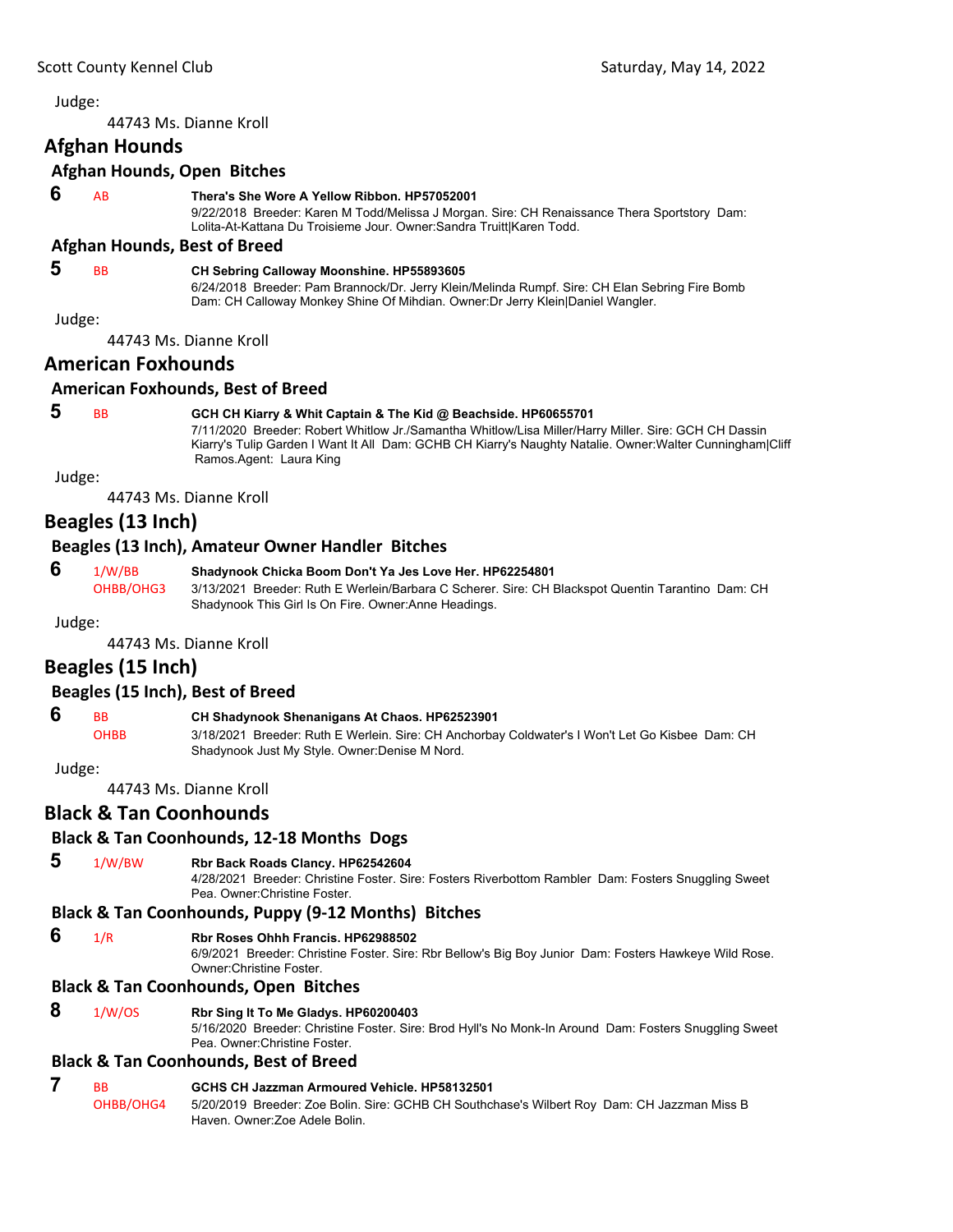Judge:

44743 Ms. Dianne Kroll

## Afghan Hounds

### Afghan Hounds, Open Bitches

**6** AB **Thera's She Wore A Yellow Ribbon. HP57052001**
9/22/2018 Breeder: Karen M Todd/Melissa J Morgan. Sire: CH Renaissance Thera Sportstory Dam: Lolita-At-Kattana Du Troisieme Jour. Owner:Sandra Truitt|Karen Todd.

### Afghan Hounds, Best of Breed

**5** BB **CH Sebring Calloway Moonshine. HP55893605**
6/24/2018 Breeder: Pam Brannock/Dr. Jerry Klein/Melinda Rumpf. Sire: CH Elan Sebring Fire Bomb Dam: CH Calloway Monkey Shine Of Mihdian. Owner:Dr Jerry Klein|Daniel Wangler.

Judge:

44743 Ms. Dianne Kroll

## American Foxhounds

### American Foxhounds, Best of Breed

**5** BB **GCH CH Kiarry & Whit Captain & The Kid @ Beachside. HP60655701**
7/11/2020 Breeder: Robert Whitlow Jr./Samantha Whitlow/Lisa Miller/Harry Miller. Sire: GCH CH Dassin Kiarry's Tulip Garden I Want It All Dam: GCHB CH Kiarry's Naughty Natalie. Owner:Walter Cunningham|Cliff Ramos.Agent: Laura King

Judge:

44743 Ms. Dianne Kroll

## Beagles (13 Inch)

### Beagles (13 Inch), Amateur Owner Handler Bitches

**6** 1/W/BB OHBB/OHG3 **Shadynook Chicka Boom Don't Ya Jes Love Her. HP62254801**
3/13/2021 Breeder: Ruth E Werlein/Barbara C Scherer. Sire: CH Blackspot Quentin Tarantino Dam: CH Shadynook This Girl Is On Fire. Owner:Anne Headings.

Judge:

44743 Ms. Dianne Kroll

## Beagles (15 Inch)

### Beagles (15 Inch), Best of Breed

**6** BB OHBB **CH Shadynook Shenanigans At Chaos. HP62523901**
3/18/2021 Breeder: Ruth E Werlein. Sire: CH Anchorbay Coldwater's I Won't Let Go Kisbee Dam: CH Shadynook Just My Style. Owner:Denise M Nord.

Judge:

44743 Ms. Dianne Kroll

## Black & Tan Coonhounds

### Black & Tan Coonhounds, 12-18 Months Dogs

**5** 1/W/BW **Rbr Back Roads Clancy. HP62542604**
4/28/2021 Breeder: Christine Foster. Sire: Fosters Riverbottom Rambler Dam: Fosters Snuggling Sweet Pea. Owner:Christine Foster.

### Black & Tan Coonhounds, Puppy (9-12 Months) Bitches

**6** 1/R **Rbr Roses Ohhh Francis. HP62988502**
6/9/2021 Breeder: Christine Foster. Sire: Rbr Bellow's Big Boy Junior Dam: Fosters Hawkeye Wild Rose. Owner:Christine Foster.

### Black & Tan Coonhounds, Open Bitches

**8** 1/W/OS **Rbr Sing It To Me Gladys. HP60200403**
5/16/2020 Breeder: Christine Foster. Sire: Brod Hyll's No Monk-In Around Dam: Fosters Snuggling Sweet Pea. Owner:Christine Foster.

### Black & Tan Coonhounds, Best of Breed

**7** BB OHBB/OHG4 **GCHS CH Jazzman Armoured Vehicle. HP58132501**
5/20/2019 Breeder: Zoe Bolin. Sire: GCHB CH Southchase's Wilbert Roy Dam: CH Jazzman Miss B Haven. Owner:Zoe Adele Bolin.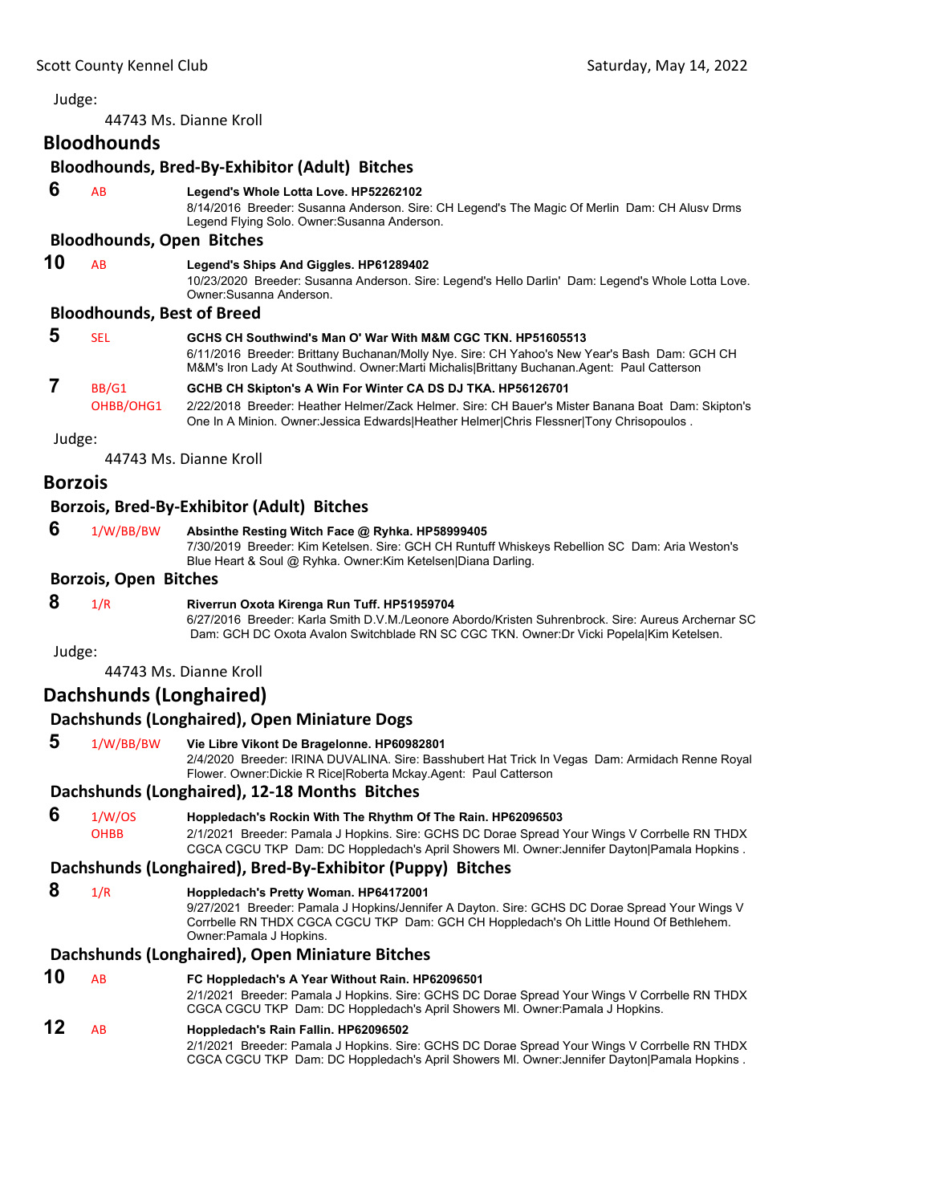Judge:

44743 Ms. Dianne Kroll

## Bloodhounds

### Bloodhounds, Bred-By-Exhibitor (Adult) Bitches

**6** AB **Legend's Whole Lotta Love. HP52262102**
8/14/2016 Breeder: Susanna Anderson. Sire: CH Legend's The Magic Of Merlin Dam: CH Alusv Drms Legend Flying Solo. Owner:Susanna Anderson.

### Bloodhounds, Open Bitches

**10** AB **Legend's Ships And Giggles. HP61289402**
10/23/2020 Breeder: Susanna Anderson. Sire: Legend's Hello Darlin' Dam: Legend's Whole Lotta Love. Owner:Susanna Anderson.

### Bloodhounds, Best of Breed

**5** SEL **GCHS CH Southwind's Man O' War With M&M CGC TKN. HP51605513**
6/11/2016 Breeder: Brittany Buchanan/Molly Nye. Sire: CH Yahoo's New Year's Bash Dam: GCH CH M&M's Iron Lady At Southwind. Owner:Marti Michalis|Brittany Buchanan.Agent: Paul Catterson

**7** BB/G1 OHBB/OHG1 **GCHB CH Skipton's A Win For Winter CA DS DJ TKA. HP56126701**
2/22/2018 Breeder: Heather Helmer/Zack Helmer. Sire: CH Bauer's Mister Banana Boat Dam: Skipton's One In A Minion. Owner:Jessica Edwards|Heather Helmer|Chris Flessner|Tony Chrisopoulos .

Judge:

44743 Ms. Dianne Kroll

## Borzois

### Borzois, Bred-By-Exhibitor (Adult) Bitches

**6** 1/W/BB/BW **Absinthe Resting Witch Face @ Ryhka. HP58999405**
7/30/2019 Breeder: Kim Ketelsen. Sire: GCH CH Runtuff Whiskeys Rebellion SC Dam: Aria Weston's Blue Heart & Soul @ Ryhka. Owner:Kim Ketelsen|Diana Darling.

### Borzois, Open Bitches

**8** 1/R **Riverrun Oxota Kirenga Run Tuff. HP51959704**
6/27/2016 Breeder: Karla Smith D.V.M./Leonore Abordo/Kristen Suhrenbrock. Sire: Aureus Archernar SC Dam: GCH DC Oxota Avalon Switchblade RN SC CGC TKN. Owner:Dr Vicki Popela|Kim Ketelsen.

Judge:

44743 Ms. Dianne Kroll

## Dachshunds (Longhaired)

### Dachshunds (Longhaired), Open Miniature Dogs

**5** 1/W/BB/BW **Vie Libre Vikont De Bragelonne. HP60982801**
2/4/2020 Breeder: IRINA DUVALINA. Sire: Basshubert Hat Trick In Vegas Dam: Armidach Renne Royal Flower. Owner:Dickie R Rice|Roberta Mckay.Agent: Paul Catterson

### Dachshunds (Longhaired), 12-18 Months Bitches

**6** 1/W/OS OHBB **Hoppledach's Rockin With The Rhythm Of The Rain. HP62096503**
2/1/2021 Breeder: Pamala J Hopkins. Sire: GCHS DC Dorae Spread Your Wings V Corrbelle RN THDX CGCA CGCU TKP Dam: DC Hoppledach's April Showers MI. Owner:Jennifer Dayton|Pamala Hopkins .

### Dachshunds (Longhaired), Bred-By-Exhibitor (Puppy) Bitches

**8** 1/R **Hoppledach's Pretty Woman. HP64172001**
9/27/2021 Breeder: Pamala J Hopkins/Jennifer A Dayton. Sire: GCHS DC Dorae Spread Your Wings V Corrbelle RN THDX CGCA CGCU TKP Dam: GCH CH Hoppledach's Oh Little Hound Of Bethlehem. Owner:Pamala J Hopkins.

### Dachshunds (Longhaired), Open Miniature Bitches

**10** AB **FC Hoppledach's A Year Without Rain. HP62096501**
2/1/2021 Breeder: Pamala J Hopkins. Sire: GCHS DC Dorae Spread Your Wings V Corrbelle RN THDX CGCA CGCU TKP Dam: DC Hoppledach's April Showers MI. Owner:Pamala J Hopkins.

**12** AB **Hoppledach's Rain Fallin. HP62096502**
2/1/2021 Breeder: Pamala J Hopkins. Sire: GCHS DC Dorae Spread Your Wings V Corrbelle RN THDX CGCA CGCU TKP Dam: DC Hoppledach's April Showers MI. Owner:Jennifer Dayton|Pamala Hopkins .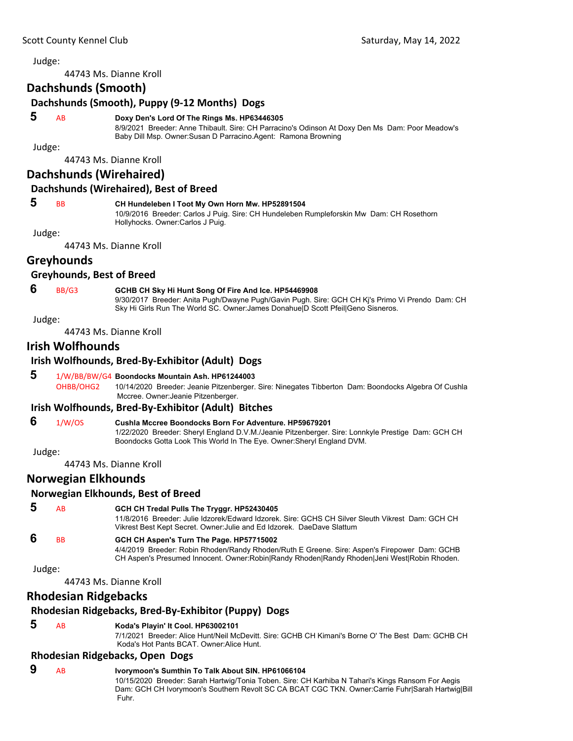Judge:

44743 Ms. Dianne Kroll

## Dachshunds (Smooth)

### Dachshunds (Smooth), Puppy (9-12 Months) Dogs

**5** AB **Doxy Den's Lord Of The Rings Ms. HP63446305**
8/9/2021 Breeder: Anne Thibault. Sire: CH Parracino's Odinson At Doxy Den Ms Dam: Poor Meadow's Baby Dill Msp. Owner:Susan D Parracino.Agent: Ramona Browning

Judge:

44743 Ms. Dianne Kroll

## Dachshunds (Wirehaired)

### Dachshunds (Wirehaired), Best of Breed

**5** BB **CH Hundeleben I Toot My Own Horn Mw. HP52891504**
10/9/2016 Breeder: Carlos J Puig. Sire: CH Hundeleben Rumpleforskin Mw Dam: CH Rosethorn Hollyhocks. Owner:Carlos J Puig.

Judge:

44743 Ms. Dianne Kroll

## Greyhounds

### Greyhounds, Best of Breed

**6** BB/G3 **GCHB CH Sky Hi Hunt Song Of Fire And Ice. HP54469908**
9/30/2017 Breeder: Anita Pugh/Dwayne Pugh/Gavin Pugh. Sire: GCH CH Kj's Primo Vi Prendo Dam: CH Sky Hi Girls Run The World SC. Owner:James Donahue|D Scott Pfeil|Geno Sisneros.

Judge:

44743 Ms. Dianne Kroll

## Irish Wolfhounds

### Irish Wolfhounds, Bred-By-Exhibitor (Adult) Dogs

**5** 1/W/BB/BW/G4 OHBB/OHG2 **Boondocks Mountain Ash. HP61244003**
10/14/2020 Breeder: Jeanie Pitzenberger. Sire: Ninegates Tibberton Dam: Boondocks Algebra Of Cushla Mccree. Owner:Jeanie Pitzenberger.

### Irish Wolfhounds, Bred-By-Exhibitor (Adult) Bitches

**6** 1/W/OS **Cushla Mccree Boondocks Born For Adventure. HP59679201**
1/22/2020 Breeder: Sheryl England D.V.M./Jeanie Pitzenberger. Sire: Lonnkyle Prestige Dam: GCH CH Boondocks Gotta Look This World In The Eye. Owner:Sheryl England DVM.

Judge:

44743 Ms. Dianne Kroll

## Norwegian Elkhounds

### Norwegian Elkhounds, Best of Breed

**5** AB **GCH CH Tredal Pulls The Tryggr. HP52430405**
11/8/2016 Breeder: Julie Idzorek/Edward Idzorek. Sire: GCHS CH Silver Sleuth Vikrest Dam: GCH CH Vikrest Best Kept Secret. Owner:Julie and Ed Idzorek. DaeDave Slattum

**6** BB **GCH CH Aspen's Turn The Page. HP57715002**
4/4/2019 Breeder: Robin Rhoden/Randy Rhoden/Ruth E Greene. Sire: Aspen's Firepower Dam: GCHB CH Aspen's Presumed Innocent. Owner:Robin|Randy Rhoden|Randy Rhoden|Jeni West|Robin Rhoden.

Judge:

44743 Ms. Dianne Kroll

## Rhodesian Ridgebacks

### Rhodesian Ridgebacks, Bred-By-Exhibitor (Puppy) Dogs

**5** AB **Koda's Playin' It Cool. HP63002101**
7/1/2021 Breeder: Alice Hunt/Neil McDevitt. Sire: GCHB CH Kimani's Borne O' The Best Dam: GCHB CH Koda's Hot Pants BCAT. Owner:Alice Hunt.

### Rhodesian Ridgebacks, Open Dogs

**9** AB **Ivorymoon's Sumthin To Talk About SIN. HP61066104**
10/15/2020 Breeder: Sarah Hartwig/Tonia Toben. Sire: CH Karhiba N Tahari's Kings Ransom For Aegis Dam: GCH CH Ivorymoon's Southern Revolt SC CA BCAT CGC TKN. Owner:Carrie Fuhr|Sarah Hartwig|Bill Fuhr.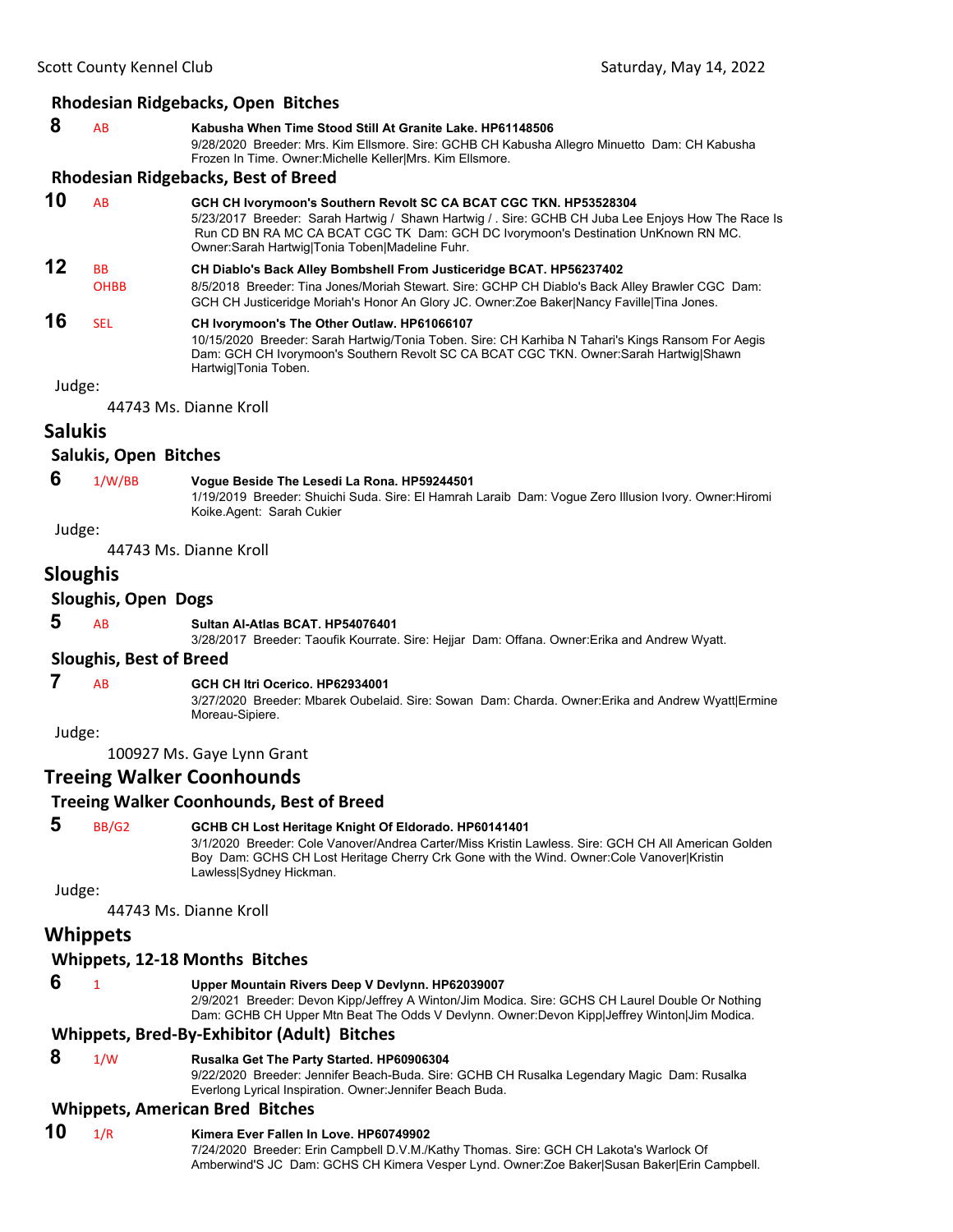### Rhodesian Ridgebacks, Open Bitches

**8** AB **Kabusha When Time Stood Still At Granite Lake. HP61148506**
9/28/2020 Breeder: Mrs. Kim Ellsmore. Sire: GCHB CH Kabusha Allegro Minuetto Dam: CH Kabusha Frozen In Time. Owner:Michelle Keller|Mrs. Kim Ellsmore.

### Rhodesian Ridgebacks, Best of Breed

**10** AB **GCH CH Ivorymoon's Southern Revolt SC CA BCAT CGC TKN. HP53528304**
5/23/2017 Breeder: Sarah Hartwig / Shawn Hartwig / . Sire: GCHB CH Juba Lee Enjoys How The Race Is Run CD BN RA MC CA BCAT CGC TK Dam: GCH DC Ivorymoon's Destination UnKnown RN MC. Owner:Sarah Hartwig|Tonia Toben|Madeline Fuhr.

**12** BB OHBB **CH Diablo's Back Alley Bombshell From Justiceridge BCAT. HP56237402**
8/5/2018 Breeder: Tina Jones/Moriah Stewart. Sire: GCHP CH Diablo's Back Alley Brawler CGC Dam: GCH CH Justiceridge Moriah's Honor An Glory JC. Owner:Zoe Baker|Nancy Faville|Tina Jones.

**16** SEL **CH Ivorymoon's The Other Outlaw. HP61066107**
10/15/2020 Breeder: Sarah Hartwig/Tonia Toben. Sire: CH Karhiba N Tahari's Kings Ransom For Aegis Dam: GCH CH Ivorymoon's Southern Revolt SC CA BCAT CGC TKN. Owner:Sarah Hartwig|Shawn Hartwig|Tonia Toben.

Judge:

44743 Ms. Dianne Kroll

## Salukis

### Salukis, Open Bitches

**6** 1/W/BB **Vogue Beside The Lesedi La Rona. HP59244501**
1/19/2019 Breeder: Shuichi Suda. Sire: El Hamrah Laraib Dam: Vogue Zero Illusion Ivory. Owner:Hiromi Koike.Agent: Sarah Cukier

Judge:

44743 Ms. Dianne Kroll

## Sloughis

### Sloughis, Open Dogs

**5** AB **Sultan Al-Atlas BCAT. HP54076401**
3/28/2017 Breeder: Taoufik Kourrate. Sire: Hejjar Dam: Offana. Owner:Erika and Andrew Wyatt.

### Sloughis, Best of Breed

**7** AB **GCH CH Itri Ocerico. HP62934001**
3/27/2020 Breeder: Mbarek Oubelaid. Sire: Sowan Dam: Charda. Owner:Erika and Andrew Wyatt|Ermine Moreau-Sipiere.

Judge:

100927 Ms. Gaye Lynn Grant

## Treeing Walker Coonhounds

### Treeing Walker Coonhounds, Best of Breed

**5** BB/G2 **GCHB CH Lost Heritage Knight Of Eldorado. HP60141401**
3/1/2020 Breeder: Cole Vanover/Andrea Carter/Miss Kristin Lawless. Sire: GCH CH All American Golden Boy Dam: GCHS CH Lost Heritage Cherry Crk Gone with the Wind. Owner:Cole Vanover|Kristin Lawless|Sydney Hickman.

Judge:

44743 Ms. Dianne Kroll

## Whippets

### Whippets, 12-18 Months Bitches

**6** 1 **Upper Mountain Rivers Deep V Devlynn. HP62039007**
2/9/2021 Breeder: Devon Kipp/Jeffrey A Winton/Jim Modica. Sire: GCHS CH Laurel Double Or Nothing Dam: GCHB CH Upper Mtn Beat The Odds V Devlynn. Owner:Devon Kipp|Jeffrey Winton|Jim Modica.

### Whippets, Bred-By-Exhibitor (Adult) Bitches

**8** 1/W **Rusalka Get The Party Started. HP60906304**
9/22/2020 Breeder: Jennifer Beach-Buda. Sire: GCHB CH Rusalka Legendary Magic Dam: Rusalka Everlong Lyrical Inspiration. Owner:Jennifer Beach Buda.

### Whippets, American Bred Bitches

**10** 1/R **Kimera Ever Fallen In Love. HP60749902**
7/24/2020 Breeder: Erin Campbell D.V.M./Kathy Thomas. Sire: GCH CH Lakota's Warlock Of Amberwind'S JC Dam: GCHS CH Kimera Vesper Lynd. Owner:Zoe Baker|Susan Baker|Erin Campbell.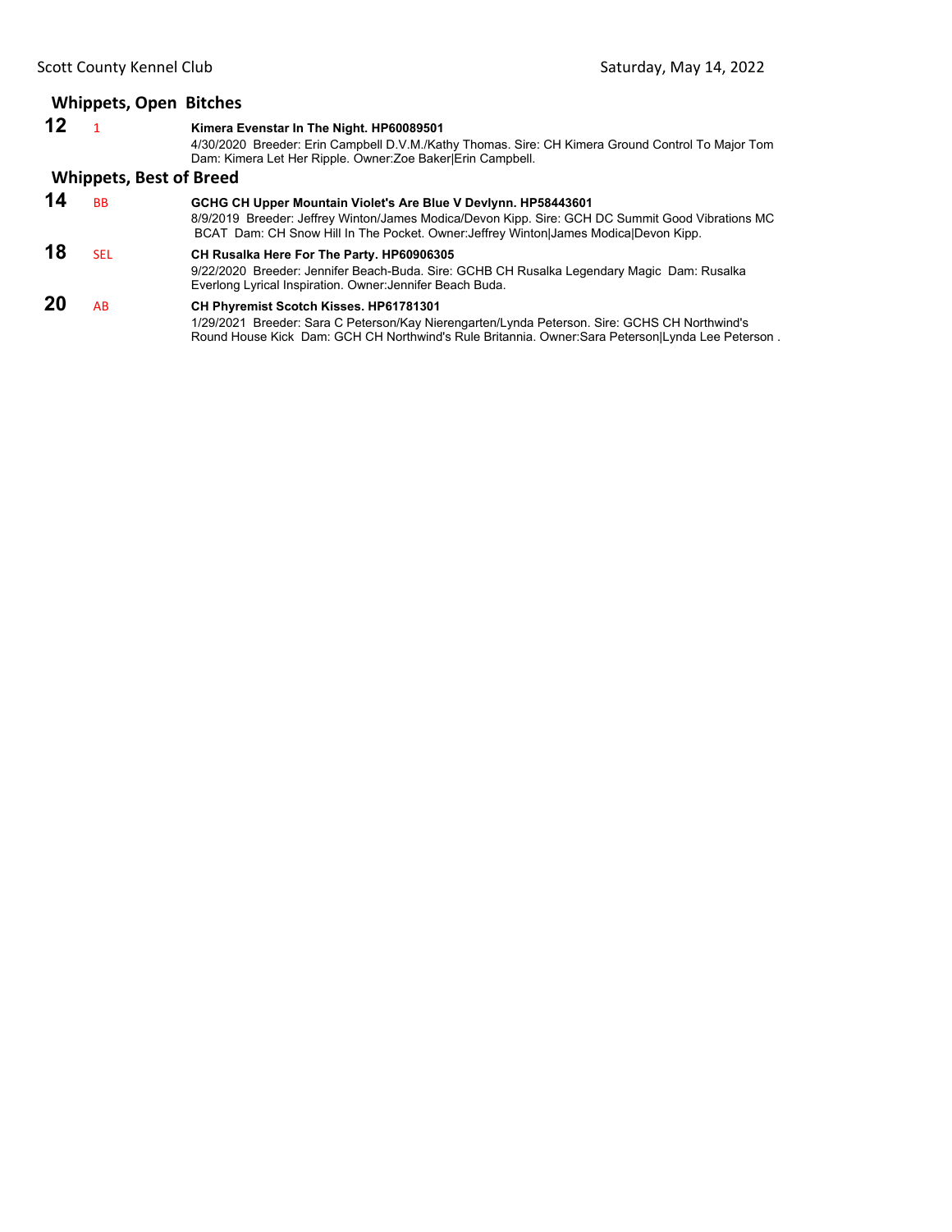## Whippets, Open Bitches

**12** 1 **Kimera Evenstar In The Night. HP60089501**
4/30/2020 Breeder: Erin Campbell D.V.M./Kathy Thomas. Sire: CH Kimera Ground Control To Major Tom Dam: Kimera Let Her Ripple. Owner:Zoe Baker|Erin Campbell.

## Whippets, Best of Breed

**14** BB **GCHG CH Upper Mountain Violet's Are Blue V Devlynn. HP58443601**
8/9/2019 Breeder: Jeffrey Winton/James Modica/Devon Kipp. Sire: GCH DC Summit Good Vibrations MC BCAT Dam: CH Snow Hill In The Pocket. Owner:Jeffrey Winton|James Modica|Devon Kipp.

**18** SEL **CH Rusalka Here For The Party. HP60906305**
9/22/2020 Breeder: Jennifer Beach-Buda. Sire: GCHB CH Rusalka Legendary Magic Dam: Rusalka Everlong Lyrical Inspiration. Owner:Jennifer Beach Buda.

**20** AB **CH Phyremist Scotch Kisses. HP61781301**
1/29/2021 Breeder: Sara C Peterson/Kay Nierengarten/Lynda Peterson. Sire: GCHS CH Northwind's Round House Kick Dam: GCH CH Northwind's Rule Britannia. Owner:Sara Peterson|Lynda Lee Peterson .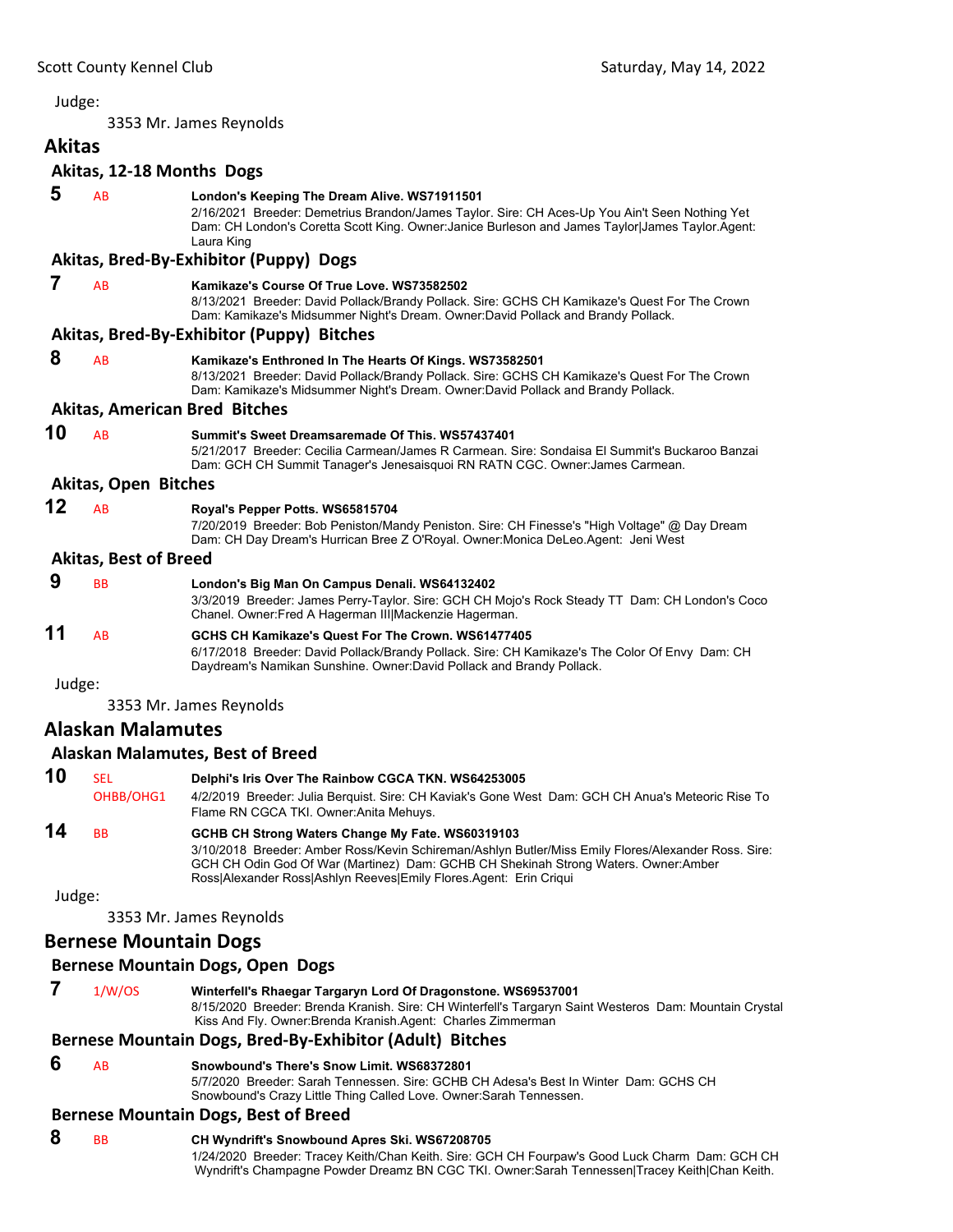Judge:

3353 Mr. James Reynolds

## Akitas

### Akitas, 12-18 Months Dogs

**5** AB **London's Keeping The Dream Alive. WS71911501**
2/16/2021 Breeder: Demetrius Brandon/James Taylor. Sire: CH Aces-Up You Ain't Seen Nothing Yet Dam: CH London's Coretta Scott King. Owner:Janice Burleson and James Taylor|James Taylor.Agent: Laura King

### Akitas, Bred-By-Exhibitor (Puppy) Dogs

**7** AB **Kamikaze's Course Of True Love. WS73582502**
8/13/2021 Breeder: David Pollack/Brandy Pollack. Sire: GCHS CH Kamikaze's Quest For The Crown Dam: Kamikaze's Midsummer Night's Dream. Owner:David Pollack and Brandy Pollack.

### Akitas, Bred-By-Exhibitor (Puppy) Bitches

**8** AB **Kamikaze's Enthroned In The Hearts Of Kings. WS73582501**
8/13/2021 Breeder: David Pollack/Brandy Pollack. Sire: GCHS CH Kamikaze's Quest For The Crown Dam: Kamikaze's Midsummer Night's Dream. Owner:David Pollack and Brandy Pollack.

### Akitas, American Bred Bitches

**10** AB **Summit's Sweet Dreamsaremade Of This. WS57437401**
5/21/2017 Breeder: Cecilia Carmean/James R Carmean. Sire: Sondaisa El Summit's Buckaroo Banzai Dam: GCH CH Summit Tanager's Jenesaisquoi RN RATN CGC. Owner:James Carmean.

### Akitas, Open Bitches

**12** AB **Royal's Pepper Potts. WS65815704**
7/20/2019 Breeder: Bob Peniston/Mandy Peniston. Sire: CH Finesse's "High Voltage" @ Day Dream Dam: CH Day Dream's Hurrican Bree Z O'Royal. Owner:Monica DeLeo.Agent: Jeni West

### Akitas, Best of Breed

**9** BB **London's Big Man On Campus Denali. WS64132402**
3/3/2019 Breeder: James Perry-Taylor. Sire: GCH CH Mojo's Rock Steady TT Dam: CH London's Coco Chanel. Owner:Fred A Hagerman III|Mackenzie Hagerman.

**11** AB **GCHS CH Kamikaze's Quest For The Crown. WS61477405**
6/17/2018 Breeder: David Pollack/Brandy Pollack. Sire: CH Kamikaze's The Color Of Envy Dam: CH Daydream's Namikan Sunshine. Owner:David Pollack and Brandy Pollack.

Judge:

3353 Mr. James Reynolds

## Alaskan Malamutes

### Alaskan Malamutes, Best of Breed

**10** SEL OHBB/OHG1 **Delphi's Iris Over The Rainbow CGCA TKN. WS64253005**
4/2/2019 Breeder: Julia Berquist. Sire: CH Kaviak's Gone West Dam: GCH CH Anua's Meteoric Rise To Flame RN CGCA TKI. Owner:Anita Mehuys.

**14** BB **GCHB CH Strong Waters Change My Fate. WS60319103**
3/10/2018 Breeder: Amber Ross/Kevin Schireman/Ashlyn Butler/Miss Emily Flores/Alexander Ross. Sire: GCH CH Odin God Of War (Martinez) Dam: GCHB CH Shekinah Strong Waters. Owner:Amber Ross|Alexander Ross|Ashlyn Reeves|Emily Flores.Agent: Erin Criqui

Judge:

3353 Mr. James Reynolds

## Bernese Mountain Dogs

### Bernese Mountain Dogs, Open Dogs

**7** 1/W/OS **Winterfell's Rhaegar Targaryn Lord Of Dragonstone. WS69537001**
8/15/2020 Breeder: Brenda Kranish. Sire: CH Winterfell's Targaryn Saint Westeros Dam: Mountain Crystal Kiss And Fly. Owner:Brenda Kranish.Agent: Charles Zimmerman

### Bernese Mountain Dogs, Bred-By-Exhibitor (Adult) Bitches

**6** AB **Snowbound's There's Snow Limit. WS68372801**
5/7/2020 Breeder: Sarah Tennessen. Sire: GCHB CH Adesa's Best In Winter Dam: GCHS CH Snowbound's Crazy Little Thing Called Love. Owner:Sarah Tennessen.

### Bernese Mountain Dogs, Best of Breed

**8** BB **CH Wyndrift's Snowbound Apres Ski. WS67208705**
1/24/2020 Breeder: Tracey Keith/Chan Keith. Sire: GCH CH Fourpaw's Good Luck Charm Dam: GCH CH Wyndrift's Champagne Powder Dreamz BN CGC TKI. Owner:Sarah Tennessen|Tracey Keith|Chan Keith.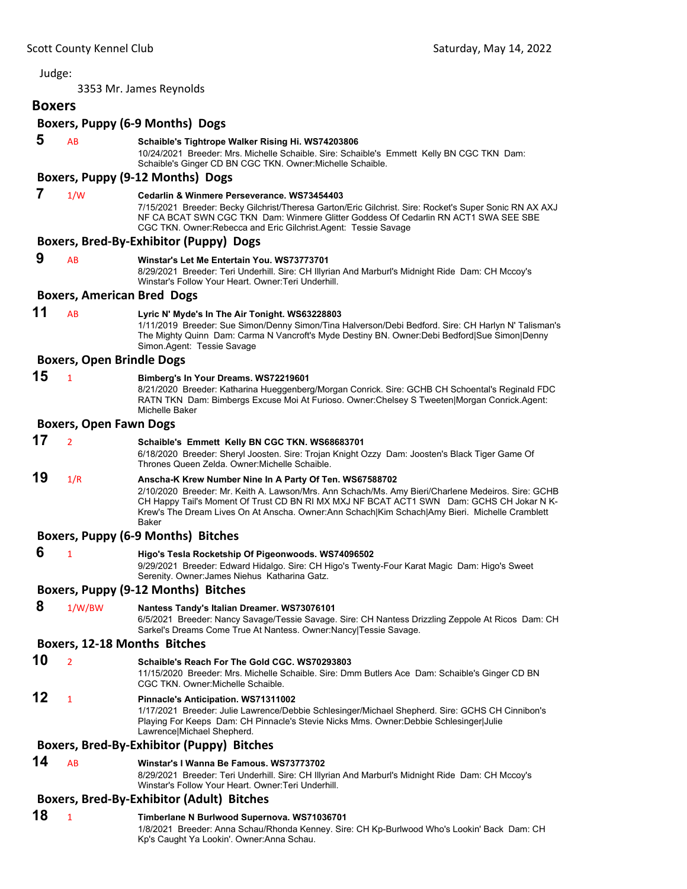Judge:

3353 Mr. James Reynolds

## Boxers

### Boxers, Puppy (6-9 Months) Dogs

**5** AB **Schaible's Tightrope Walker Rising Hi. WS74203806**
10/24/2021 Breeder: Mrs. Michelle Schaible. Sire: Schaible's Emmett Kelly BN CGC TKN Dam: Schaible's Ginger CD BN CGC TKN. Owner:Michelle Schaible.

### Boxers, Puppy (9-12 Months) Dogs

**7** 1/W **Cedarlin & Winmere Perseverance. WS73454403**
7/15/2021 Breeder: Becky Gilchrist/Theresa Garton/Eric Gilchrist. Sire: Rocket's Super Sonic RN AX AXJ NF CA BCAT SWN CGC TKN Dam: Winmere Glitter Goddess Of Cedarlin RN ACT1 SWA SEE SBE CGC TKN. Owner:Rebecca and Eric Gilchrist.Agent: Tessie Savage

### Boxers, Bred-By-Exhibitor (Puppy) Dogs

**9** AB **Winstar's Let Me Entertain You. WS73773701**
8/29/2021 Breeder: Teri Underhill. Sire: CH Illyrian And Marburl's Midnight Ride Dam: CH Mccoy's Winstar's Follow Your Heart. Owner:Teri Underhill.

### Boxers, American Bred Dogs

**11** AB **Lyric N' Myde's In The Air Tonight. WS63228803**
1/11/2019 Breeder: Sue Simon/Denny Simon/Tina Halverson/Debi Bedford. Sire: CH Harlyn N' Talisman's The Mighty Quinn Dam: Carma N Vancroft's Myde Destiny BN. Owner:Debi Bedford|Sue Simon|Denny Simon.Agent: Tessie Savage

### Boxers, Open Brindle Dogs

**15** 1 **Bimberg's In Your Dreams. WS72219601**
8/21/2020 Breeder: Katharina Hueggenberg/Morgan Conrick. Sire: GCHB CH Schoental's Reginald FDC RATN TKN Dam: Bimbergs Excuse Moi At Furioso. Owner:Chelsey S Tweeten|Morgan Conrick.Agent: Michelle Baker

### Boxers, Open Fawn Dogs

**17** 2 **Schaible's Emmett Kelly BN CGC TKN. WS68683701**
6/18/2020 Breeder: Sheryl Joosten. Sire: Trojan Knight Ozzy Dam: Joosten's Black Tiger Game Of Thrones Queen Zelda. Owner:Michelle Schaible.

**19** 1/R **Anscha-K Krew Number Nine In A Party Of Ten. WS67588702**
2/10/2020 Breeder: Mr. Keith A. Lawson/Mrs. Ann Schach/Ms. Amy Bieri/Charlene Medeiros. Sire: GCHB CH Happy Tail's Moment Of Trust CD BN RI MX MXJ NF BCAT ACT1 SWN Dam: GCHS CH Jokar N K-Krew's The Dream Lives On At Anscha. Owner:Ann Schach|Kim Schach|Amy Bieri. Michelle Cramblett Baker

### Boxers, Puppy (6-9 Months) Bitches

**6** 1 **Higo's Tesla Rocketship Of Pigeonwoods. WS74096502**
9/29/2021 Breeder: Edward Hidalgo. Sire: CH Higo's Twenty-Four Karat Magic Dam: Higo's Sweet Serenity. Owner:James Niehus Katharina Gatz.

### Boxers, Puppy (9-12 Months) Bitches

**8** 1/W/BW **Nantess Tandy's Italian Dreamer. WS73076101**
6/5/2021 Breeder: Nancy Savage/Tessie Savage. Sire: CH Nantess Drizzling Zeppole At Ricos Dam: CH Sarkel's Dreams Come True At Nantess. Owner:Nancy|Tessie Savage.

### Boxers, 12-18 Months Bitches

**10** 2 **Schaible's Reach For The Gold CGC. WS70293803**
11/15/2020 Breeder: Mrs. Michelle Schaible. Sire: Dmm Butlers Ace Dam: Schaible's Ginger CD BN CGC TKN. Owner:Michelle Schaible.

**12** 1 **Pinnacle's Anticipation. WS71311002**
1/17/2021 Breeder: Julie Lawrence/Debbie Schlesinger/Michael Shepherd. Sire: GCHS CH Cinnibon's Playing For Keeps Dam: CH Pinnacle's Stevie Nicks Mms. Owner:Debbie Schlesinger|Julie Lawrence|Michael Shepherd.

### Boxers, Bred-By-Exhibitor (Puppy) Bitches

**14** AB **Winstar's I Wanna Be Famous. WS73773702**
8/29/2021 Breeder: Teri Underhill. Sire: CH Illyrian And Marburl's Midnight Ride Dam: CH Mccoy's Winstar's Follow Your Heart. Owner:Teri Underhill.

### Boxers, Bred-By-Exhibitor (Adult) Bitches

**18** 1 **Timberlane N Burlwood Supernova. WS71036701**
1/8/2021 Breeder: Anna Schau/Rhonda Kenney. Sire: CH Kp-Burlwood Who's Lookin' Back Dam: CH Kp's Caught Ya Lookin'. Owner:Anna Schau.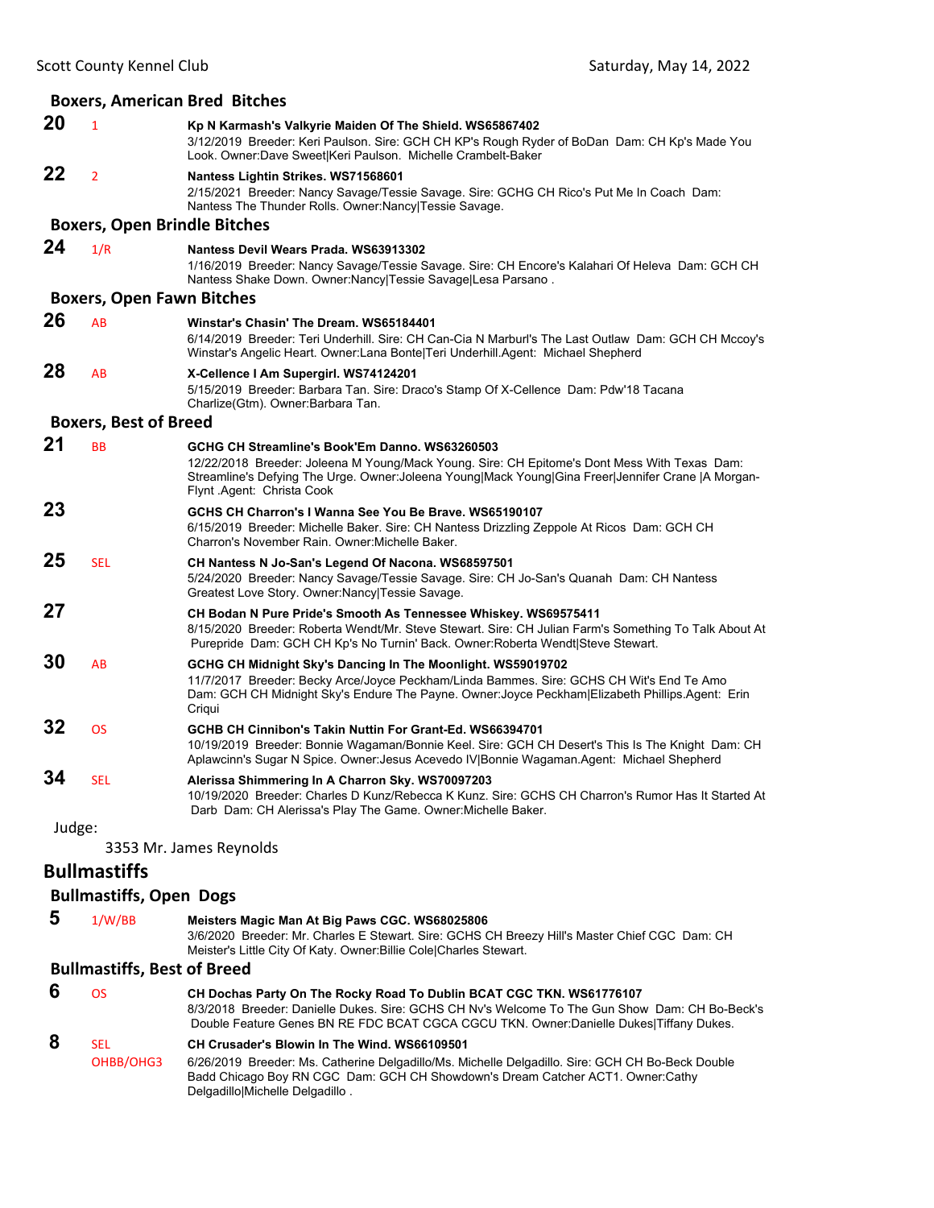### Boxers, American Bred Bitches

**20** 1 **Kp N Karmash's Valkyrie Maiden Of The Shield. WS65867402**
3/12/2019 Breeder: Keri Paulson. Sire: GCH CH KP's Rough Ryder of BoDan Dam: CH Kp's Made You Look. Owner:Dave Sweet|Keri Paulson. Michelle Crambelt-Baker

**22** 2 **Nantess Lightin Strikes. WS71568601**
2/15/2021 Breeder: Nancy Savage/Tessie Savage. Sire: GCHG CH Rico's Put Me In Coach Dam: Nantess The Thunder Rolls. Owner:Nancy|Tessie Savage.

### Boxers, Open Brindle Bitches

**24** 1/R **Nantess Devil Wears Prada. WS63913302**
1/16/2019 Breeder: Nancy Savage/Tessie Savage. Sire: CH Encore's Kalahari Of Heleva Dam: GCH CH Nantess Shake Down. Owner:Nancy|Tessie Savage|Lesa Parsano .

### Boxers, Open Fawn Bitches

**26** AB **Winstar's Chasin' The Dream. WS65184401**
6/14/2019 Breeder: Teri Underhill. Sire: CH Can-Cia N Marburl's The Last Outlaw Dam: GCH CH Mccoy's Winstar's Angelic Heart. Owner:Lana Bonte|Teri Underhill.Agent: Michael Shepherd

**28** AB **X-Cellence I Am Supergirl. WS74124201**
5/15/2019 Breeder: Barbara Tan. Sire: Draco's Stamp Of X-Cellence Dam: Pdw'18 Tacana Charlize(Gtm). Owner:Barbara Tan.

### Boxers, Best of Breed

**21** BB **GCHG CH Streamline's Book'Em Danno. WS63260503**
12/22/2018 Breeder: Joleena M Young/Mack Young. Sire: CH Epitome's Dont Mess With Texas Dam: Streamline's Defying The Urge. Owner:Joleena Young|Mack Young|Gina Freer|Jennifer Crane |A Morgan-Flynt .Agent: Christa Cook

**23** **GCHS CH Charron's I Wanna See You Be Brave. WS65190107**
6/15/2019 Breeder: Michelle Baker. Sire: CH Nantess Drizzling Zeppole At Ricos Dam: GCH CH Charron's November Rain. Owner:Michelle Baker.

**25** SEL **CH Nantess N Jo-San's Legend Of Nacona. WS68597501**
5/24/2020 Breeder: Nancy Savage/Tessie Savage. Sire: CH Jo-San's Quanah Dam: CH Nantess Greatest Love Story. Owner:Nancy|Tessie Savage.

**27** **CH Bodan N Pure Pride's Smooth As Tennessee Whiskey. WS69575411**
8/15/2020 Breeder: Roberta Wendt/Mr. Steve Stewart. Sire: CH Julian Farm's Something To Talk About At Purepride Dam: GCH CH Kp's No Turnin' Back. Owner:Roberta Wendt|Steve Stewart.

**30** AB **GCHG CH Midnight Sky's Dancing In The Moonlight. WS59019702**
11/7/2017 Breeder: Becky Arce/Joyce Peckham/Linda Bammes. Sire: GCHS CH Wit's End Te Amo Dam: GCH CH Midnight Sky's Endure The Payne. Owner:Joyce Peckham|Elizabeth Phillips.Agent: Erin Criqui

**32** OS **GCHB CH Cinnibon's Takin Nuttin For Grant-Ed. WS66394701**
10/19/2019 Breeder: Bonnie Wagaman/Bonnie Keel. Sire: GCH CH Desert's This Is The Knight Dam: CH Aplawcinn's Sugar N Spice. Owner:Jesus Acevedo IV|Bonnie Wagaman.Agent: Michael Shepherd

**34** SEL **Alerissa Shimmering In A Charron Sky. WS70097203**
10/19/2020 Breeder: Charles D Kunz/Rebecca K Kunz. Sire: GCHS CH Charron's Rumor Has It Started At Darb Dam: CH Alerissa's Play The Game. Owner:Michelle Baker.

Judge:

3353 Mr. James Reynolds

## Bullmastiffs

### Bullmastiffs, Open Dogs

**5** 1/W/BB **Meisters Magic Man At Big Paws CGC. WS68025806**
3/6/2020 Breeder: Mr. Charles E Stewart. Sire: GCHS CH Breezy Hill's Master Chief CGC Dam: CH Meister's Little City Of Katy. Owner:Billie Cole|Charles Stewart.

### Bullmastiffs, Best of Breed

**6** OS **CH Dochas Party On The Rocky Road To Dublin BCAT CGC TKN. WS61776107**
8/3/2018 Breeder: Danielle Dukes. Sire: GCHS CH Nv's Welcome To The Gun Show Dam: CH Bo-Beck's Double Feature Genes BN RE FDC BCAT CGCA CGCU TKN. Owner:Danielle Dukes|Tiffany Dukes.

**8** SEL OHBB/OHG3 **CH Crusader's Blowin In The Wind. WS66109501**
6/26/2019 Breeder: Ms. Catherine Delgadillo/Ms. Michelle Delgadillo. Sire: GCH CH Bo-Beck Double Badd Chicago Boy RN CGC Dam: GCH CH Showdown's Dream Catcher ACT1. Owner:Cathy Delgadillo|Michelle Delgadillo .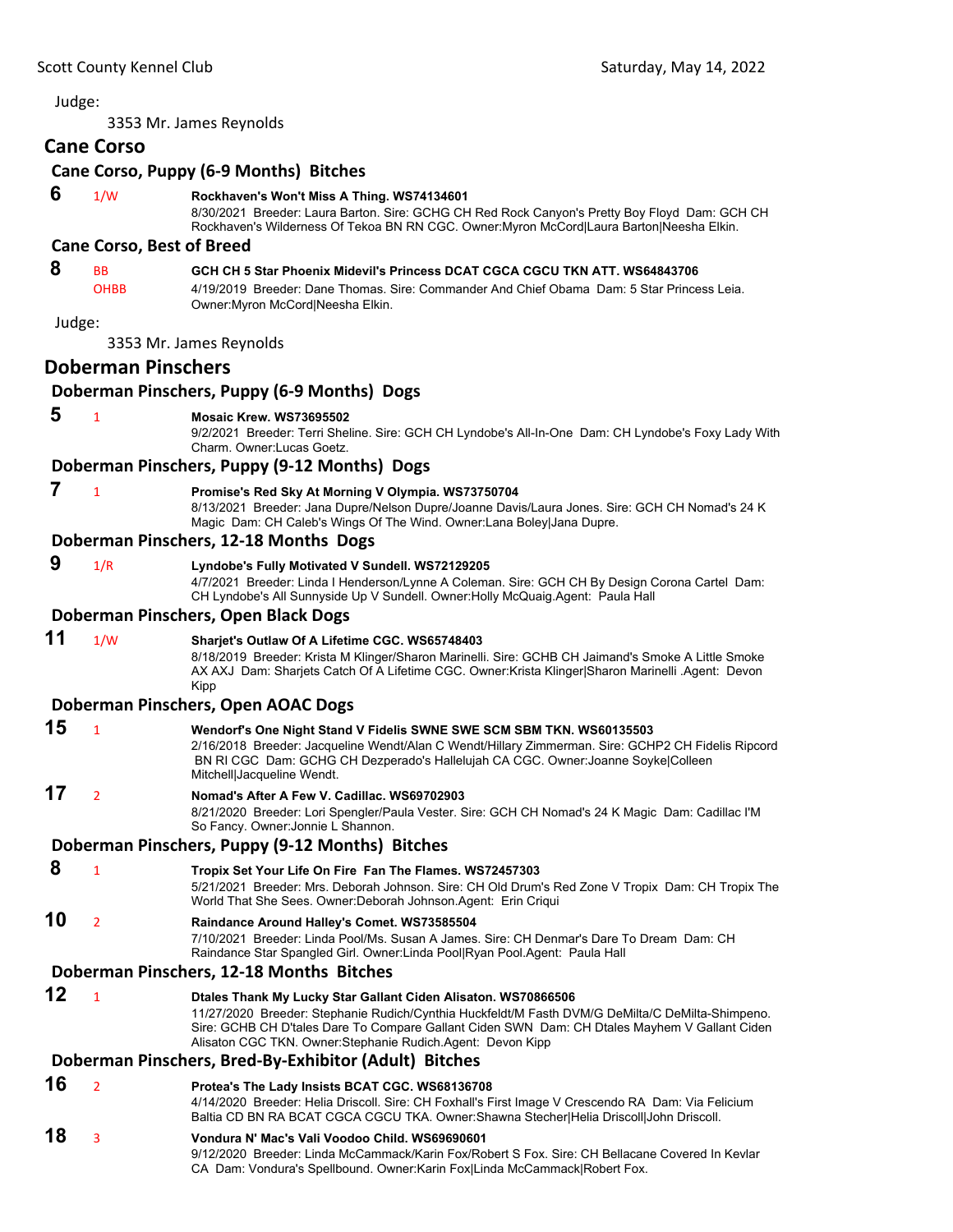Judge:

3353 Mr. James Reynolds

## Cane Corso

### Cane Corso, Puppy (6-9 Months) Bitches

**6** 1/W **Rockhaven's Won't Miss A Thing. WS74134601**
8/30/2021 Breeder: Laura Barton. Sire: GCHG CH Red Rock Canyon's Pretty Boy Floyd Dam: GCH CH Rockhaven's Wilderness Of Tekoa BN RN CGC. Owner:Myron McCord|Laura Barton|Neesha Elkin.

### Cane Corso, Best of Breed

**8** BB OHBB **GCH CH 5 Star Phoenix Midevil's Princess DCAT CGCA CGCU TKN ATT. WS64843706**
4/19/2019 Breeder: Dane Thomas. Sire: Commander And Chief Obama Dam: 5 Star Princess Leia. Owner:Myron McCord|Neesha Elkin.

Judge:

3353 Mr. James Reynolds

## Doberman Pinschers

### Doberman Pinschers, Puppy (6-9 Months) Dogs

**5** 1 **Mosaic Krew. WS73695502**
9/2/2021 Breeder: Terri Sheline. Sire: GCH CH Lyndobe's All-In-One Dam: CH Lyndobe's Foxy Lady With Charm. Owner:Lucas Goetz.

### Doberman Pinschers, Puppy (9-12 Months) Dogs

**7** 1 **Promise's Red Sky At Morning V Olympia. WS73750704**
8/13/2021 Breeder: Jana Dupre/Nelson Dupre/Joanne Davis/Laura Jones. Sire: GCH CH Nomad's 24 K Magic Dam: CH Caleb's Wings Of The Wind. Owner:Lana Boley|Jana Dupre.

### Doberman Pinschers, 12-18 Months Dogs

**9** 1/R **Lyndobe's Fully Motivated V Sundell. WS72129205**
4/7/2021 Breeder: Linda I Henderson/Lynne A Coleman. Sire: GCH CH By Design Corona Cartel Dam: CH Lyndobe's All Sunnyside Up V Sundell. Owner:Holly McQuaig.Agent: Paula Hall

### Doberman Pinschers, Open Black Dogs

**11** 1/W **Sharjet's Outlaw Of A Lifetime CGC. WS65748403**
8/18/2019 Breeder: Krista M Klinger/Sharon Marinelli. Sire: GCHB CH Jaimand's Smoke A Little Smoke AX AXJ Dam: Sharjets Catch Of A Lifetime CGC. Owner:Krista Klinger|Sharon Marinelli .Agent: Devon Kipp

### Doberman Pinschers, Open AOAC Dogs

**15** 1 **Wendorf's One Night Stand V Fidelis SWNE SWE SCM SBM TKN. WS60135503**
2/16/2018 Breeder: Jacqueline Wendt/Alan C Wendt/Hillary Zimmerman. Sire: GCHP2 CH Fidelis Ripcord BN RI CGC Dam: GCHG CH Dezperado's Hallelujah CA CGC. Owner:Joanne Soyke|Colleen Mitchell|Jacqueline Wendt.

**17** 2 **Nomad's After A Few V. Cadillac. WS69702903**
8/21/2020 Breeder: Lori Spengler/Paula Vester. Sire: GCH CH Nomad's 24 K Magic Dam: Cadillac I'M So Fancy. Owner:Jonnie L Shannon.

### Doberman Pinschers, Puppy (9-12 Months) Bitches

**8** 1 **Tropix Set Your Life On Fire Fan The Flames. WS72457303**
5/21/2021 Breeder: Mrs. Deborah Johnson. Sire: CH Old Drum's Red Zone V Tropix Dam: CH Tropix The World That She Sees. Owner:Deborah Johnson.Agent: Erin Criqui

**10** 2 **Raindance Around Halley's Comet. WS73585504**
7/10/2021 Breeder: Linda Pool/Ms. Susan A James. Sire: CH Denmar's Dare To Dream Dam: CH Raindance Star Spangled Girl. Owner:Linda Pool|Ryan Pool.Agent: Paula Hall

### Doberman Pinschers, 12-18 Months Bitches

**12** 1 **Dtales Thank My Lucky Star Gallant Ciden Alisaton. WS70866506**
11/27/2020 Breeder: Stephanie Rudich/Cynthia Huckfeldt/M Fasth DVM/G DeMilta/C DeMilta-Shimpeno. Sire: GCHB CH D'tales Dare To Compare Gallant Ciden SWN Dam: CH Dtales Mayhem V Gallant Ciden Alisaton CGC TKN. Owner:Stephanie Rudich.Agent: Devon Kipp

### Doberman Pinschers, Bred-By-Exhibitor (Adult) Bitches

**16** 2 **Protea's The Lady Insists BCAT CGC. WS68136708**
4/14/2020 Breeder: Helia Driscoll. Sire: CH Foxhall's First Image V Crescendo RA Dam: Via Felicium Baltia CD BN RA BCAT CGCA CGCU TKA. Owner:Shawna Stecher|Helia Driscoll|John Driscoll.

**18** 3 **Vondura N' Mac's Vali Voodoo Child. WS69690601**
9/12/2020 Breeder: Linda McCammack/Karin Fox/Robert S Fox. Sire: CH Bellacane Covered In Kevlar CA Dam: Vondura's Spellbound. Owner:Karin Fox|Linda McCammack|Robert Fox.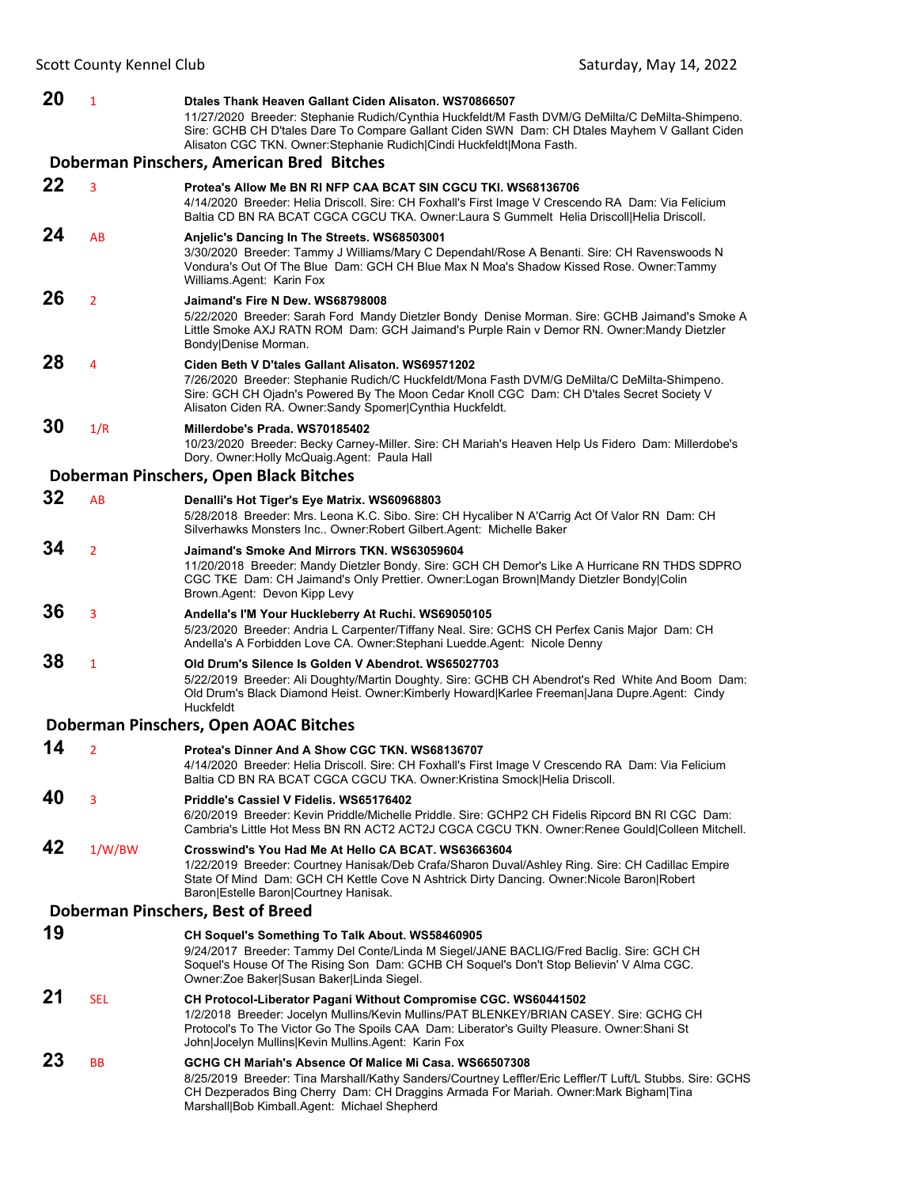**20** 1 **Dtales Thank Heaven Gallant Ciden Alisaton. WS70866507**
11/27/2020 Breeder: Stephanie Rudich/Cynthia Huckfeldt/M Fasth DVM/G DeMilta/C DeMilta-Shimpeno. Sire: GCHB CH D'tales Dare To Compare Gallant Ciden SWN Dam: CH Dtales Mayhem V Gallant Ciden Alisaton CGC TKN. Owner:Stephanie Rudich|Cindi Huckfeldt|Mona Fasth.

## Doberman Pinschers, American Bred Bitches

**22** 3 **Protea's Allow Me BN RI NFP CAA BCAT SIN CGCU TKI. WS68136706**
4/14/2020 Breeder: Helia Driscoll. Sire: CH Foxhall's First Image V Crescendo RA Dam: Via Felicium Baltia CD BN RA BCAT CGCA CGCU TKA. Owner:Laura S Gummelt Helia Driscoll|Helia Driscoll.

**24** AB **Anjelic's Dancing In The Streets. WS68503001**
3/30/2020 Breeder: Tammy J Williams/Mary C Dependahl/Rose A Benanti. Sire: CH Ravenswoods N Vondura's Out Of The Blue Dam: GCH CH Blue Max N Moa's Shadow Kissed Rose. Owner:Tammy Williams.Agent: Karin Fox

**26** 2 **Jaimand's Fire N Dew. WS68798008**
5/22/2020 Breeder: Sarah Ford Mandy Dietzler Bondy Denise Morman. Sire: GCHB Jaimand's Smoke A Little Smoke AXJ RATN ROM Dam: GCH CH Jaimand's Purple Rain v Demor RN. Owner:Mandy Dietzler Bondy|Denise Morman.

**28** 4 **Ciden Beth V D'tales Gallant Alisaton. WS69571202**
7/26/2020 Breeder: Stephanie Rudich/C Huckfeldt/Mona Fasth DVM/G DeMilta/C DeMilta-Shimpeno. Sire: GCH CH Ojadn's Powered By The Moon Cedar Knoll CGC Dam: CH D'tales Secret Society V Alisaton Ciden RA. Owner:Sandy Spomer|Cynthia Huckfeldt.

**30** 1/R **Millerdobe's Prada. WS70185402**
10/23/2020 Breeder: Becky Carney-Miller. Sire: CH Mariah's Heaven Help Us Fidero Dam: Millerdobe's Dory. Owner:Holly McQuaig.Agent: Paula Hall

## Doberman Pinschers, Open Black Bitches

**32** AB **Denalli's Hot Tiger's Eye Matrix. WS60968803**
5/28/2018 Breeder: Mrs. Leona K.C. Sibo. Sire: CH Hycaliber N A'Carrig Act Of Valor RN Dam: CH Silverhawks Monsters Inc.. Owner:Robert Gilbert.Agent: Michelle Baker

**34** 2 **Jaimand's Smoke And Mirrors TKN. WS63059604**
11/20/2018 Breeder: Mandy Dietzler Bondy. Sire: GCH CH Demor's Like A Hurricane RN THDS SDPRO CGC TKE Dam: CH Jaimand's Only Prettier. Owner:Logan Brown|Mandy Dietzler Bondy|Colin Brown.Agent: Devon Kipp Levy

**36** 3 **Andella's I'M Your Huckleberry At Ruchi. WS69050105**
5/23/2020 Breeder: Andria L Carpenter/Tiffany Neal. Sire: GCHS CH Perfex Canis Major Dam: CH Andella's A Forbidden Love CA. Owner:Stephani Luedde.Agent: Nicole Denny

**38** 1 **Old Drum's Silence Is Golden V Abendrot. WS65027703**
5/22/2019 Breeder: Ali Doughty/Martin Doughty. Sire: GCHB CH Abendrot's Red White And Boom Dam: Old Drum's Black Diamond Heist. Owner:Kimberly Howard|Karlee Freeman|Jana Dupre.Agent: Cindy Huckfeldt

## Doberman Pinschers, Open AOAC Bitches

**14** 2 **Protea's Dinner And A Show CGC TKN. WS68136707**
4/14/2020 Breeder: Helia Driscoll. Sire: CH Foxhall's First Image V Crescendo RA Dam: Via Felicium Baltia CD BN RA BCAT CGCA CGCU TKA. Owner:Kristina Smock|Helia Driscoll.

**40** 3 **Priddle's Cassiel V Fidelis. WS65176402**
6/20/2019 Breeder: Kevin Priddle/Michelle Priddle. Sire: GCHP2 CH Fidelis Ripcord BN RI CGC Dam: Cambria's Little Hot Mess BN RN ACT2 ACT2J CGCA CGCU TKN. Owner:Renee Gould|Colleen Mitchell.

**42** 1/W/BW **Crosswind's You Had Me At Hello CA BCAT. WS63663604**
1/22/2019 Breeder: Courtney Hanisak/Deb Crafa/Sharon Duval/Ashley Ring. Sire: CH Cadillac Empire State Of Mind Dam: GCH CH Kettle Cove N Ashtrick Dirty Dancing. Owner:Nicole Baron|Robert Baron|Estelle Baron|Courtney Hanisak.

## Doberman Pinschers, Best of Breed

**19** **CH Soquel's Something To Talk About. WS58460905**
9/24/2017 Breeder: Tammy Del Conte/Linda M Siegel/JANE BACLIG/Fred Baclig. Sire: GCH CH Soquel's House Of The Rising Son Dam: GCHB CH Soquel's Don't Stop Believin' V Alma CGC. Owner:Zoe Baker|Susan Baker|Linda Siegel.

**21** SEL **CH Protocol-Liberator Pagani Without Compromise CGC. WS60441502**
1/2/2018 Breeder: Jocelyn Mullins/Kevin Mullins/PAT BLENKEY/BRIAN CASEY. Sire: GCHG CH Protocol's To The Victor Go The Spoils CAA Dam: Liberator's Guilty Pleasure. Owner:Shani St John|Jocelyn Mullins|Kevin Mullins.Agent: Karin Fox

**23** BB **GCHG CH Mariah's Absence Of Malice Mi Casa. WS66507308**
8/25/2019 Breeder: Tina Marshall/Kathy Sanders/Courtney Leffler/Eric Leffler/T Luft/L Stubbs. Sire: GCHS CH Dezperados Bing Cherry Dam: CH Draggins Armada For Mariah. Owner:Mark Bigham|Tina Marshall|Bob Kimball.Agent: Michael Shepherd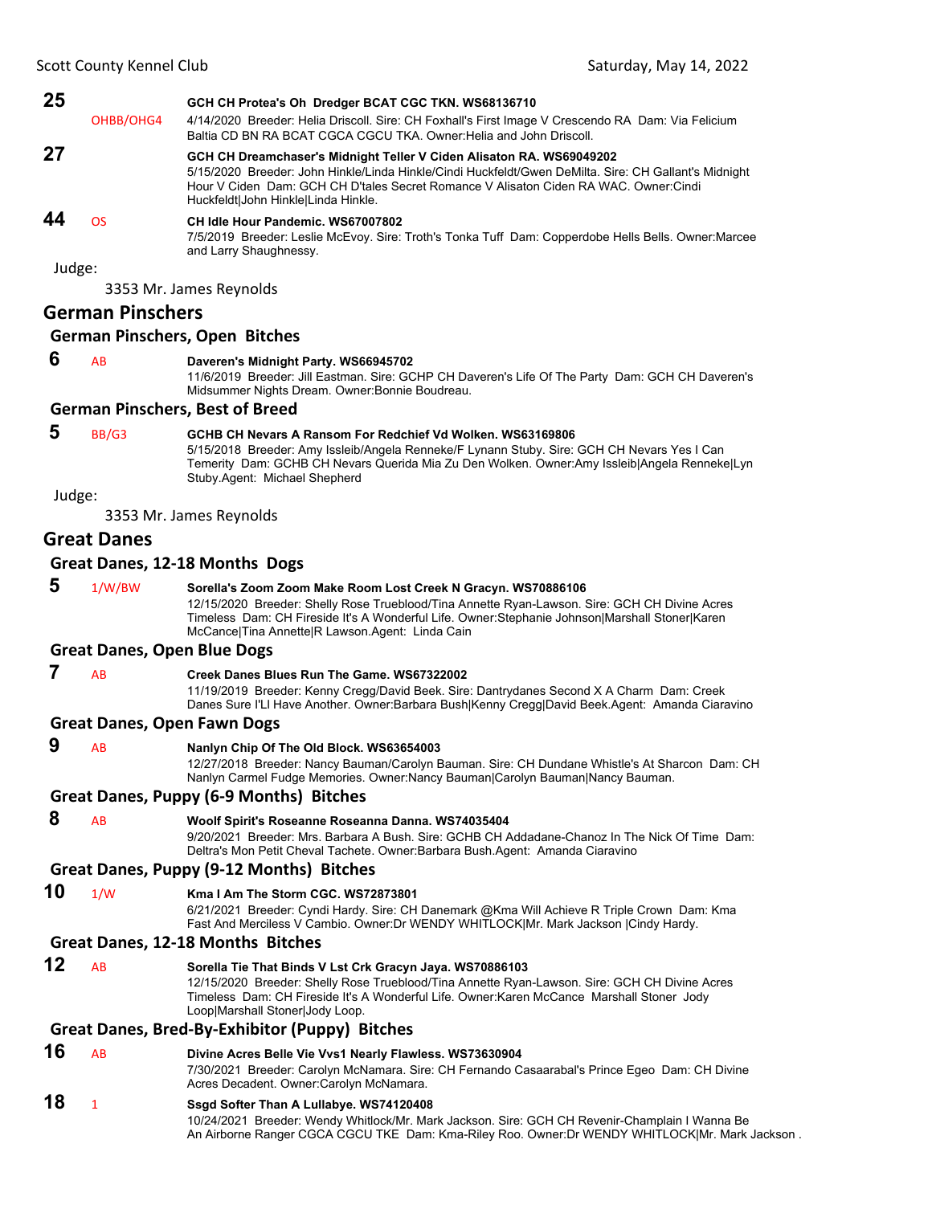**25** OHBB/OHG4 **GCH CH Protea's Oh Dredger BCAT CGC TKN. WS68136710**
4/14/2020 Breeder: Helia Driscoll. Sire: CH Foxhall's First Image V Crescendo RA Dam: Via Felicium Baltia CD BN RA BCAT CGCA CGCU TKA. Owner:Helia and John Driscoll.

**27** **GCH CH Dreamchaser's Midnight Teller V Ciden Alisaton RA. WS69049202**
5/15/2020 Breeder: John Hinkle/Linda Hinkle/Cindi Huckfeldt/Gwen DeMilta. Sire: CH Gallant's Midnight Hour V Ciden Dam: GCH CH D'tales Secret Romance V Alisaton Ciden RA WAC. Owner:Cindi Huckfeldt|John Hinkle|Linda Hinkle.

**44** OS **CH Idle Hour Pandemic. WS67007802**
7/5/2019 Breeder: Leslie McEvoy. Sire: Troth's Tonka Tuff Dam: Copperdobe Hells Bells. Owner:Marcee and Larry Shaughnessy.

Judge:

3353 Mr. James Reynolds

## German Pinschers

### German Pinschers, Open Bitches

**6** AB **Daveren's Midnight Party. WS66945702**
11/6/2019 Breeder: Jill Eastman. Sire: GCHP CH Daveren's Life Of The Party Dam: GCH CH Daveren's Midsummer Nights Dream. Owner:Bonnie Boudreau.

### German Pinschers, Best of Breed

**5** BB/G3 **GCHB CH Nevars A Ransom For Redchief Vd Wolken. WS63169806**
5/15/2018 Breeder: Amy Issleib/Angela Renneke/F Lynann Stuby. Sire: GCH CH Nevars Yes I Can Temerity Dam: GCHB CH Nevars Querida Mia Zu Den Wolken. Owner:Amy Issleib|Angela Renneke|Lyn Stuby.Agent: Michael Shepherd

Judge:

3353 Mr. James Reynolds

## Great Danes

### Great Danes, 12-18 Months Dogs

**5** 1/W/BW **Sorella's Zoom Zoom Make Room Lost Creek N Gracyn. WS70886106**
12/15/2020 Breeder: Shelly Rose Trueblood/Tina Annette Ryan-Lawson. Sire: GCH CH Divine Acres Timeless Dam: CH Fireside It's A Wonderful Life. Owner:Stephanie Johnson|Marshall Stoner|Karen McCance|Tina Annette|R Lawson.Agent: Linda Cain

### Great Danes, Open Blue Dogs

**7** AB **Creek Danes Blues Run The Game. WS67322002**
11/19/2019 Breeder: Kenny Cregg/David Beek. Sire: Dantrydanes Second X A Charm Dam: Creek Danes Sure I'Ll Have Another. Owner:Barbara Bush|Kenny Cregg|David Beek.Agent: Amanda Ciaravino

### Great Danes, Open Fawn Dogs

**9** AB **Nanlyn Chip Of The Old Block. WS63654003**
12/27/2018 Breeder: Nancy Bauman/Carolyn Bauman. Sire: CH Dundane Whistle's At Sharcon Dam: CH Nanlyn Carmel Fudge Memories. Owner:Nancy Bauman|Carolyn Bauman|Nancy Bauman.

### Great Danes, Puppy (6-9 Months) Bitches

**8** AB **Woolf Spirit's Roseanne Roseanna Danna. WS74035404**
9/20/2021 Breeder: Mrs. Barbara A Bush. Sire: GCHB CH Addadane-Chanoz In The Nick Of Time Dam: Deltra's Mon Petit Cheval Tachete. Owner:Barbara Bush.Agent: Amanda Ciaravino

### Great Danes, Puppy (9-12 Months) Bitches

**10** 1/W **Kma I Am The Storm CGC. WS72873801**
6/21/2021 Breeder: Cyndi Hardy. Sire: CH Danemark @Kma Will Achieve R Triple Crown Dam: Kma Fast And Merciless V Cambio. Owner:Dr WENDY WHITLOCK|Mr. Mark Jackson |Cindy Hardy.

### Great Danes, 12-18 Months Bitches

**12** AB **Sorella Tie That Binds V Lst Crk Gracyn Jaya. WS70886103**
12/15/2020 Breeder: Shelly Rose Trueblood/Tina Annette Ryan-Lawson. Sire: GCH CH Divine Acres Timeless Dam: CH Fireside It's A Wonderful Life. Owner:Karen McCance Marshall Stoner Jody Loop|Marshall Stoner|Jody Loop.

### Great Danes, Bred-By-Exhibitor (Puppy) Bitches

**16** AB **Divine Acres Belle Vie Vvs1 Nearly Flawless. WS73630904**
7/30/2021 Breeder: Carolyn McNamara. Sire: CH Fernando Casaarabal's Prince Egeo Dam: CH Divine Acres Decadent. Owner:Carolyn McNamara.

**18** 1 **Ssgd Softer Than A Lullabye. WS74120408**
10/24/2021 Breeder: Wendy Whitlock/Mr. Mark Jackson. Sire: GCH CH Revenir-Champlain I Wanna Be An Airborne Ranger CGCA CGCU TKE Dam: Kma-Riley Roo. Owner:Dr WENDY WHITLOCK|Mr. Mark Jackson .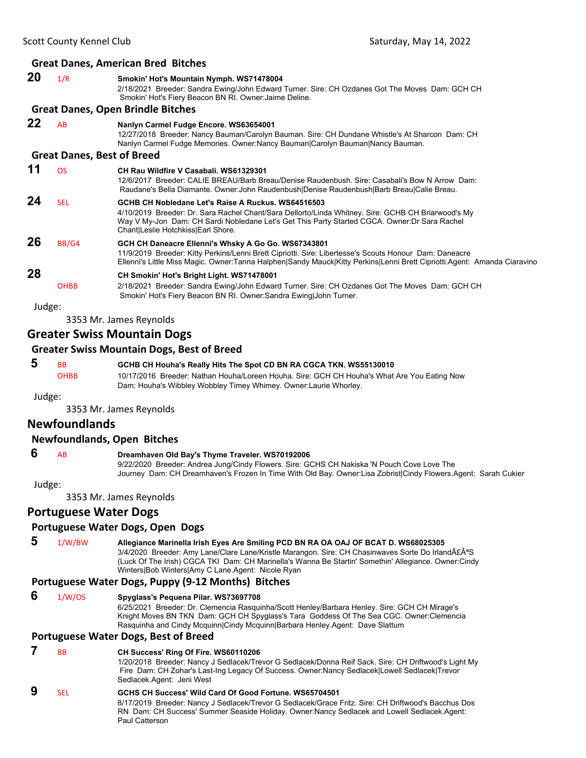### Great Danes, American Bred Bitches

**20** 1/R **Smokin' Hot's Mountain Nymph. WS71478004**
2/18/2021 Breeder: Sandra Ewing/John Edward Turner. Sire: CH Ozdanes Got The Moves Dam: GCH CH Smokin' Hot's Fiery Beacon BN RI. Owner:Jaime Deline.

### Great Danes, Open Brindle Bitches

**22** AB **Nanlyn Carmel Fudge Encore. WS63654001**
12/27/2018 Breeder: Nancy Bauman/Carolyn Bauman. Sire: CH Dundane Whistle's At Sharcon Dam: CH Nanlyn Carmel Fudge Memories. Owner:Nancy Bauman|Carolyn Bauman|Nancy Bauman.

### Great Danes, Best of Breed

**11** OS **CH Rau Wildfire V Casabali. WS61329301**
12/6/2017 Breeder: CALIE BREAU/Barb Breau/Denise Raudenbush. Sire: Casabali's Bow N Arrow Dam: Raudane's Bella Diamante. Owner:John Raudenbush|Denise Raudenbush|Barb Breau|Calie Breau.

**24** SEL **GCHB CH Nobledane Let's Raise A Ruckus. WS64516503**
4/10/2019 Breeder: Dr. Sara Rachel Chant/Sara Dellorto/Linda Whitney. Sire: GCHB CH Briarwood's My Way V My-Jon Dam: CH Sardi Nobledane Let's Get This Party Started CGCA. Owner:Dr Sara Rachel Chant|Leslie Hotchkiss|Earl Shore.

**26** BB/G4 **GCH CH Daneacre Ellenni's Whsky A Go Go. WS67343801**
11/9/2019 Breeder: Kitty Perkins/Lenni Brett Cipriotti. Sire: Libertesse's Scouts Honour Dam: Daneacre Ellenni's Little Miss Magic. Owner:Tanna Halphen|Sandy Mauck|Kitty Perkins|Lenni Brett Cipriotti.Agent: Amanda Ciaravino

**28** OHBB **CH Smokin' Hot's Bright Light. WS71478001**
2/18/2021 Breeder: Sandra Ewing/John Edward Turner. Sire: CH Ozdanes Got The Moves Dam: GCH CH Smokin' Hot's Fiery Beacon BN RI. Owner:Sandra Ewing|John Turner.

Judge:

3353 Mr. James Reynolds

## Greater Swiss Mountain Dogs

### Greater Swiss Mountain Dogs, Best of Breed

**5** BB OHBB **GCHB CH Houha's Really Hits The Spot CD BN RA CGCA TKN. WS55130010**
10/17/2016 Breeder: Nathan Houha/Loreen Houha. Sire: GCH CH Houha's What Are You Eating Now Dam: Houha's Wibbley Wobbley Timey Whimey. Owner:Laurie Whorley.

Judge:

3353 Mr. James Reynolds

## Newfoundlands

### Newfoundlands, Open Bitches

**6** AB **Dreamhaven Old Bay's Thyme Traveler. WS70192006**
9/22/2020 Breeder: Andrea Jung/Cindy Flowers. Sire: GCHS CH Nakiska 'N Pouch Cove Love The Journey Dam: CH Dreamhaven's Frozen In Time With Old Bay. Owner:Lisa Zobrist|Cindy Flowers.Agent: Sarah Cukier

Judge:

3353 Mr. James Reynolds

## Portuguese Water Dogs

### Portuguese Water Dogs, Open Dogs

**5** 1/W/BW **Allegiance Marinella Irish Eyes Are Smiling PCD BN RA OA OAJ OF BCAT D. WS68025305**
3/4/2020 Breeder: Amy Lane/Clare Lane/Kristle Marangon. Sire: CH Chasinwaves Sorte Do IrlandÃ£Âªs (Luck Of The Irish) CGCA TKI Dam: CH Marinella's Wanna Be Startin' Somethin' Allegiance. Owner:Cindy Winters|Bob Winters|Amy C Lane.Agent: Nicole Ryan

### Portuguese Water Dogs, Puppy (9-12 Months) Bitches

**6** 1/W/OS **Spyglass's Pequena Pilar. WS73697708**
6/25/2021 Breeder: Dr. Clemencia Rasquinha/Scott Henley/Barbara Henley. Sire: GCH CH Mirage's Knight Moves BN TKN Dam: GCH CH Spyglass's Tara Goddess Of The Sea CGC. Owner:Clemencia Rasquinha and Cindy Mcquinn|Cindy Mcquinn|Barbara Henley.Agent: Dave Slattum

### Portuguese Water Dogs, Best of Breed

**7** BB **CH Success' Ring Of Fire. WS60110206**
1/20/2018 Breeder: Nancy J Sedlacek/Trevor G Sedlacek/Donna Reif Sack. Sire: CH Driftwood's Light My Fire Dam: CH Zohar's Last-Ing Legacy Of Success. Owner:Nancy Sedlacek|Lowell Sedlacek|Trevor Sedlacek.Agent: Jeni West

**9** SEL **GCHS CH Success' Wild Card Of Good Fortune. WS65704501**
8/17/2019 Breeder: Nancy J Sedlacek/Trevor G Sedlacek/Grace Fritz. Sire: CH Driftwood's Bacchus Dos RN Dam: CH Success' Summer Seaside Holiday. Owner:Nancy Sedlacek and Lowell Sedlacek.Agent: Paul Catterson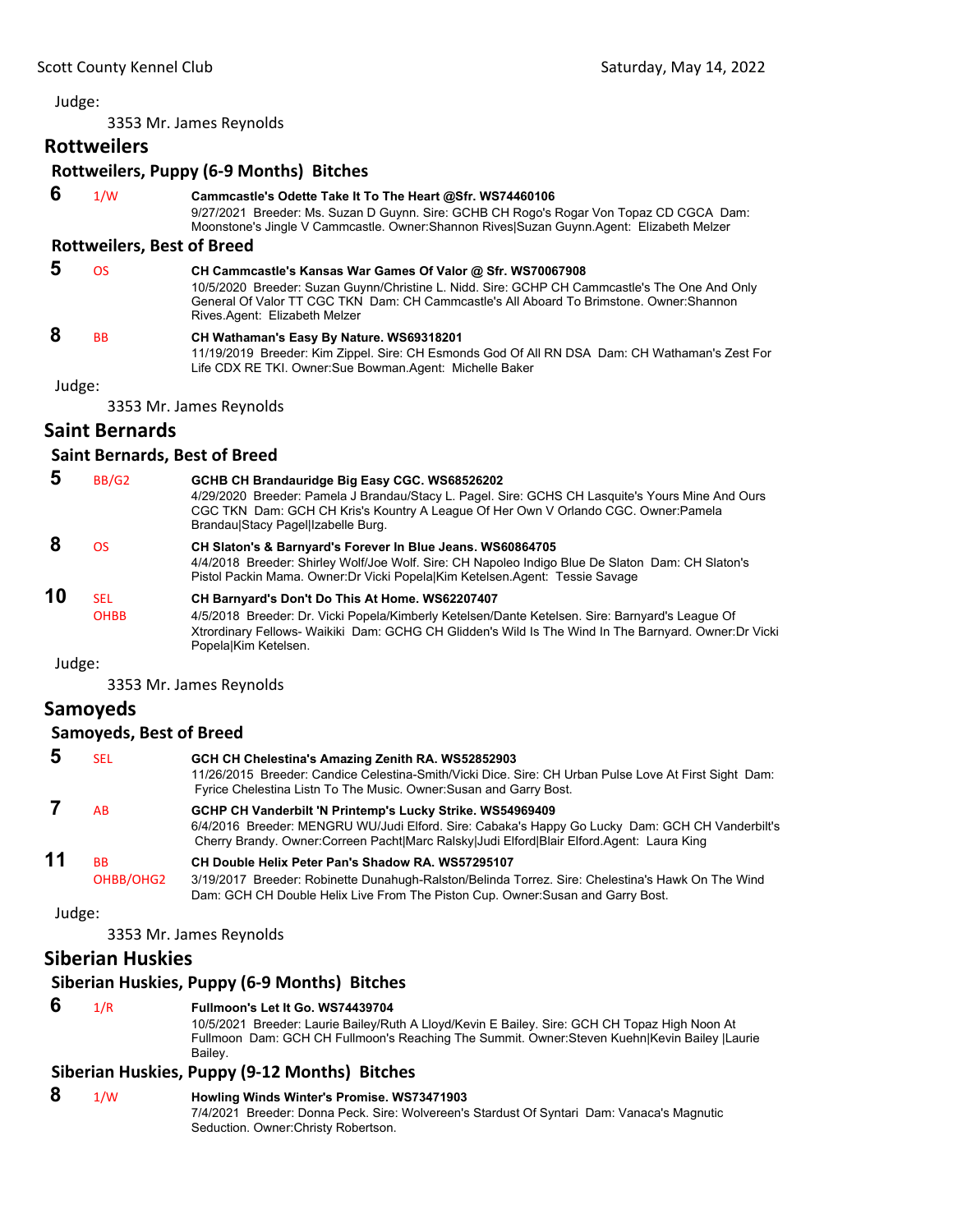Judge:

3353 Mr. James Reynolds

## Rottweilers

### Rottweilers, Puppy (6-9 Months) Bitches

**6** 1/W **Cammcastle's Odette Take It To The Heart @Sfr. WS74460106**
9/27/2021 Breeder: Ms. Suzan D Guynn. Sire: GCHB CH Rogo's Rogar Von Topaz CD CGCA Dam: Moonstone's Jingle V Cammcastle. Owner:Shannon Rives|Suzan Guynn.Agent: Elizabeth Melzer

### Rottweilers, Best of Breed

**5** OS **CH Cammcastle's Kansas War Games Of Valor @ Sfr. WS70067908**
10/5/2020 Breeder: Suzan Guynn/Christine L. Nidd. Sire: GCHP CH Cammcastle's The One And Only General Of Valor TT CGC TKN Dam: CH Cammcastle's All Aboard To Brimstone. Owner:Shannon Rives.Agent: Elizabeth Melzer

**8** BB **CH Wathaman's Easy By Nature. WS69318201**
11/19/2019 Breeder: Kim Zippel. Sire: CH Esmonds God Of All RN DSA Dam: CH Wathaman's Zest For Life CDX RE TKI. Owner:Sue Bowman.Agent: Michelle Baker

Judge:

3353 Mr. James Reynolds

## Saint Bernards

### Saint Bernards, Best of Breed

**5** BB/G2 **GCHB CH Brandauridge Big Easy CGC. WS68526202**
4/29/2020 Breeder: Pamela J Brandau/Stacy L. Pagel. Sire: GCHS CH Lasquite's Yours Mine And Ours CGC TKN Dam: GCH CH Kris's Kountry A League Of Her Own V Orlando CGC. Owner:Pamela Brandau|Stacy Pagel|Izabelle Burg.

**8** OS **CH Slaton's & Barnyard's Forever In Blue Jeans. WS60864705**
4/4/2018 Breeder: Shirley Wolf/Joe Wolf. Sire: CH Napoleo Indigo Blue De Slaton Dam: CH Slaton's Pistol Packin Mama. Owner:Dr Vicki Popela|Kim Ketelsen.Agent: Tessie Savage

**10** SEL OHBB **CH Barnyard's Don't Do This At Home. WS62207407**
4/5/2018 Breeder: Dr. Vicki Popela/Kimberly Ketelsen/Dante Ketelsen. Sire: Barnyard's League Of Xtrordinary Fellows- Waikiki Dam: GCHG CH Glidden's Wild Is The Wind In The Barnyard. Owner:Dr Vicki Popela|Kim Ketelsen.

Judge:

3353 Mr. James Reynolds

## Samoyeds

### Samoyeds, Best of Breed

**5** SEL **GCH CH Chelestina's Amazing Zenith RA. WS52852903**
11/26/2015 Breeder: Candice Celestina-Smith/Vicki Dice. Sire: CH Urban Pulse Love At First Sight Dam: Fyrice Chelestina Listn To The Music. Owner:Susan and Garry Bost.

**7** AB **GCHP CH Vanderbilt 'N Printemp's Lucky Strike. WS54969409**
6/4/2016 Breeder: MENGRU WU/Judi Elford. Sire: Cabaka's Happy Go Lucky Dam: GCH CH Vanderbilt's Cherry Brandy. Owner:Correen Pacht|Marc Ralsky|Judi Elford|Blair Elford.Agent: Laura King

**11** BB OHBB/OHG2 **CH Double Helix Peter Pan's Shadow RA. WS57295107**
3/19/2017 Breeder: Robinette Dunahugh-Ralston/Belinda Torrez. Sire: Chelestina's Hawk On The Wind Dam: GCH CH Double Helix Live From The Piston Cup. Owner:Susan and Garry Bost.

Judge:

3353 Mr. James Reynolds

## Siberian Huskies

### Siberian Huskies, Puppy (6-9 Months) Bitches

**6** 1/R **Fullmoon's Let It Go. WS74439704**
10/5/2021 Breeder: Laurie Bailey/Ruth A Lloyd/Kevin E Bailey. Sire: GCH CH Topaz High Noon At Fullmoon Dam: GCH CH Fullmoon's Reaching The Summit. Owner:Steven Kuehn|Kevin Bailey |Laurie Bailey.

### Siberian Huskies, Puppy (9-12 Months) Bitches

**8** 1/W **Howling Winds Winter's Promise. WS73471903**
7/4/2021 Breeder: Donna Peck. Sire: Wolvereen's Stardust Of Syntari Dam: Vanaca's Magnutic Seduction. Owner:Christy Robertson.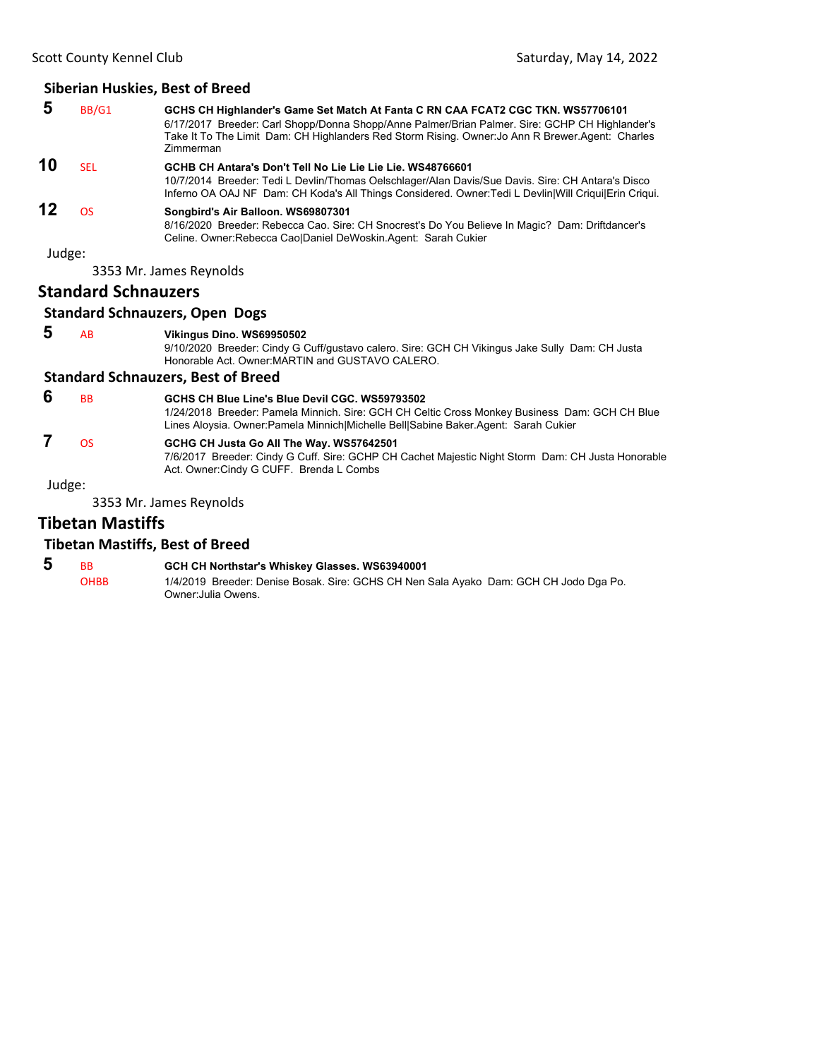### Siberian Huskies, Best of Breed

**5** BB/G1 **GCHS CH Highlander's Game Set Match At Fanta C RN CAA FCAT2 CGC TKN. WS57706101**
6/17/2017 Breeder: Carl Shopp/Donna Shopp/Anne Palmer/Brian Palmer. Sire: GCHP CH Highlander's Take It To The Limit Dam: CH Highlanders Red Storm Rising. Owner:Jo Ann R Brewer.Agent: Charles Zimmerman

**10** SEL **GCHB CH Antara's Don't Tell No Lie Lie Lie Lie. WS48766601**
10/7/2014 Breeder: Tedi L Devlin/Thomas Oelschlager/Alan Davis/Sue Davis. Sire: CH Antara's Disco Inferno OA OAJ NF Dam: CH Koda's All Things Considered. Owner:Tedi L Devlin|Will Criqui|Erin Criqui.

**12** OS **Songbird's Air Balloon. WS69807301**
8/16/2020 Breeder: Rebecca Cao. Sire: CH Snocrest's Do You Believe In Magic? Dam: Driftdancer's Celine. Owner:Rebecca Cao|Daniel DeWoskin.Agent: Sarah Cukier

Judge:

3353 Mr. James Reynolds

## Standard Schnauzers

### Standard Schnauzers, Open Dogs

**5** AB **Vikingus Dino. WS69950502**
9/10/2020 Breeder: Cindy G Cuff/gustavo calero. Sire: GCH CH Vikingus Jake Sully Dam: CH Justa Honorable Act. Owner:MARTIN and GUSTAVO CALERO.

### Standard Schnauzers, Best of Breed

**6** BB **GCHS CH Blue Line's Blue Devil CGC. WS59793502**
1/24/2018 Breeder: Pamela Minnich. Sire: GCH CH Celtic Cross Monkey Business Dam: GCH CH Blue Lines Aloysia. Owner:Pamela Minnich|Michelle Bell|Sabine Baker.Agent: Sarah Cukier

**7** OS **GCHG CH Justa Go All The Way. WS57642501**
7/6/2017 Breeder: Cindy G Cuff. Sire: GCHP CH Cachet Majestic Night Storm Dam: CH Justa Honorable Act. Owner:Cindy G CUFF. Brenda L Combs

Judge:

3353 Mr. James Reynolds

## Tibetan Mastiffs

### Tibetan Mastiffs, Best of Breed

**5** BB OHBB **GCH CH Northstar's Whiskey Glasses. WS63940001**
1/4/2019 Breeder: Denise Bosak. Sire: GCHS CH Nen Sala Ayako Dam: GCH CH Jodo Dga Po. Owner:Julia Owens.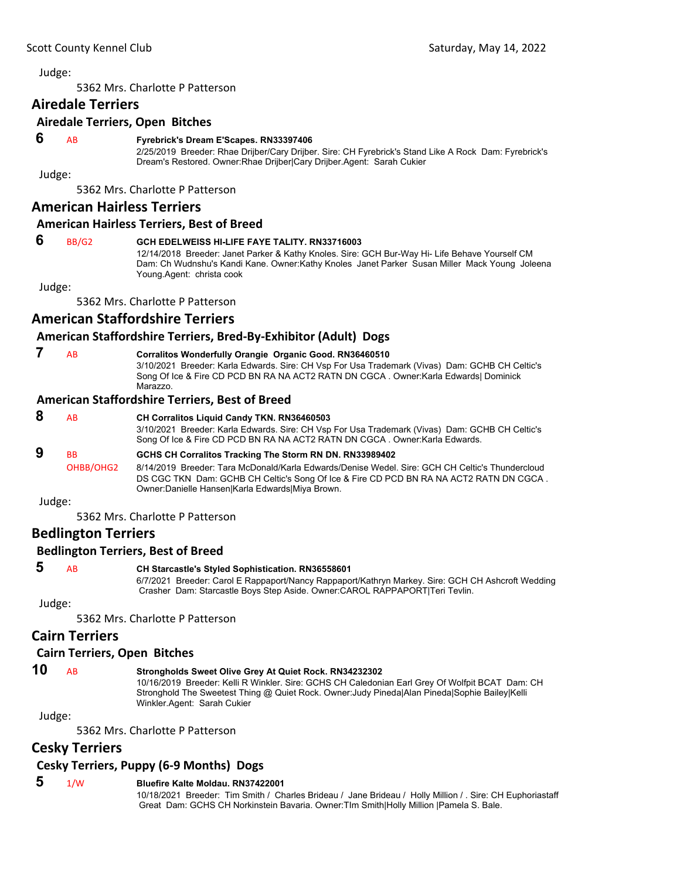Judge:

5362 Mrs. Charlotte P Patterson

## Airedale Terriers

### Airedale Terriers, Open Bitches

**6** AB **Fyrebrick's Dream E'Scapes. RN33397406**
2/25/2019 Breeder: Rhae Drijber/Cary Drijber. Sire: CH Fyrebrick's Stand Like A Rock Dam: Fyrebrick's Dream's Restored. Owner:Rhae Drijber|Cary Drijber.Agent: Sarah Cukier

Judge:

5362 Mrs. Charlotte P Patterson

## American Hairless Terriers

### American Hairless Terriers, Best of Breed

**6** BB/G2 **GCH EDELWEISS HI-LIFE FAYE TALITY. RN33716003**
12/14/2018 Breeder: Janet Parker & Kathy Knoles. Sire: GCH Bur-Way Hi- Life Behave Yourself CM Dam: Ch Wudnshu's Kandi Kane. Owner:Kathy Knoles Janet Parker Susan Miller Mack Young Joleena Young.Agent: christa cook

Judge:

5362 Mrs. Charlotte P Patterson

## American Staffordshire Terriers

### American Staffordshire Terriers, Bred-By-Exhibitor (Adult) Dogs

**7** AB **Corralitos Wonderfully Orangie Organic Good. RN36460510**
3/10/2021 Breeder: Karla Edwards. Sire: CH Vsp For Usa Trademark (Vivas) Dam: GCHB CH Celtic's Song Of Ice & Fire CD PCD BN RA NA ACT2 RATN DN CGCA . Owner:Karla Edwards| Dominick Marazzo.

### American Staffordshire Terriers, Best of Breed

**8** AB **CH Corralitos Liquid Candy TKN. RN36460503**
3/10/2021 Breeder: Karla Edwards. Sire: CH Vsp For Usa Trademark (Vivas) Dam: GCHB CH Celtic's Song Of Ice & Fire CD PCD BN RA NA ACT2 RATN DN CGCA . Owner:Karla Edwards.

**9** BB OHBB/OHG2 **GCHS CH Corralitos Tracking The Storm RN DN. RN33989402**
8/14/2019 Breeder: Tara McDonald/Karla Edwards/Denise Wedel. Sire: GCH CH Celtic's Thundercloud DS CGC TKN Dam: GCHB CH Celtic's Song Of Ice & Fire CD PCD BN RA NA ACT2 RATN DN CGCA . Owner:Danielle Hansen|Karla Edwards|Miya Brown.

Judge:

5362 Mrs. Charlotte P Patterson

## Bedlington Terriers

### Bedlington Terriers, Best of Breed

**5** AB **CH Starcastle's Styled Sophistication. RN36558601**
6/7/2021 Breeder: Carol E Rappaport/Nancy Rappaport/Kathryn Markey. Sire: GCH CH Ashcroft Wedding Crasher Dam: Starcastle Boys Step Aside. Owner:CAROL RAPPAPORT|Teri Tevlin.

Judge:

5362 Mrs. Charlotte P Patterson

## Cairn Terriers

### Cairn Terriers, Open Bitches

**10** AB **Strongholds Sweet Olive Grey At Quiet Rock. RN34232302**
10/16/2019 Breeder: Kelli R Winkler. Sire: GCHS CH Caledonian Earl Grey Of Wolfpit BCAT Dam: CH Stronghold The Sweetest Thing @ Quiet Rock. Owner:Judy Pineda|Alan Pineda|Sophie Bailey|Kelli Winkler.Agent: Sarah Cukier

Judge:

5362 Mrs. Charlotte P Patterson

## Cesky Terriers

### Cesky Terriers, Puppy (6-9 Months) Dogs

**5** 1/W **Bluefire Kalte Moldau. RN37422001**
10/18/2021 Breeder: Tim Smith / Charles Brideau / Jane Brideau / Holly Million / . Sire: CH Euphoriastaff Great Dam: GCHS CH Norkinstein Bavaria. Owner:TIm Smith|Holly Million |Pamela S. Bale.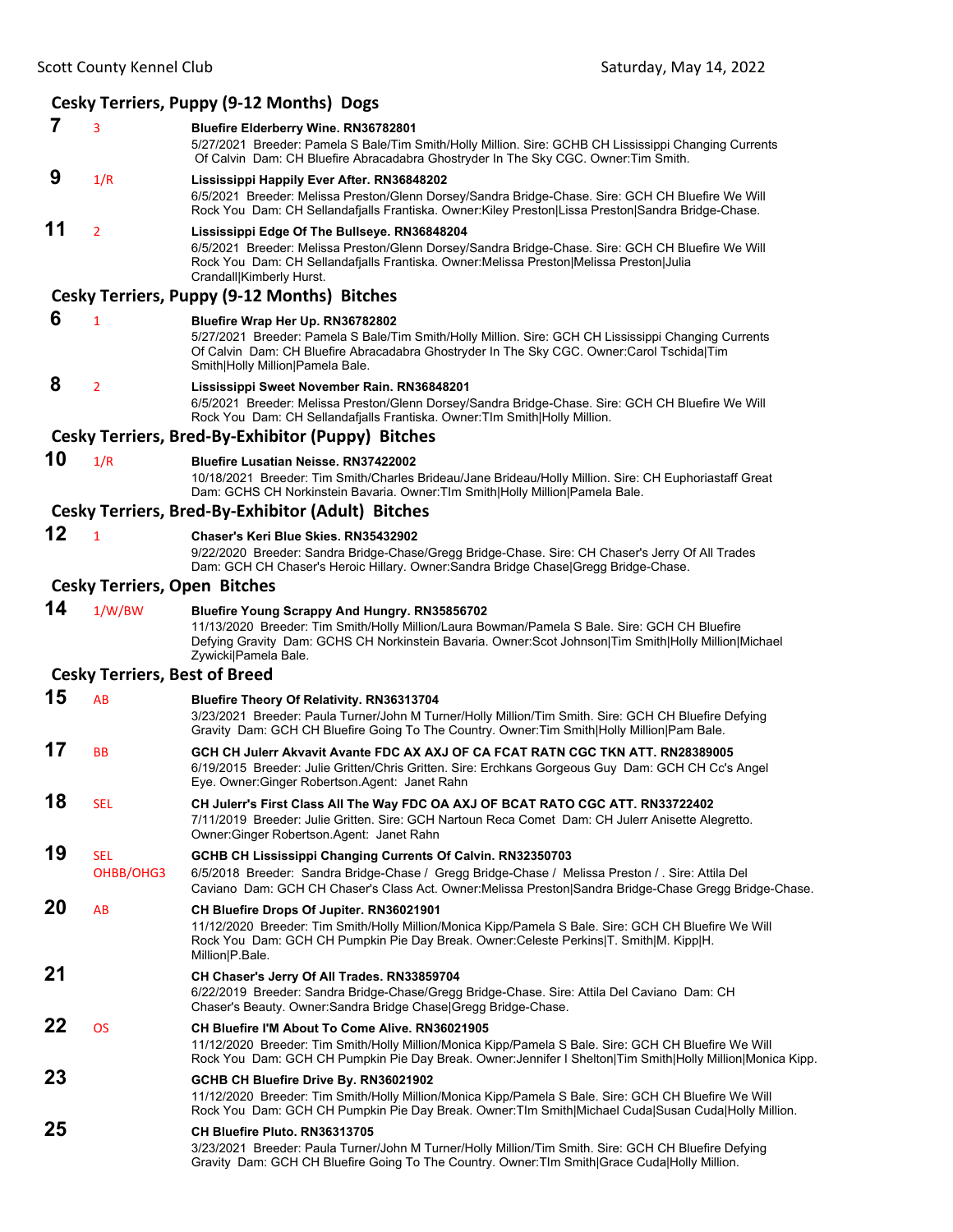### Cesky Terriers, Puppy (9-12 Months) Dogs

**7** 3 **Bluefire Elderberry Wine. RN36782801**
5/27/2021 Breeder: Pamela S Bale/Tim Smith/Holly Million. Sire: GCHB CH Lississippi Changing Currents Of Calvin Dam: CH Bluefire Abracadabra Ghostryder In The Sky CGC. Owner:Tim Smith.

**9** 1/R **Lississippi Happily Ever After. RN36848202**
6/5/2021 Breeder: Melissa Preston/Glenn Dorsey/Sandra Bridge-Chase. Sire: GCH CH Bluefire We Will Rock You Dam: CH Sellandafjalls Frantiska. Owner:Kiley Preston|Lissa Preston|Sandra Bridge-Chase.

**11** 2 **Lississippi Edge Of The Bullseye. RN36848204**
6/5/2021 Breeder: Melissa Preston/Glenn Dorsey/Sandra Bridge-Chase. Sire: GCH CH Bluefire We Will Rock You Dam: CH Sellandafjalls Frantiska. Owner:Melissa Preston|Melissa Preston|Julia Crandall|Kimberly Hurst.

### Cesky Terriers, Puppy (9-12 Months) Bitches

**6** 1 **Bluefire Wrap Her Up. RN36782802**
5/27/2021 Breeder: Pamela S Bale/Tim Smith/Holly Million. Sire: GCH CH Lississippi Changing Currents Of Calvin Dam: CH Bluefire Abracadabra Ghostryder In The Sky CGC. Owner:Carol Tschida|Tim Smith|Holly Million|Pamela Bale.

**8** 2 **Lississippi Sweet November Rain. RN36848201**
6/5/2021 Breeder: Melissa Preston/Glenn Dorsey/Sandra Bridge-Chase. Sire: GCH CH Bluefire We Will Rock You Dam: CH Sellandafjalls Frantiska. Owner:TIm Smith|Holly Million.

### Cesky Terriers, Bred-By-Exhibitor (Puppy) Bitches

**10** 1/R **Bluefire Lusatian Neisse. RN37422002**
10/18/2021 Breeder: Tim Smith/Charles Brideau/Jane Brideau/Holly Million. Sire: CH Euphoriastaff Great Dam: GCHS CH Norkinstein Bavaria. Owner:TIm Smith|Holly Million|Pamela Bale.

### Cesky Terriers, Bred-By-Exhibitor (Adult) Bitches

**12** 1 **Chaser's Keri Blue Skies. RN35432902**
9/22/2020 Breeder: Sandra Bridge-Chase/Gregg Bridge-Chase. Sire: CH Chaser's Jerry Of All Trades Dam: GCH CH Chaser's Heroic Hillary. Owner:Sandra Bridge Chase|Gregg Bridge-Chase.

### Cesky Terriers, Open Bitches

**14** 1/W/BW **Bluefire Young Scrappy And Hungry. RN35856702**
11/13/2020 Breeder: Tim Smith/Holly Million/Laura Bowman/Pamela S Bale. Sire: GCH CH Bluefire Defying Gravity Dam: GCHS CH Norkinstein Bavaria. Owner:Scot Johnson|Tim Smith|Holly Million|Michael Zywicki|Pamela Bale.

### Cesky Terriers, Best of Breed

**15** AB **Bluefire Theory Of Relativity. RN36313704**
3/23/2021 Breeder: Paula Turner/John M Turner/Holly Million/Tim Smith. Sire: GCH CH Bluefire Defying Gravity Dam: GCH CH Bluefire Going To The Country. Owner:Tim Smith|Holly Million|Pam Bale.

**17** BB **GCH CH Julerr Akvavit Avante FDC AX AXJ OF CA FCAT RATN CGC TKN ATT. RN28389005**
6/19/2015 Breeder: Julie Gritten/Chris Gritten. Sire: Erchkans Gorgeous Guy Dam: GCH CH Cc's Angel Eye. Owner:Ginger Robertson.Agent: Janet Rahn

**18** SEL **CH Julerr's First Class All The Way FDC OA AXJ OF BCAT RATO CGC ATT. RN33722402**
7/11/2019 Breeder: Julie Gritten. Sire: GCH Nartoun Reca Comet Dam: CH Julerr Anisette Alegretto. Owner:Ginger Robertson.Agent: Janet Rahn

**19** SEL OHBB/OHG3 **GCHB CH Lississippi Changing Currents Of Calvin. RN32350703**
6/5/2018 Breeder: Sandra Bridge-Chase / Gregg Bridge-Chase / Melissa Preston / . Sire: Attila Del Caviano Dam: GCH CH Chaser's Class Act. Owner:Melissa Preston|Sandra Bridge-Chase Gregg Bridge-Chase.

**20** AB **CH Bluefire Drops Of Jupiter. RN36021901**
11/12/2020 Breeder: Tim Smith/Holly Million/Monica Kipp/Pamela S Bale. Sire: GCH CH Bluefire We Will Rock You Dam: GCH CH Pumpkin Pie Day Break. Owner:Celeste Perkins|T. Smith|M. Kipp|H. Million|P.Bale.

**21** **CH Chaser's Jerry Of All Trades. RN33859704**
6/22/2019 Breeder: Sandra Bridge-Chase/Gregg Bridge-Chase. Sire: Attila Del Caviano Dam: CH Chaser's Beauty. Owner:Sandra Bridge Chase|Gregg Bridge-Chase.

**22** OS **CH Bluefire I'M About To Come Alive. RN36021905**
11/12/2020 Breeder: Tim Smith/Holly Million/Monica Kipp/Pamela S Bale. Sire: GCH CH Bluefire We Will Rock You Dam: GCH CH Pumpkin Pie Day Break. Owner:Jennifer I Shelton|Tim Smith|Holly Million|Monica Kipp.

**23** **GCHB CH Bluefire Drive By. RN36021902**
11/12/2020 Breeder: Tim Smith/Holly Million/Monica Kipp/Pamela S Bale. Sire: GCH CH Bluefire We Will Rock You Dam: GCH CH Pumpkin Pie Day Break. Owner:TIm Smith|Michael Cuda|Susan Cuda|Holly Million.

**25** **CH Bluefire Pluto. RN36313705**
3/23/2021 Breeder: Paula Turner/John M Turner/Holly Million/Tim Smith. Sire: GCH CH Bluefire Defying Gravity Dam: GCH CH Bluefire Going To The Country. Owner:TIm Smith|Grace Cuda|Holly Million.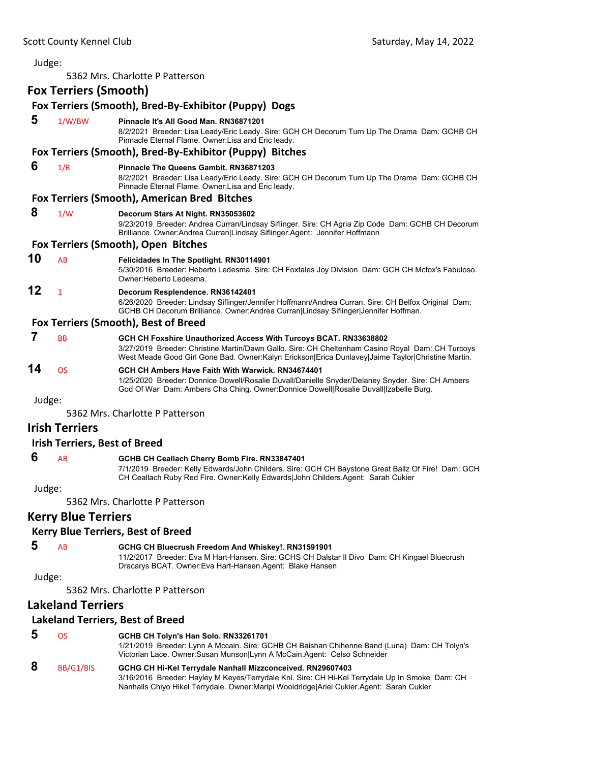Judge:

5362 Mrs. Charlotte P Patterson

## Fox Terriers (Smooth)

### Fox Terriers (Smooth), Bred-By-Exhibitor (Puppy) Dogs

**5** 1/W/BW **Pinnacle It's All Good Man. RN36871201**
8/2/2021 Breeder: Lisa Leady/Eric Leady. Sire: GCH CH Decorum Turn Up The Drama Dam: GCHB CH Pinnacle Eternal Flame. Owner:Lisa and Eric leady.

### Fox Terriers (Smooth), Bred-By-Exhibitor (Puppy) Bitches

**6** 1/R **Pinnacle The Queens Gambit. RN36871203**
8/2/2021 Breeder: Lisa Leady/Eric Leady. Sire: GCH CH Decorum Turn Up The Drama Dam: GCHB CH Pinnacle Eternal Flame. Owner:Lisa and Eric leady.

### Fox Terriers (Smooth), American Bred Bitches

**8** 1/W **Decorum Stars At Night. RN35053602**
9/23/2019 Breeder: Andrea Curran/Lindsay Siflinger. Sire: CH Agria Zip Code Dam: GCHB CH Decorum Brilliance. Owner:Andrea Curran|Lindsay Siflinger.Agent: Jennifer Hoffmann

### Fox Terriers (Smooth), Open Bitches

**10** AB **Felicidades In The Spotlight. RN30114901**
5/30/2016 Breeder: Heberto Ledesma. Sire: CH Foxtales Joy Division Dam: GCH CH Mcfox's Fabuloso. Owner:Heberto Ledesma.

**12** 1 **Decorum Resplendence. RN36142401**
6/26/2020 Breeder: Lindsay Siflinger/Jennifer Hoffmann/Andrea Curran. Sire: CH Belfox Original Dam: GCHB CH Decorum Brilliance. Owner:Andrea Curran|Lindsay Siflinger|Jennifer Hoffman.

### Fox Terriers (Smooth), Best of Breed

**7** BB **GCH CH Foxshire Unauthorized Access With Turcoys BCAT. RN33638802**
3/27/2019 Breeder: Christine Martin/Dawn Gallo. Sire: CH Cheltenham Casino Royal Dam: CH Turcoys West Meade Good Girl Gone Bad. Owner:Kalyn Erickson|Erica Dunlavey|Jaime Taylor|Christine Martin.

**14** OS **GCH CH Ambers Have Faith With Warwick. RN34674401**
1/25/2020 Breeder: Donnice Dowell/Rosalie Duvall/Danielle Snyder/Delaney Snyder. Sire: CH Ambers God Of War Dam: Ambers Cha Ching. Owner:Donnice Dowell|Rosalie Duvall|Izabelle Burg.

Judge:

5362 Mrs. Charlotte P Patterson

## Irish Terriers

### Irish Terriers, Best of Breed

**6** AB **GCHB CH Ceallach Cherry Bomb Fire. RN33847401**
7/1/2019 Breeder: Kelly Edwards/John Childers. Sire: GCH CH Baystone Great Ballz Of Fire! Dam: GCH CH Ceallach Ruby Red Fire. Owner:Kelly Edwards|John Childers.Agent: Sarah Cukier

Judge:

5362 Mrs. Charlotte P Patterson

## Kerry Blue Terriers

### Kerry Blue Terriers, Best of Breed

**5** AB **GCHG CH Bluecrush Freedom And Whiskey!. RN31591901**
11/2/2017 Breeder: Eva M Hart-Hansen. Sire: GCHS CH Dalstar Il Divo Dam: CH Kingael Bluecrush Dracarys BCAT. Owner:Eva Hart-Hansen.Agent: Blake Hansen

Judge:

5362 Mrs. Charlotte P Patterson

## Lakeland Terriers

### Lakeland Terriers, Best of Breed

**5** OS **GCHB CH Tolyn's Han Solo. RN33261701**
1/21/2019 Breeder: Lynn A Mccain. Sire: GCHB CH Baishan Chihenne Band (Luna) Dam: CH Tolyn's Victorian Lace. Owner:Susan Munson|Lynn A McCain.Agent: Celso Schneider

**8** BB/G1/BIS **GCHG CH Hi-Kel Terrydale Nanhall Mizzconceived. RN29607403**
3/16/2016 Breeder: Hayley M Keyes/Terrydale Knl. Sire: CH Hi-Kel Terrydale Up In Smoke Dam: CH Nanhalls Chiyo Hikel Terrydale. Owner:Maripi Wooldridge|Ariel Cukier.Agent: Sarah Cukier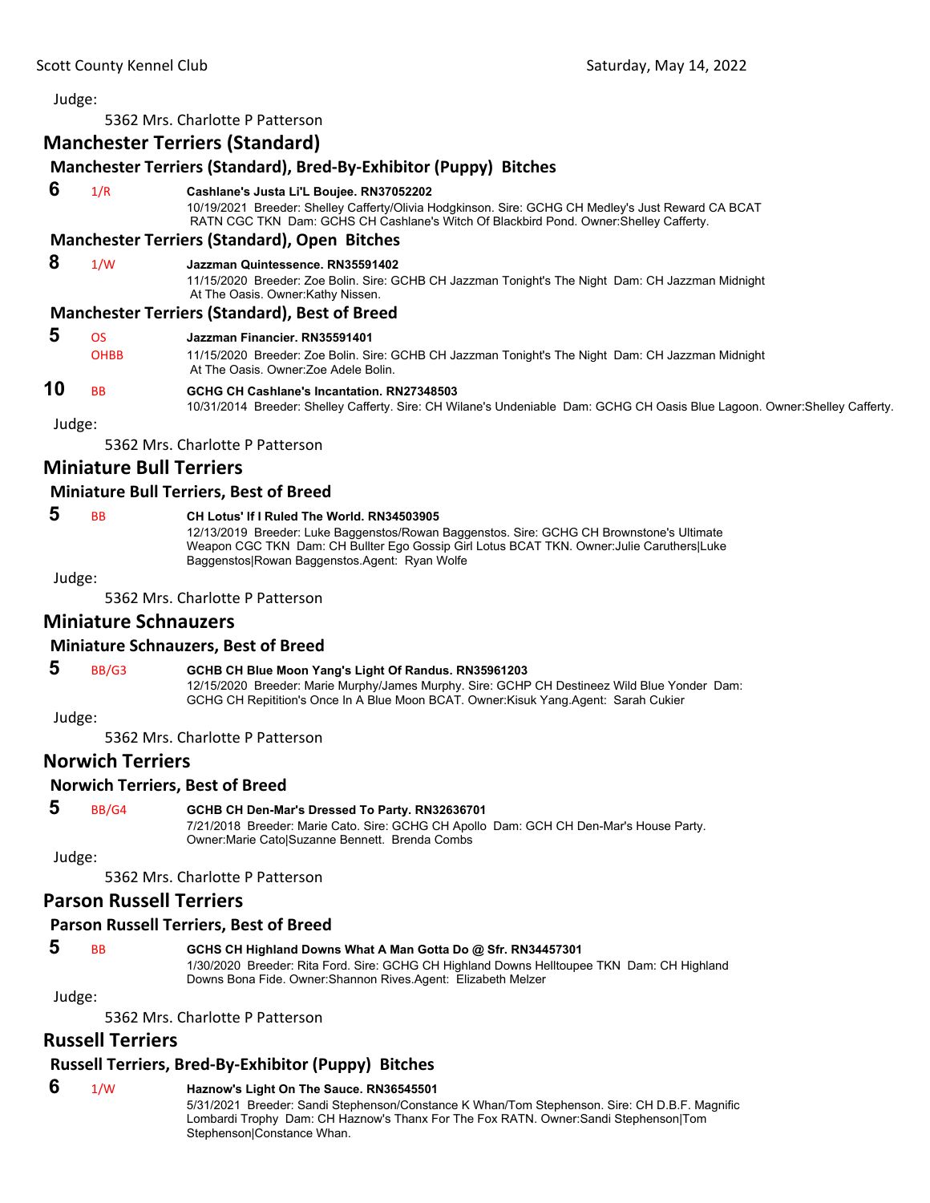Judge:

5362 Mrs. Charlotte P Patterson

## Manchester Terriers (Standard)

### Manchester Terriers (Standard), Bred-By-Exhibitor (Puppy) Bitches

**6** 1/R **Cashlane's Justa Li'L Boujee. RN37052202**
10/19/2021 Breeder: Shelley Cafferty/Olivia Hodgkinson. Sire: GCHG CH Medley's Just Reward CA BCAT RATN CGC TKN Dam: GCHS CH Cashlane's Witch Of Blackbird Pond. Owner:Shelley Cafferty.

### Manchester Terriers (Standard), Open Bitches

**8** 1/W **Jazzman Quintessence. RN35591402**
11/15/2020 Breeder: Zoe Bolin. Sire: GCHB CH Jazzman Tonight's The Night Dam: CH Jazzman Midnight At The Oasis. Owner:Kathy Nissen.

### Manchester Terriers (Standard), Best of Breed

**5** OS OHBB **Jazzman Financier. RN35591401**
11/15/2020 Breeder: Zoe Bolin. Sire: GCHB CH Jazzman Tonight's The Night Dam: CH Jazzman Midnight At The Oasis. Owner:Zoe Adele Bolin.

**10** BB **GCHG CH Cashlane's Incantation. RN27348503**
10/31/2014 Breeder: Shelley Cafferty. Sire: CH Wilane's Undeniable Dam: GCHG CH Oasis Blue Lagoon. Owner:Shelley Cafferty.

Judge:

5362 Mrs. Charlotte P Patterson

## Miniature Bull Terriers

### Miniature Bull Terriers, Best of Breed

**5** BB **CH Lotus' If I Ruled The World. RN34503905**
12/13/2019 Breeder: Luke Baggenstos/Rowan Baggenstos. Sire: GCHG CH Brownstone's Ultimate Weapon CGC TKN Dam: CH Bullter Ego Gossip Girl Lotus BCAT TKN. Owner:Julie Caruthers|Luke Baggenstos|Rowan Baggenstos.Agent: Ryan Wolfe

Judge:

5362 Mrs. Charlotte P Patterson

## Miniature Schnauzers

### Miniature Schnauzers, Best of Breed

**5** BB/G3 **GCHB CH Blue Moon Yang's Light Of Randus. RN35961203**
12/15/2020 Breeder: Marie Murphy/James Murphy. Sire: GCHP CH Destineez Wild Blue Yonder Dam: GCHG CH Repitition's Once In A Blue Moon BCAT. Owner:Kisuk Yang.Agent: Sarah Cukier

Judge:

5362 Mrs. Charlotte P Patterson

## Norwich Terriers

### Norwich Terriers, Best of Breed

**5** BB/G4 **GCHB CH Den-Mar's Dressed To Party. RN32636701**
7/21/2018 Breeder: Marie Cato. Sire: GCHG CH Apollo Dam: GCH CH Den-Mar's House Party. Owner:Marie Cato|Suzanne Bennett. Brenda Combs

Judge:

5362 Mrs. Charlotte P Patterson

## Parson Russell Terriers

### Parson Russell Terriers, Best of Breed

**5** BB **GCHS CH Highland Downs What A Man Gotta Do @ Sfr. RN34457301**
1/30/2020 Breeder: Rita Ford. Sire: GCHG CH Highland Downs Helltoupee TKN Dam: CH Highland Downs Bona Fide. Owner:Shannon Rives.Agent: Elizabeth Melzer

Judge:

5362 Mrs. Charlotte P Patterson

## Russell Terriers

### Russell Terriers, Bred-By-Exhibitor (Puppy) Bitches

**6** 1/W **Haznow's Light On The Sauce. RN36545501**
5/31/2021 Breeder: Sandi Stephenson/Constance K Whan/Tom Stephenson. Sire: CH D.B.F. Magnific Lombardi Trophy Dam: CH Haznow's Thanx For The Fox RATN. Owner:Sandi Stephenson|Tom Stephenson|Constance Whan.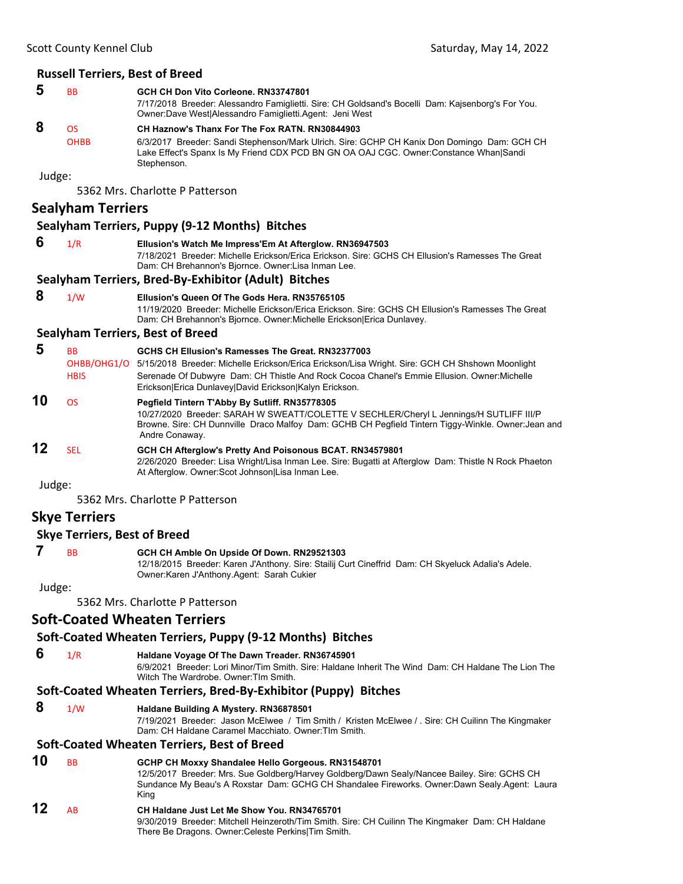### Russell Terriers, Best of Breed

**5** BB **GCH CH Don Vito Corleone. RN33747801**
7/17/2018 Breeder: Alessandro Famiglietti. Sire: CH Goldsand's Bocelli Dam: Kajsenborg's For You. Owner:Dave West|Alessandro Famiglietti.Agent: Jeni West

**8** OS OHBB **CH Haznow's Thanx For The Fox RATN. RN30844903**
6/3/2017 Breeder: Sandi Stephenson/Mark Ulrich. Sire: GCHP CH Kanix Don Domingo Dam: GCH CH Lake Effect's Spanx Is My Friend CDX PCD BN GN OA OAJ CGC. Owner:Constance Whan|Sandi Stephenson.

Judge:

5362 Mrs. Charlotte P Patterson

## Sealyham Terriers

### Sealyham Terriers, Puppy (9-12 Months) Bitches

**6** 1/R **Ellusion's Watch Me Impress'Em At Afterglow. RN36947503**
7/18/2021 Breeder: Michelle Erickson/Erica Erickson. Sire: GCHS CH Ellusion's Ramesses The Great Dam: CH Brehannon's Bjornce. Owner:Lisa Inman Lee.

### Sealyham Terriers, Bred-By-Exhibitor (Adult) Bitches

**8** 1/W **Ellusion's Queen Of The Gods Hera. RN35765105**
11/19/2020 Breeder: Michelle Erickson/Erica Erickson. Sire: GCHS CH Ellusion's Ramesses The Great Dam: CH Brehannon's Bjornce. Owner:Michelle Erickson|Erica Dunlavey.

### Sealyham Terriers, Best of Breed

**5** BB OHBB/OHG1/OHBIS **GCHS CH Ellusion's Ramesses The Great. RN32377003**
5/15/2018 Breeder: Michelle Erickson/Erica Erickson/Lisa Wright. Sire: GCH CH Shshown Moonlight Serenade Of Dubwyre Dam: CH Thistle And Rock Cocoa Chanel's Emmie Ellusion. Owner:Michelle Erickson|Erica Dunlavey|David Erickson|Kalyn Erickson.

**10** OS **Pegfield Tintern T'Abby By Sutliff. RN35778305**
10/27/2020 Breeder: SARAH W SWEATT/COLETTE V SECHLER/Cheryl L Jennings/H SUTLIFF III/P Browne. Sire: CH Dunnville Draco Malfoy Dam: GCHB CH Pegfield Tintern Tiggy-Winkle. Owner:Jean and Andre Conaway.

**12** SEL **GCH CH Afterglow's Pretty And Poisonous BCAT. RN34579801**
2/26/2020 Breeder: Lisa Wright/Lisa Inman Lee. Sire: Bugatti at Afterglow Dam: Thistle N Rock Phaeton At Afterglow. Owner:Scot Johnson|Lisa Inman Lee.

Judge:

5362 Mrs. Charlotte P Patterson

## Skye Terriers

### Skye Terriers, Best of Breed

**7** BB **GCH CH Amble On Upside Of Down. RN29521303**
12/18/2015 Breeder: Karen J'Anthony. Sire: Stailij Curt Cineffrid Dam: CH Skyeluck Adalia's Adele. Owner:Karen J'Anthony.Agent: Sarah Cukier

Judge:

5362 Mrs. Charlotte P Patterson

## Soft-Coated Wheaten Terriers

### Soft-Coated Wheaten Terriers, Puppy (9-12 Months) Bitches

**6** 1/R **Haldane Voyage Of The Dawn Treader. RN36745901**
6/9/2021 Breeder: Lori Minor/Tim Smith. Sire: Haldane Inherit The Wind Dam: CH Haldane The Lion The Witch The Wardrobe. Owner:TIm Smith.

### Soft-Coated Wheaten Terriers, Bred-By-Exhibitor (Puppy) Bitches

**8** 1/W **Haldane Building A Mystery. RN36878501**
7/19/2021 Breeder: Jason McElwee / Tim Smith / Kristen McElwee / . Sire: CH Cuilinn The Kingmaker Dam: CH Haldane Caramel Macchiato. Owner:TIm Smith.

### Soft-Coated Wheaten Terriers, Best of Breed

**10** BB **GCHP CH Moxxy Shandalee Hello Gorgeous. RN31548701**
12/5/2017 Breeder: Mrs. Sue Goldberg/Harvey Goldberg/Dawn Sealy/Nancee Bailey. Sire: GCHS CH Sundance My Beau's A Roxstar Dam: GCHG CH Shandalee Fireworks. Owner:Dawn Sealy.Agent: Laura King

**12** AB **CH Haldane Just Let Me Show You. RN34765701**
9/30/2019 Breeder: Mitchell Heinzeroth/Tim Smith. Sire: CH Cuilinn The Kingmaker Dam: CH Haldane There Be Dragons. Owner:Celeste Perkins|Tim Smith.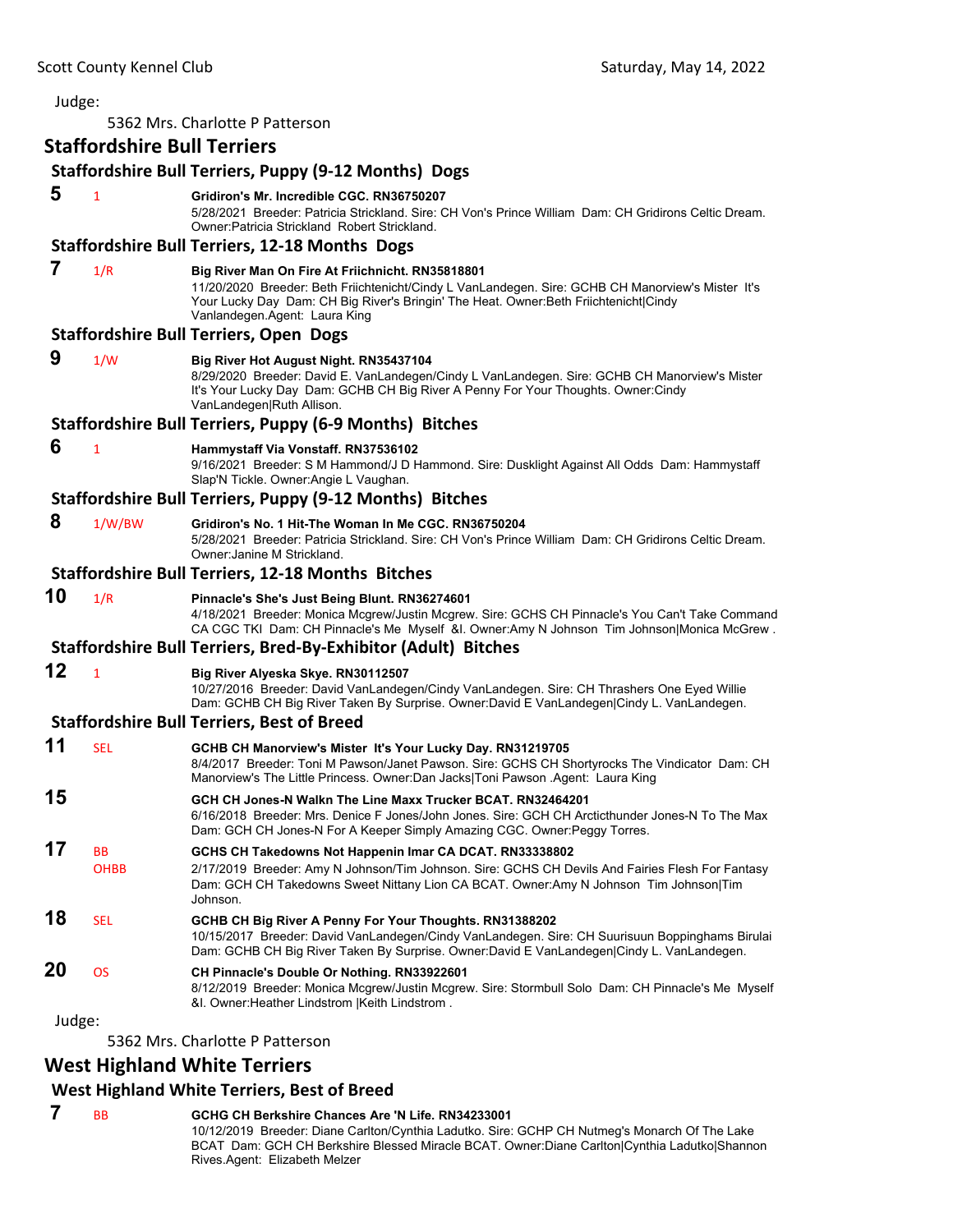Judge:

5362 Mrs. Charlotte P Patterson

## Staffordshire Bull Terriers

### Staffordshire Bull Terriers, Puppy (9-12 Months) Dogs

**5** 1 **Gridiron's Mr. Incredible CGC. RN36750207**
5/28/2021 Breeder: Patricia Strickland. Sire: CH Von's Prince William Dam: CH Gridirons Celtic Dream. Owner:Patricia Strickland Robert Strickland.

### Staffordshire Bull Terriers, 12-18 Months Dogs

**7** 1/R **Big River Man On Fire At Friichnicht. RN35818801**
11/20/2020 Breeder: Beth Friichtenicht/Cindy L VanLandegen. Sire: GCHB CH Manorview's Mister It's Your Lucky Day Dam: CH Big River's Bringin' The Heat. Owner:Beth Friichtenicht|Cindy Vanlandegen.Agent: Laura King

### Staffordshire Bull Terriers, Open Dogs

**9** 1/W **Big River Hot August Night. RN35437104**
8/29/2020 Breeder: David E. VanLandegen/Cindy L VanLandegen. Sire: GCHB CH Manorview's Mister It's Your Lucky Day Dam: GCHB CH Big River A Penny For Your Thoughts. Owner:Cindy VanLandegen|Ruth Allison.

### Staffordshire Bull Terriers, Puppy (6-9 Months) Bitches

**6** 1 **Hammystaff Via Vonstaff. RN37536102**
9/16/2021 Breeder: S M Hammond/J D Hammond. Sire: Dusklight Against All Odds Dam: Hammystaff Slap'N Tickle. Owner:Angie L Vaughan.

### Staffordshire Bull Terriers, Puppy (9-12 Months) Bitches

**8** 1/W/BW **Gridiron's No. 1 Hit-The Woman In Me CGC. RN36750204**
5/28/2021 Breeder: Patricia Strickland. Sire: CH Von's Prince William Dam: CH Gridirons Celtic Dream. Owner:Janine M Strickland.

### Staffordshire Bull Terriers, 12-18 Months Bitches

**10** 1/R **Pinnacle's She's Just Being Blunt. RN36274601**
4/18/2021 Breeder: Monica Mcgrew/Justin Mcgrew. Sire: GCHS CH Pinnacle's You Can't Take Command CA CGC TKI Dam: CH Pinnacle's Me Myself &I. Owner:Amy N Johnson Tim Johnson|Monica McGrew .

### Staffordshire Bull Terriers, Bred-By-Exhibitor (Adult) Bitches

**12** 1 **Big River Alyeska Skye. RN30112507**
10/27/2016 Breeder: David VanLandegen/Cindy VanLandegen. Sire: CH Thrashers One Eyed Willie Dam: GCHB CH Big River Taken By Surprise. Owner:David E VanLandegen|Cindy L. VanLandegen.

### Staffordshire Bull Terriers, Best of Breed

**11** SEL **GCHB CH Manorview's Mister It's Your Lucky Day. RN31219705**
8/4/2017 Breeder: Toni M Pawson/Janet Pawson. Sire: GCHS CH Shortyrocks The Vindicator Dam: CH Manorview's The Little Princess. Owner:Dan Jacks|Toni Pawson .Agent: Laura King

**15** **GCH CH Jones-N Walkn The Line Maxx Trucker BCAT. RN32464201**
6/16/2018 Breeder: Mrs. Denice F Jones/John Jones. Sire: GCH CH Arcticthunder Jones-N To The Max Dam: GCH CH Jones-N For A Keeper Simply Amazing CGC. Owner:Peggy Torres.

**17** BB OHBB **GCHS CH Takedowns Not Happenin Imar CA DCAT. RN33338802**
2/17/2019 Breeder: Amy N Johnson/Tim Johnson. Sire: GCHS CH Devils And Fairies Flesh For Fantasy Dam: GCH CH Takedowns Sweet Nittany Lion CA BCAT. Owner:Amy N Johnson Tim Johnson|Tim Johnson.

**18** SEL **GCHB CH Big River A Penny For Your Thoughts. RN31388202**
10/15/2017 Breeder: David VanLandegen/Cindy VanLandegen. Sire: CH Suurisuun Boppinghams Birulai Dam: GCHB CH Big River Taken By Surprise. Owner:David E VanLandegen|Cindy L. VanLandegen.

**20** OS **CH Pinnacle's Double Or Nothing. RN33922601**
8/12/2019 Breeder: Monica Mcgrew/Justin Mcgrew. Sire: Stormbull Solo Dam: CH Pinnacle's Me Myself &I. Owner:Heather Lindstrom |Keith Lindstrom .

Judge:

5362 Mrs. Charlotte P Patterson

## West Highland White Terriers

### West Highland White Terriers, Best of Breed

**7** BB **GCHG CH Berkshire Chances Are 'N Life. RN34233001**
10/12/2019 Breeder: Diane Carlton/Cynthia Ladutko. Sire: GCHP CH Nutmeg's Monarch Of The Lake BCAT Dam: GCH CH Berkshire Blessed Miracle BCAT. Owner:Diane Carlton|Cynthia Ladutko|Shannon Rives.Agent: Elizabeth Melzer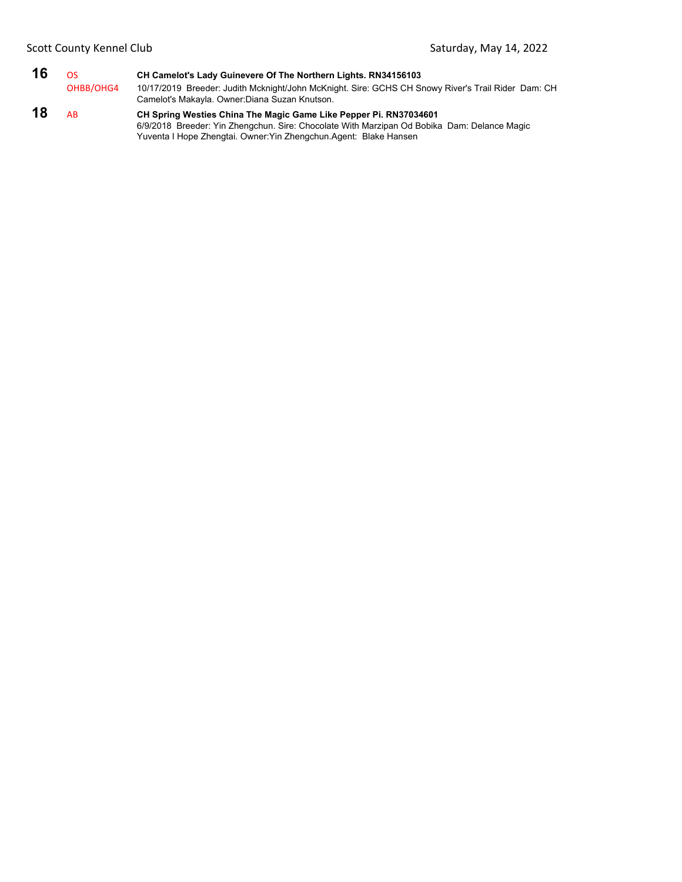**16** OS
OHBB/OHG4

**CH Camelot's Lady Guinevere Of The Northern Lights. RN34156103**
10/17/2019 Breeder: Judith Mcknight/John McKnight. Sire: GCHS CH Snowy River's Trail Rider Dam: CH Camelot's Makayla. Owner:Diana Suzan Knutson.

**18** AB

**CH Spring Westies China The Magic Game Like Pepper Pi. RN37034601**
6/9/2018 Breeder: Yin Zhengchun. Sire: Chocolate With Marzipan Od Bobika Dam: Delance Magic Yuventa I Hope Zhengtai. Owner:Yin Zhengchun.Agent: Blake Hansen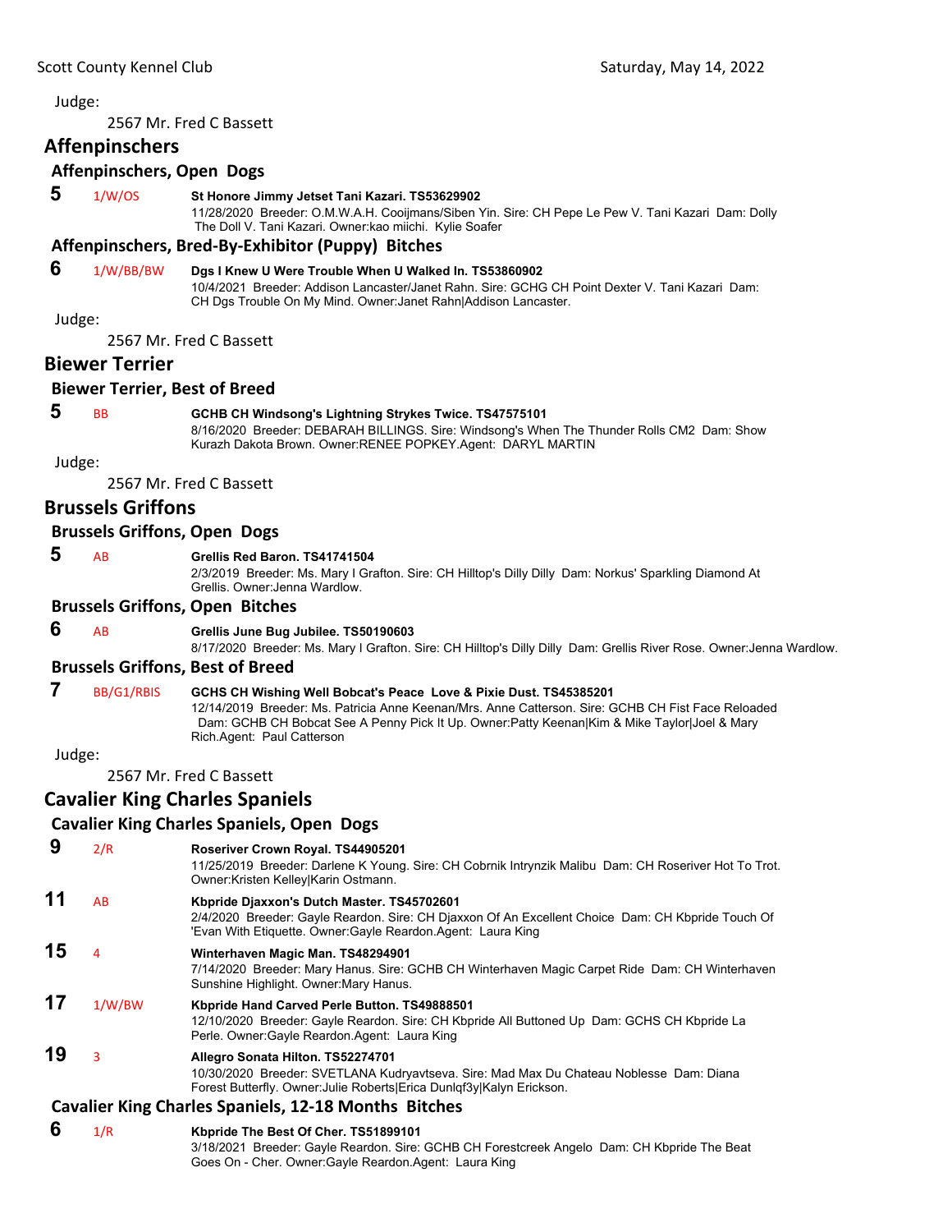Judge:

2567 Mr. Fred C Bassett

## Affenpinschers

### Affenpinschers, Open Dogs

**5** 1/W/OS **St Honore Jimmy Jetset Tani Kazari. TS53629902**
11/28/2020 Breeder: O.M.W.A.H. Cooijmans/Siben Yin. Sire: CH Pepe Le Pew V. Tani Kazari Dam: Dolly The Doll V. Tani Kazari. Owner:kao miichi. Kylie Soafer

### Affenpinschers, Bred-By-Exhibitor (Puppy) Bitches

**6** 1/W/BB/BW **Dgs I Knew U Were Trouble When U Walked In. TS53860902**
10/4/2021 Breeder: Addison Lancaster/Janet Rahn. Sire: GCHG CH Point Dexter V. Tani Kazari Dam: CH Dgs Trouble On My Mind. Owner:Janet Rahn|Addison Lancaster.

Judge:

2567 Mr. Fred C Bassett

## Biewer Terrier

### Biewer Terrier, Best of Breed

**5** BB **GCHB CH Windsong's Lightning Strykes Twice. TS47575101**
8/16/2020 Breeder: DEBARAH BILLINGS. Sire: Windsong's When The Thunder Rolls CM2 Dam: Show Kurazh Dakota Brown. Owner:RENEE POPKEY.Agent: DARYL MARTIN

Judge:

2567 Mr. Fred C Bassett

## Brussels Griffons

### Brussels Griffons, Open Dogs

**5** AB **Grellis Red Baron. TS41741504**
2/3/2019 Breeder: Ms. Mary I Grafton. Sire: CH Hilltop's Dilly Dilly Dam: Norkus' Sparkling Diamond At Grellis. Owner:Jenna Wardlow.

### Brussels Griffons, Open Bitches

**6** AB **Grellis June Bug Jubilee. TS50190603**
8/17/2020 Breeder: Ms. Mary I Grafton. Sire: CH Hilltop's Dilly Dilly Dam: Grellis River Rose. Owner:Jenna Wardlow.

### Brussels Griffons, Best of Breed

**7** BB/G1/RBIS **GCHS CH Wishing Well Bobcat's Peace Love & Pixie Dust. TS45385201**
12/14/2019 Breeder: Ms. Patricia Anne Keenan/Mrs. Anne Catterson. Sire: GCHB CH Fist Face Reloaded Dam: GCHB CH Bobcat See A Penny Pick It Up. Owner:Patty Keenan|Kim & Mike Taylor|Joel & Mary Rich.Agent: Paul Catterson

Judge:

2567 Mr. Fred C Bassett

## Cavalier King Charles Spaniels

### Cavalier King Charles Spaniels, Open Dogs

**9** 2/R **Roseriver Crown Royal. TS44905201**
11/25/2019 Breeder: Darlene K Young. Sire: CH Cobrnik Intrynzik Malibu Dam: CH Roseriver Hot To Trot. Owner:Kristen Kelley|Karin Ostmann.

**11** AB **Kbpride Djaxxon's Dutch Master. TS45702601**
2/4/2020 Breeder: Gayle Reardon. Sire: CH Djaxxon Of An Excellent Choice Dam: CH Kbpride Touch Of 'Evan With Etiquette. Owner:Gayle Reardon.Agent: Laura King

**15** 4 **Winterhaven Magic Man. TS48294901**
7/14/2020 Breeder: Mary Hanus. Sire: GCHB CH Winterhaven Magic Carpet Ride Dam: CH Winterhaven Sunshine Highlight. Owner:Mary Hanus.

**17** 1/W/BW **Kbpride Hand Carved Perle Button. TS49888501**
12/10/2020 Breeder: Gayle Reardon. Sire: CH Kbpride All Buttoned Up Dam: GCHS CH Kbpride La Perle. Owner:Gayle Reardon.Agent: Laura King

**19** 3 **Allegro Sonata Hilton. TS52274701**
10/30/2020 Breeder: SVETLANA Kudryavtseva. Sire: Mad Max Du Chateau Noblesse Dam: Diana Forest Butterfly. Owner:Julie Roberts|Erica Dunlqf3y|Kalyn Erickson.

### Cavalier King Charles Spaniels, 12-18 Months Bitches

**6** 1/R **Kbpride The Best Of Cher. TS51899101**
3/18/2021 Breeder: Gayle Reardon. Sire: GCHB CH Forestcreek Angelo Dam: CH Kbpride The Beat Goes On - Cher. Owner:Gayle Reardon.Agent: Laura King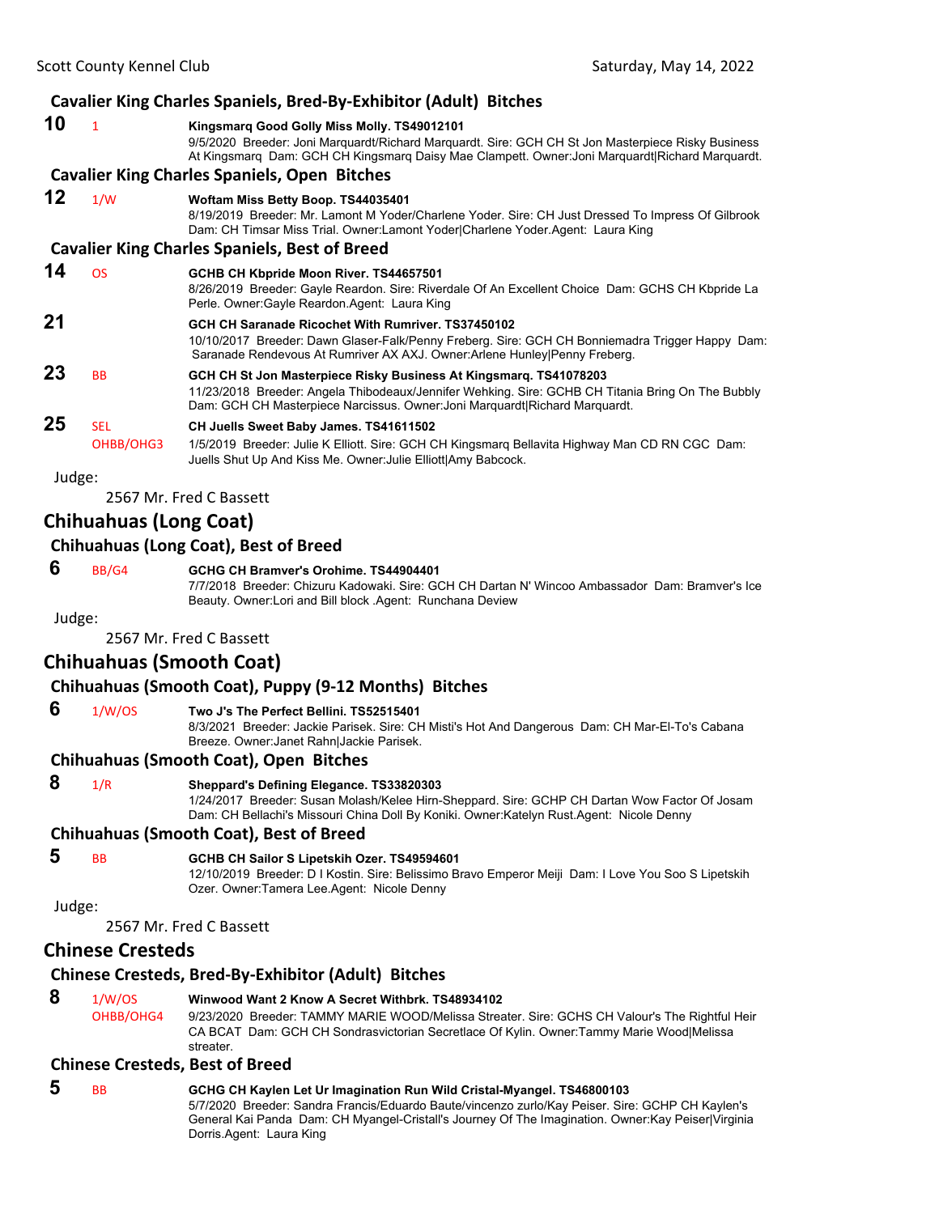### Cavalier King Charles Spaniels, Bred-By-Exhibitor (Adult) Bitches

**10** 1 **Kingsmarq Good Golly Miss Molly. TS49012101**
9/5/2020 Breeder: Joni Marquardt/Richard Marquardt. Sire: GCH CH St Jon Masterpiece Risky Business At Kingsmarq Dam: GCH CH Kingsmarq Daisy Mae Clampett. Owner:Joni Marquardt|Richard Marquardt.

### Cavalier King Charles Spaniels, Open Bitches

**12** 1/W **Woftam Miss Betty Boop. TS44035401**
8/19/2019 Breeder: Mr. Lamont M Yoder/Charlene Yoder. Sire: CH Just Dressed To Impress Of Gilbrook Dam: CH Timsar Miss Trial. Owner:Lamont Yoder|Charlene Yoder.Agent: Laura King

### Cavalier King Charles Spaniels, Best of Breed

**14** OS **GCHB CH Kbpride Moon River. TS44657501**
8/26/2019 Breeder: Gayle Reardon. Sire: Riverdale Of An Excellent Choice Dam: GCHS CH Kbpride La Perle. Owner:Gayle Reardon.Agent: Laura King

**21** **GCH CH Saranade Ricochet With Rumriver. TS37450102**
10/10/2017 Breeder: Dawn Glaser-Falk/Penny Freberg. Sire: GCH CH Bonniemadra Trigger Happy Dam: Saranade Rendevous At Rumriver AX AXJ. Owner:Arlene Hunley|Penny Freberg.

**23** BB **GCH CH St Jon Masterpiece Risky Business At Kingsmarq. TS41078203**
11/23/2018 Breeder: Angela Thibodeaux/Jennifer Wehking. Sire: GCHB CH Titania Bring On The Bubbly Dam: GCH CH Masterpiece Narcissus. Owner:Joni Marquardt|Richard Marquardt.

**25** SEL OHBB/OHG3 **CH Juells Sweet Baby James. TS41611502**
1/5/2019 Breeder: Julie K Elliott. Sire: GCH CH Kingsmarq Bellavita Highway Man CD RN CGC Dam: Juells Shut Up And Kiss Me. Owner:Julie Elliott|Amy Babcock.

Judge:
2567 Mr. Fred C Bassett

## Chihuahuas (Long Coat)

### Chihuahuas (Long Coat), Best of Breed

**6** BB/G4 **GCHG CH Bramver's Orohime. TS44904401**
7/7/2018 Breeder: Chizuru Kadowaki. Sire: GCH CH Dartan N' Wincoo Ambassador Dam: Bramver's Ice Beauty. Owner:Lori and Bill block .Agent: Runchana Deview

Judge:
2567 Mr. Fred C Bassett

## Chihuahuas (Smooth Coat)

### Chihuahuas (Smooth Coat), Puppy (9-12 Months) Bitches

**6** 1/W/OS **Two J's The Perfect Bellini. TS52515401**
8/3/2021 Breeder: Jackie Parisek. Sire: CH Misti's Hot And Dangerous Dam: CH Mar-El-To's Cabana Breeze. Owner:Janet Rahn|Jackie Parisek.

### Chihuahuas (Smooth Coat), Open Bitches

**8** 1/R **Sheppard's Defining Elegance. TS33820303**
1/24/2017 Breeder: Susan Molash/Kelee Hirn-Sheppard. Sire: GCHP CH Dartan Wow Factor Of Josam Dam: CH Bellachi's Missouri China Doll By Koniki. Owner:Katelyn Rust.Agent: Nicole Denny

### Chihuahuas (Smooth Coat), Best of Breed

**5** BB **GCHB CH Sailor S Lipetskih Ozer. TS49594601**
12/10/2019 Breeder: D I Kostin. Sire: Belissimo Bravo Emperor Meiji Dam: I Love You Soo S Lipetskih Ozer. Owner:Tamera Lee.Agent: Nicole Denny

Judge:
2567 Mr. Fred C Bassett

## Chinese Cresteds

### Chinese Cresteds, Bred-By-Exhibitor (Adult) Bitches

**8** 1/W/OS OHBB/OHG4 **Winwood Want 2 Know A Secret Withbrk. TS48934102**
9/23/2020 Breeder: TAMMY MARIE WOOD/Melissa Streater. Sire: GCHS CH Valour's The Rightful Heir CA BCAT Dam: GCH CH Sondrasvictorian Secretlace Of Kylin. Owner:Tammy Marie Wood|Melissa streater.

### Chinese Cresteds, Best of Breed

**5** BB **GCHG CH Kaylen Let Ur Imagination Run Wild Cristal-Myangel. TS46800103**
5/7/2020 Breeder: Sandra Francis/Eduardo Baute/vincenzo zurlo/Kay Peiser. Sire: GCHP CH Kaylen's General Kai Panda Dam: CH Myangel-Cristall's Journey Of The Imagination. Owner:Kay Peiser|Virginia Dorris.Agent: Laura King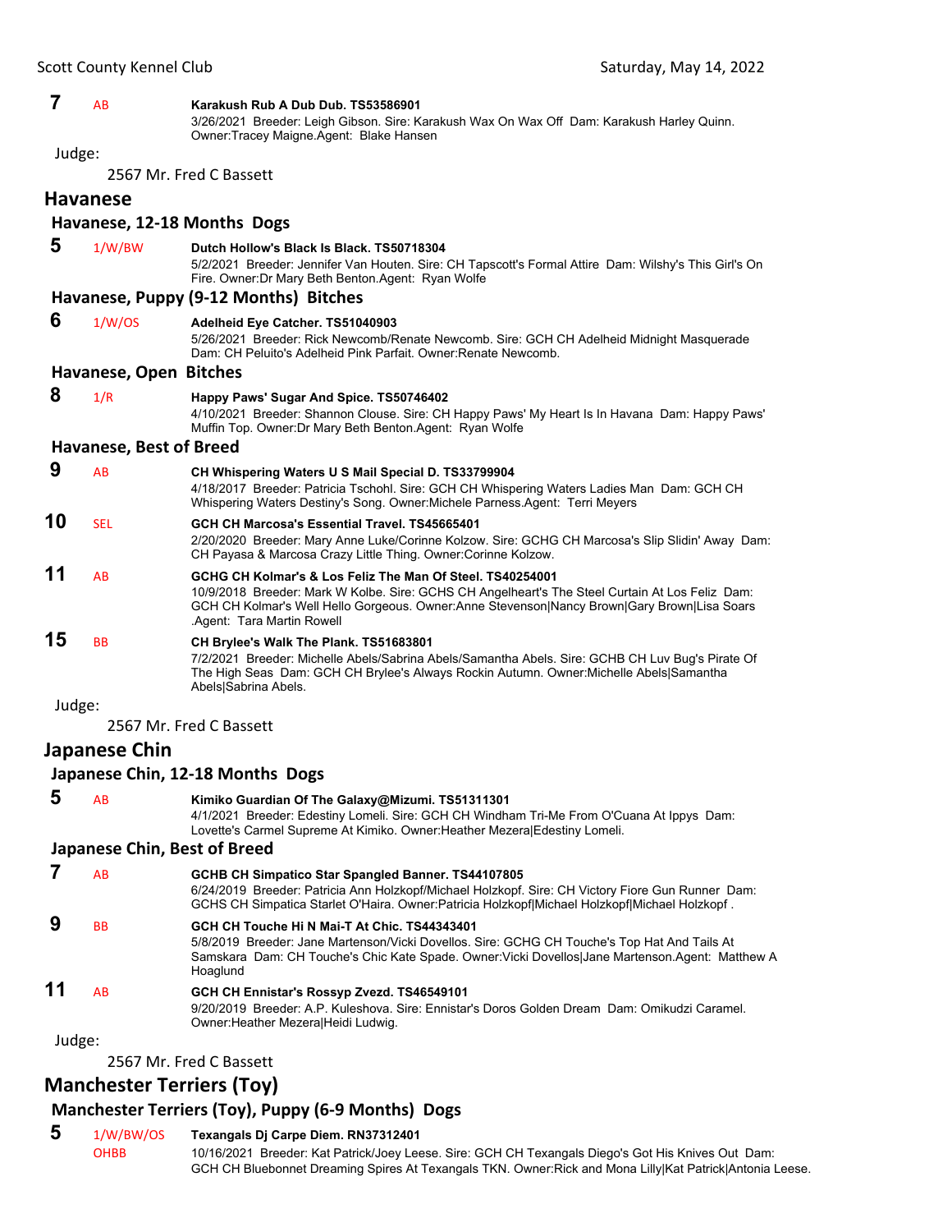**7** AB **Karakush Rub A Dub Dub. TS53586901**
3/26/2021 Breeder: Leigh Gibson. Sire: Karakush Wax On Wax Off Dam: Karakush Harley Quinn. Owner:Tracey Maigne.Agent: Blake Hansen

Judge:

2567 Mr. Fred C Bassett

## Havanese

### Havanese, 12-18 Months Dogs

**5** 1/W/BW **Dutch Hollow's Black Is Black. TS50718304**
5/2/2021 Breeder: Jennifer Van Houten. Sire: CH Tapscott's Formal Attire Dam: Wilshy's This Girl's On Fire. Owner:Dr Mary Beth Benton.Agent: Ryan Wolfe

### Havanese, Puppy (9-12 Months) Bitches

**6** 1/W/OS **Adelheid Eye Catcher. TS51040903**
5/26/2021 Breeder: Rick Newcomb/Renate Newcomb. Sire: GCH CH Adelheid Midnight Masquerade Dam: CH Peluito's Adelheid Pink Parfait. Owner:Renate Newcomb.

### Havanese, Open Bitches

**8** 1/R **Happy Paws' Sugar And Spice. TS50746402**
4/10/2021 Breeder: Shannon Clouse. Sire: CH Happy Paws' My Heart Is In Havana Dam: Happy Paws' Muffin Top. Owner:Dr Mary Beth Benton.Agent: Ryan Wolfe

### Havanese, Best of Breed

**9** AB **CH Whispering Waters U S Mail Special D. TS33799904**
4/18/2017 Breeder: Patricia Tschohl. Sire: GCH CH Whispering Waters Ladies Man Dam: GCH CH Whispering Waters Destiny's Song. Owner:Michele Parness.Agent: Terri Meyers

**10** SEL **GCH CH Marcosa's Essential Travel. TS45665401**
2/20/2020 Breeder: Mary Anne Luke/Corinne Kolzow. Sire: GCHG CH Marcosa's Slip Slidin' Away Dam: CH Payasa & Marcosa Crazy Little Thing. Owner:Corinne Kolzow.

**11** AB **GCHG CH Kolmar's & Los Feliz The Man Of Steel. TS40254001**
10/9/2018 Breeder: Mark W Kolbe. Sire: GCHS CH Angelheart's The Steel Curtain At Los Feliz Dam: GCH CH Kolmar's Well Hello Gorgeous. Owner:Anne Stevenson|Nancy Brown|Gary Brown|Lisa Soars .Agent: Tara Martin Rowell

**15** BB **CH Brylee's Walk The Plank. TS51683801**
7/2/2021 Breeder: Michelle Abels/Sabrina Abels/Samantha Abels. Sire: GCHB CH Luv Bug's Pirate Of The High Seas Dam: GCH CH Brylee's Always Rockin Autumn. Owner:Michelle Abels|Samantha Abels|Sabrina Abels.

Judge:

2567 Mr. Fred C Bassett

## Japanese Chin

### Japanese Chin, 12-18 Months Dogs

**5** AB **Kimiko Guardian Of The Galaxy@Mizumi. TS51311301**
4/1/2021 Breeder: Edestiny Lomeli. Sire: GCH CH Windham Tri-Me From O'Cuana At Ippys Dam: Lovette's Carmel Supreme At Kimiko. Owner:Heather Mezera|Edestiny Lomeli.

### Japanese Chin, Best of Breed

**7** AB **GCHB CH Simpatico Star Spangled Banner. TS44107805**
6/24/2019 Breeder: Patricia Ann Holzkopf/Michael Holzkopf. Sire: CH Victory Fiore Gun Runner Dam: GCHS CH Simpatica Starlet O'Haira. Owner:Patricia Holzkopf|Michael Holzkopf|Michael Holzkopf .

**9** BB **GCH CH Touche Hi N Mai-T At Chic. TS44343401**
5/8/2019 Breeder: Jane Martenson/Vicki Dovellos. Sire: GCHG CH Touche's Top Hat And Tails At Samskara Dam: CH Touche's Chic Kate Spade. Owner:Vicki Dovellos|Jane Martenson.Agent: Matthew A Hoaglund

**11** AB **GCH CH Ennistar's Rossyp Zvezd. TS46549101**
9/20/2019 Breeder: A.P. Kuleshova. Sire: Ennistar's Doros Golden Dream Dam: Omikudzi Caramel. Owner:Heather Mezera|Heidi Ludwig.

Judge:

2567 Mr. Fred C Bassett

## Manchester Terriers (Toy)

### Manchester Terriers (Toy), Puppy (6-9 Months) Dogs

**5** 1/W/BW/OS OHBB **Texangals Dj Carpe Diem. RN37312401**
10/16/2021 Breeder: Kat Patrick/Joey Leese. Sire: GCH CH Texangals Diego's Got His Knives Out Dam: GCH CH Bluebonnet Dreaming Spires At Texangals TKN. Owner:Rick and Mona Lilly|Kat Patrick|Antonia Leese.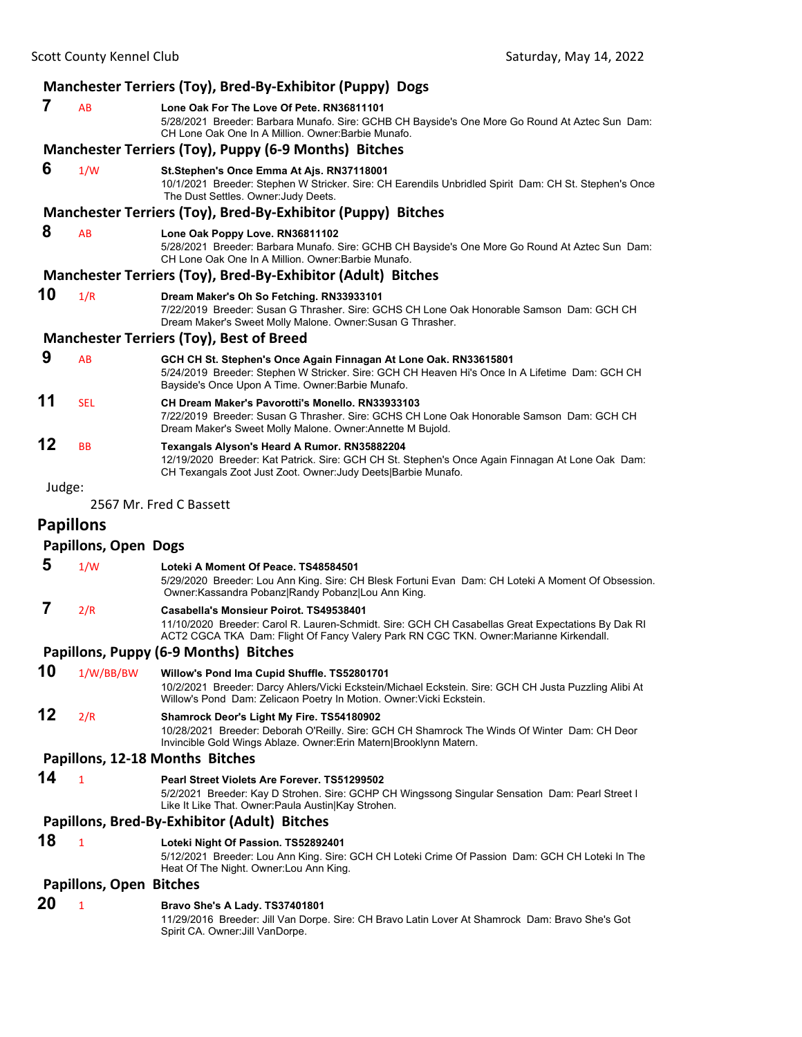### Manchester Terriers (Toy), Bred-By-Exhibitor (Puppy) Dogs

**7** AB **Lone Oak For The Love Of Pete. RN36811101**
5/28/2021 Breeder: Barbara Munafo. Sire: GCHB CH Bayside's One More Go Round At Aztec Sun Dam: CH Lone Oak One In A Million. Owner:Barbie Munafo.

### Manchester Terriers (Toy), Puppy (6-9 Months) Bitches

**6** 1/W **St.Stephen's Once Emma At Ajs. RN37118001**
10/1/2021 Breeder: Stephen W Stricker. Sire: CH Earendils Unbridled Spirit Dam: CH St. Stephen's Once The Dust Settles. Owner:Judy Deets.

### Manchester Terriers (Toy), Bred-By-Exhibitor (Puppy) Bitches

**8** AB **Lone Oak Poppy Love. RN36811102**
5/28/2021 Breeder: Barbara Munafo. Sire: GCHB CH Bayside's One More Go Round At Aztec Sun Dam: CH Lone Oak One In A Million. Owner:Barbie Munafo.

### Manchester Terriers (Toy), Bred-By-Exhibitor (Adult) Bitches

**10** 1/R **Dream Maker's Oh So Fetching. RN33933101**
7/22/2019 Breeder: Susan G Thrasher. Sire: GCHS CH Lone Oak Honorable Samson Dam: GCH CH Dream Maker's Sweet Molly Malone. Owner:Susan G Thrasher.

### Manchester Terriers (Toy), Best of Breed

**9** AB **GCH CH St. Stephen's Once Again Finnagan At Lone Oak. RN33615801**
5/24/2019 Breeder: Stephen W Stricker. Sire: GCH CH Heaven Hi's Once In A Lifetime Dam: GCH CH Bayside's Once Upon A Time. Owner:Barbie Munafo.

**11** SEL **CH Dream Maker's Pavorotti's Monello. RN33933103**
7/22/2019 Breeder: Susan G Thrasher. Sire: GCHS CH Lone Oak Honorable Samson Dam: GCH CH Dream Maker's Sweet Molly Malone. Owner:Annette M Bujold.

**12** BB **Texangals Alyson's Heard A Rumor. RN35882204**
12/19/2020 Breeder: Kat Patrick. Sire: GCH CH St. Stephen's Once Again Finnagan At Lone Oak Dam: CH Texangals Zoot Just Zoot. Owner:Judy Deets|Barbie Munafo.

Judge:

2567 Mr. Fred C Bassett

## Papillons

### Papillons, Open Dogs

**5** 1/W **Loteki A Moment Of Peace. TS48584501**
5/29/2020 Breeder: Lou Ann King. Sire: CH Blesk Fortuni Evan Dam: CH Loteki A Moment Of Obsession. Owner:Kassandra Pobanz|Randy Pobanz|Lou Ann King.

**7** 2/R **Casabella's Monsieur Poirot. TS49538401**
11/10/2020 Breeder: Carol R. Lauren-Schmidt. Sire: GCH CH Casabellas Great Expectations By Dak RI ACT2 CGCA TKA Dam: Flight Of Fancy Valery Park RN CGC TKN. Owner:Marianne Kirkendall.

### Papillons, Puppy (6-9 Months) Bitches

**10** 1/W/BB/BW **Willow's Pond Ima Cupid Shuffle. TS52801701**
10/2/2021 Breeder: Darcy Ahlers/Vicki Eckstein/Michael Eckstein. Sire: GCH CH Justa Puzzling Alibi At Willow's Pond Dam: Zelicaon Poetry In Motion. Owner:Vicki Eckstein.

**12** 2/R **Shamrock Deor's Light My Fire. TS54180902**
10/28/2021 Breeder: Deborah O'Reilly. Sire: GCH CH Shamrock The Winds Of Winter Dam: CH Deor Invincible Gold Wings Ablaze. Owner:Erin Matern|Brooklynn Matern.

### Papillons, 12-18 Months Bitches

**14** 1 **Pearl Street Violets Are Forever. TS51299502**
5/2/2021 Breeder: Kay D Strohen. Sire: GCHP CH Wingssong Singular Sensation Dam: Pearl Street I Like It Like That. Owner:Paula Austin|Kay Strohen.

### Papillons, Bred-By-Exhibitor (Adult) Bitches

**18** 1 **Loteki Night Of Passion. TS52892401**
5/12/2021 Breeder: Lou Ann King. Sire: GCH CH Loteki Crime Of Passion Dam: GCH CH Loteki In The Heat Of The Night. Owner:Lou Ann King.

### Papillons, Open Bitches

**20** 1 **Bravo She's A Lady. TS37401801**
11/29/2016 Breeder: Jill Van Dorpe. Sire: CH Bravo Latin Lover At Shamrock Dam: Bravo She's Got Spirit CA. Owner:Jill VanDorpe.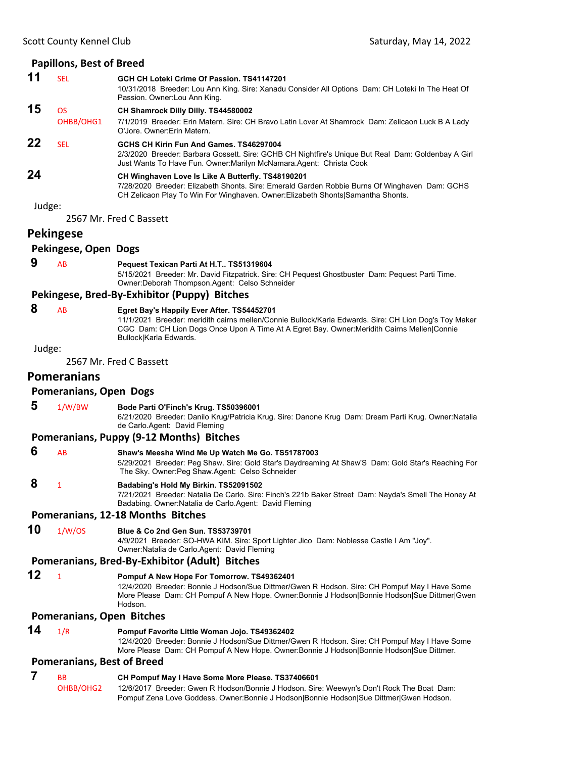### Papillons, Best of Breed

**11** SEL **GCH CH Loteki Crime Of Passion. TS41147201**
10/31/2018 Breeder: Lou Ann King. Sire: Xanadu Consider All Options Dam: CH Loteki In The Heat Of Passion. Owner:Lou Ann King.

**15** OS OHBB/OHG1 **CH Shamrock Dilly Dilly. TS44580002**
7/1/2019 Breeder: Erin Matern. Sire: CH Bravo Latin Lover At Shamrock Dam: Zelicaon Luck B A Lady O'Jore. Owner:Erin Matern.

**22** SEL **GCHS CH Kirin Fun And Games. TS46297004**
2/3/2020 Breeder: Barbara Gossett. Sire: GCHB CH Nightfire's Unique But Real Dam: Goldenbay A Girl Just Wants To Have Fun. Owner:Marilyn McNamara.Agent: Christa Cook

**24** **CH Winghaven Love Is Like A Butterfly. TS48190201**
7/28/2020 Breeder: Elizabeth Shonts. Sire: Emerald Garden Robbie Burns Of Winghaven Dam: GCHS CH Zelicaon Play To Win For Winghaven. Owner:Elizabeth Shonts|Samantha Shonts.

Judge:

2567 Mr. Fred C Bassett

## Pekingese

### Pekingese, Open Dogs

**9** AB **Pequest Texican Parti At H.T.. TS51319604**
5/15/2021 Breeder: Mr. David Fitzpatrick. Sire: CH Pequest Ghostbuster Dam: Pequest Parti Time. Owner:Deborah Thompson.Agent: Celso Schneider

### Pekingese, Bred-By-Exhibitor (Puppy) Bitches

**8** AB **Egret Bay's Happily Ever After. TS54452701**
11/1/2021 Breeder: meridith cairns mellen/Connie Bullock/Karla Edwards. Sire: CH Lion Dog's Toy Maker CGC Dam: CH Lion Dogs Once Upon A Time At A Egret Bay. Owner:Meridith Cairns Mellen|Connie Bullock|Karla Edwards.

Judge:

2567 Mr. Fred C Bassett

## Pomeranians

### Pomeranians, Open Dogs

**5** 1/W/BW **Bode Parti O'Finch's Krug. TS50396001**
6/21/2020 Breeder: Danilo Krug/Patricia Krug. Sire: Danone Krug Dam: Dream Parti Krug. Owner:Natalia de Carlo.Agent: David Fleming

### Pomeranians, Puppy (9-12 Months) Bitches

**6** AB **Shaw's Meesha Wind Me Up Watch Me Go. TS51787003**
5/29/2021 Breeder: Peg Shaw. Sire: Gold Star's Daydreaming At Shaw'S Dam: Gold Star's Reaching For The Sky. Owner:Peg Shaw.Agent: Celso Schneider

**8** 1 **Badabing's Hold My Birkin. TS52091502**
7/21/2021 Breeder: Natalia De Carlo. Sire: Finch's 221b Baker Street Dam: Nayda's Smell The Honey At Badabing. Owner:Natalia de Carlo.Agent: David Fleming

### Pomeranians, 12-18 Months Bitches

**10** 1/W/OS **Blue & Co 2nd Gen Sun. TS53739701**
4/9/2021 Breeder: SO-HWA KIM. Sire: Sport Lighter Jico Dam: Noblesse Castle I Am "Joy". Owner:Natalia de Carlo.Agent: David Fleming

### Pomeranians, Bred-By-Exhibitor (Adult) Bitches

**12** 1 **Pompuf A New Hope For Tomorrow. TS49362401**
12/4/2020 Breeder: Bonnie J Hodson/Sue Dittmer/Gwen R Hodson. Sire: CH Pompuf May I Have Some More Please Dam: CH Pompuf A New Hope. Owner:Bonnie J Hodson|Bonnie Hodson|Sue Dittmer|Gwen Hodson.

### Pomeranians, Open Bitches

**14** 1/R **Pompuf Favorite Little Woman Jojo. TS49362402**
12/4/2020 Breeder: Bonnie J Hodson/Sue Dittmer/Gwen R Hodson. Sire: CH Pompuf May I Have Some More Please Dam: CH Pompuf A New Hope. Owner:Bonnie J Hodson|Bonnie Hodson|Sue Dittmer.

### Pomeranians, Best of Breed

**7** BB OHBB/OHG2 **CH Pompuf May I Have Some More Please. TS37406601**
12/6/2017 Breeder: Gwen R Hodson/Bonnie J Hodson. Sire: Weewyn's Don't Rock The Boat Dam: Pompuf Zena Love Goddess. Owner:Bonnie J Hodson|Bonnie Hodson|Sue Dittmer|Gwen Hodson.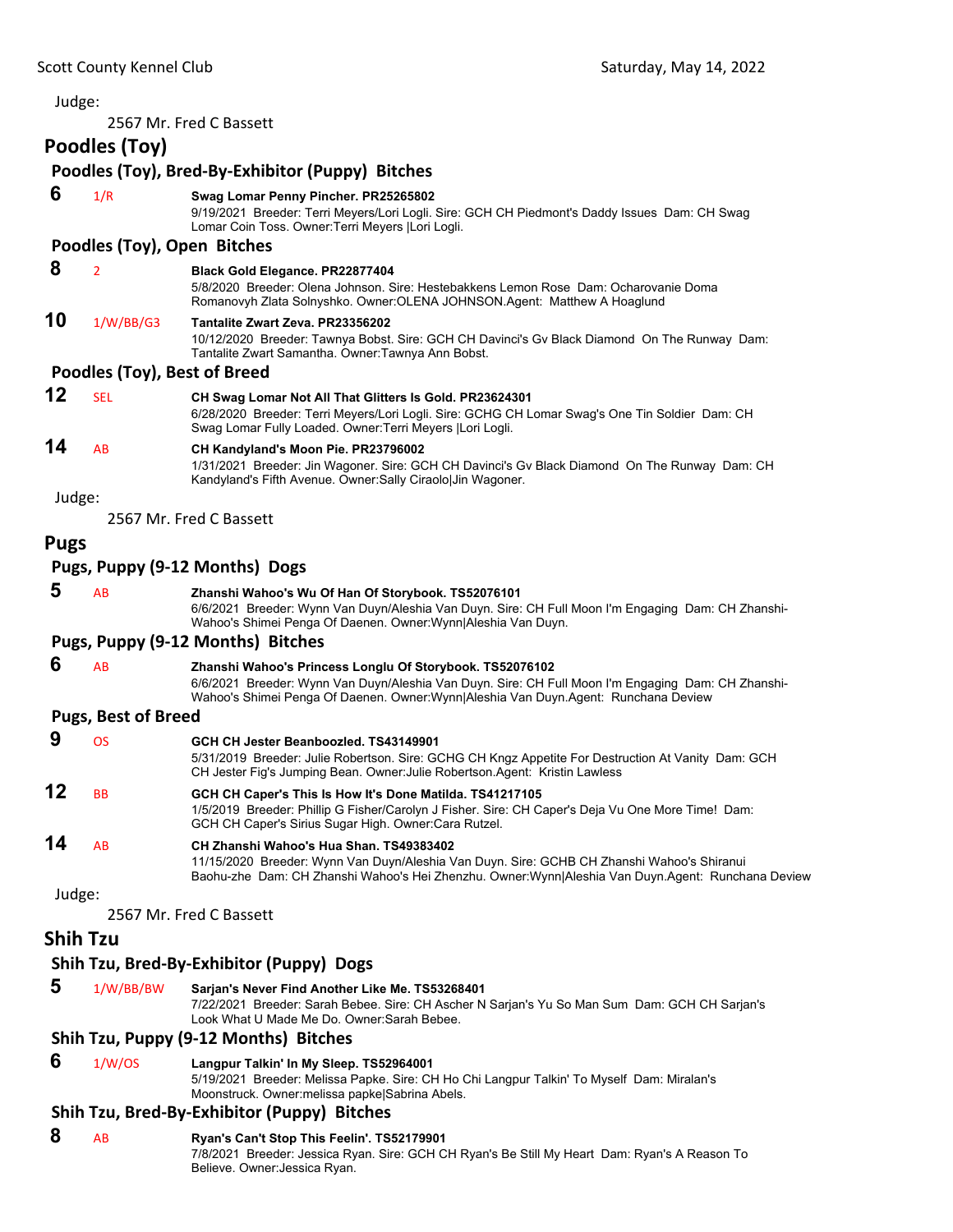Judge:

2567 Mr. Fred C Bassett

## Poodles (Toy)

### Poodles (Toy), Bred-By-Exhibitor (Puppy) Bitches

**6** 1/R **Swag Lomar Penny Pincher. PR25265802**
9/19/2021 Breeder: Terri Meyers/Lori Logli. Sire: GCH CH Piedmont's Daddy Issues Dam: CH Swag Lomar Coin Toss. Owner:Terri Meyers |Lori Logli.

### Poodles (Toy), Open Bitches

**8** 2 **Black Gold Elegance. PR22877404**
5/8/2020 Breeder: Olena Johnson. Sire: Hestebakkens Lemon Rose Dam: Ocharovanie Doma Romanovyh Zlata Solnyshko. Owner:OLENA JOHNSON.Agent: Matthew A Hoaglund

**10** 1/W/BB/G3 **Tantalite Zwart Zeva. PR23356202**
10/12/2020 Breeder: Tawnya Bobst. Sire: GCH CH Davinci's Gv Black Diamond On The Runway Dam: Tantalite Zwart Samantha. Owner:Tawnya Ann Bobst.

### Poodles (Toy), Best of Breed

**12** SEL **CH Swag Lomar Not All That Glitters Is Gold. PR23624301**
6/28/2020 Breeder: Terri Meyers/Lori Logli. Sire: GCHG CH Lomar Swag's One Tin Soldier Dam: CH Swag Lomar Fully Loaded. Owner:Terri Meyers |Lori Logli.

**14** AB **CH Kandyland's Moon Pie. PR23796002**
1/31/2021 Breeder: Jin Wagoner. Sire: GCH CH Davinci's Gv Black Diamond On The Runway Dam: CH Kandyland's Fifth Avenue. Owner:Sally Ciraolo|Jin Wagoner.

Judge:

2567 Mr. Fred C Bassett

## Pugs

### Pugs, Puppy (9-12 Months) Dogs

**5** AB **Zhanshi Wahoo's Wu Of Han Of Storybook. TS52076101**
6/6/2021 Breeder: Wynn Van Duyn/Aleshia Van Duyn. Sire: CH Full Moon I'm Engaging Dam: CH Zhanshi-Wahoo's Shimei Penga Of Daenen. Owner:Wynn|Aleshia Van Duyn.

### Pugs, Puppy (9-12 Months) Bitches

**6** AB **Zhanshi Wahoo's Princess Longlu Of Storybook. TS52076102**
6/6/2021 Breeder: Wynn Van Duyn/Aleshia Van Duyn. Sire: CH Full Moon I'm Engaging Dam: CH Zhanshi-Wahoo's Shimei Penga Of Daenen. Owner:Wynn|Aleshia Van Duyn.Agent: Runchana Deview

### Pugs, Best of Breed

**9** OS **GCH CH Jester Beanboozled. TS43149901**
5/31/2019 Breeder: Julie Robertson. Sire: GCHG CH Kngz Appetite For Destruction At Vanity Dam: GCH CH Jester Fig's Jumping Bean. Owner:Julie Robertson.Agent: Kristin Lawless

**12** BB **GCH CH Caper's This Is How It's Done Matilda. TS41217105**
1/5/2019 Breeder: Phillip G Fisher/Carolyn J Fisher. Sire: CH Caper's Deja Vu One More Time! Dam: GCH CH Caper's Sirius Sugar High. Owner:Cara Rutzel.

**14** AB **CH Zhanshi Wahoo's Hua Shan. TS49383402**
11/15/2020 Breeder: Wynn Van Duyn/Aleshia Van Duyn. Sire: GCHB CH Zhanshi Wahoo's Shiranui Baohu-zhe Dam: CH Zhanshi Wahoo's Hei Zhenzhu. Owner:Wynn|Aleshia Van Duyn.Agent: Runchana Deview

Judge:

2567 Mr. Fred C Bassett

## Shih Tzu

### Shih Tzu, Bred-By-Exhibitor (Puppy) Dogs

**5** 1/W/BB/BW **Sarjan's Never Find Another Like Me. TS53268401**
7/22/2021 Breeder: Sarah Bebee. Sire: CH Ascher N Sarjan's Yu So Man Sum Dam: GCH CH Sarjan's Look What U Made Me Do. Owner:Sarah Bebee.

### Shih Tzu, Puppy (9-12 Months) Bitches

**6** 1/W/OS **Langpur Talkin' In My Sleep. TS52964001**
5/19/2021 Breeder: Melissa Papke. Sire: CH Ho Chi Langpur Talkin' To Myself Dam: Miralan's Moonstruck. Owner:melissa papke|Sabrina Abels.

### Shih Tzu, Bred-By-Exhibitor (Puppy) Bitches

**8** AB **Ryan's Can't Stop This Feelin'. TS52179901**
7/8/2021 Breeder: Jessica Ryan. Sire: GCH CH Ryan's Be Still My Heart Dam: Ryan's A Reason To Believe. Owner:Jessica Ryan.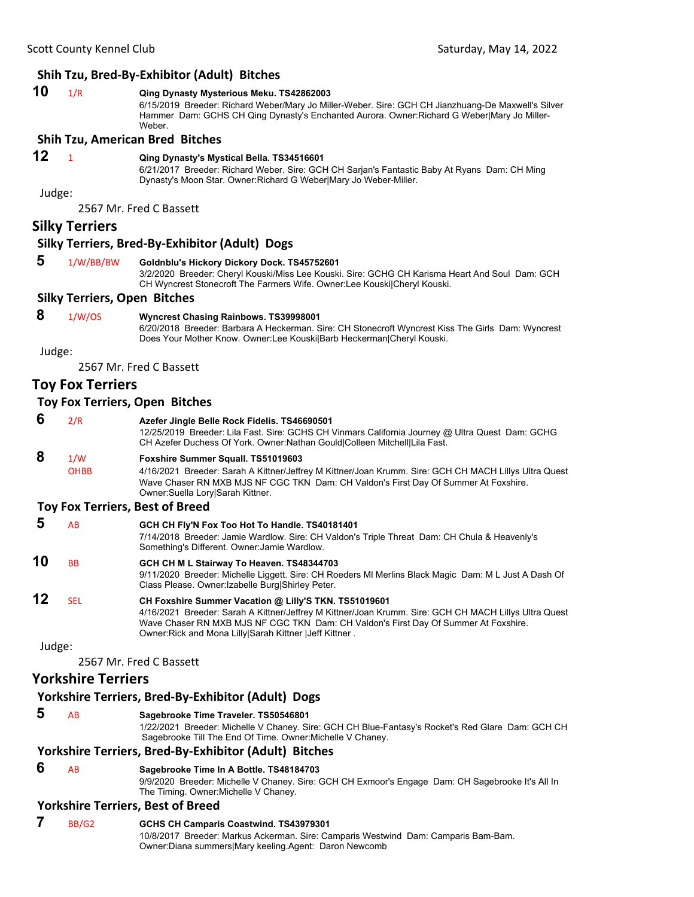### Shih Tzu, Bred-By-Exhibitor (Adult) Bitches

**10** 1/R **Qing Dynasty Mysterious Meku. TS42862003**
6/15/2019 Breeder: Richard Weber/Mary Jo Miller-Weber. Sire: GCH CH Jianzhuang-De Maxwell's Silver Hammer Dam: GCHS CH Qing Dynasty's Enchanted Aurora. Owner:Richard G Weber|Mary Jo Miller-Weber.

### Shih Tzu, American Bred Bitches

**12** 1 **Qing Dynasty's Mystical Bella. TS34516601**
6/21/2017 Breeder: Richard Weber. Sire: GCH CH Sarjan's Fantastic Baby At Ryans Dam: CH Ming Dynasty's Moon Star. Owner:Richard G Weber|Mary Jo Weber-Miller.

Judge:

2567 Mr. Fred C Bassett

## Silky Terriers

### Silky Terriers, Bred-By-Exhibitor (Adult) Dogs

**5** 1/W/BB/BW **Goldnblu's Hickory Dickory Dock. TS45752601**
3/2/2020 Breeder: Cheryl Kouski/Miss Lee Kouski. Sire: GCHG CH Karisma Heart And Soul Dam: GCH CH Wyncrest Stonecroft The Farmers Wife. Owner:Lee Kouski|Cheryl Kouski.

### Silky Terriers, Open Bitches

**8** 1/W/OS **Wyncrest Chasing Rainbows. TS39998001**
6/20/2018 Breeder: Barbara A Heckerman. Sire: CH Stonecroft Wyncrest Kiss The Girls Dam: Wyncrest Does Your Mother Know. Owner:Lee Kouski|Barb Heckerman|Cheryl Kouski.

Judge:

2567 Mr. Fred C Bassett

## Toy Fox Terriers

### Toy Fox Terriers, Open Bitches

**6** 2/R **Azefer Jingle Belle Rock Fidelis. TS46690501**
12/25/2019 Breeder: Lila Fast. Sire: GCHS CH Vinmars California Journey @ Ultra Quest Dam: GCHG CH Azefer Duchess Of York. Owner:Nathan Gould|Colleen Mitchell|Lila Fast.

**8** 1/W OHBB **Foxshire Summer Squall. TS51019603**
4/16/2021 Breeder: Sarah A Kittner/Jeffrey M Kittner/Joan Krumm. Sire: GCH CH MACH Lillys Ultra Quest Wave Chaser RN MXB MJS NF CGC TKN Dam: CH Valdon's First Day Of Summer At Foxshire. Owner:Suella Lory|Sarah Kittner.

### Toy Fox Terriers, Best of Breed

**5** AB **GCH CH Fly'N Fox Too Hot To Handle. TS40181401**
7/14/2018 Breeder: Jamie Wardlow. Sire: CH Valdon's Triple Threat Dam: CH Chula & Heavenly's Something's Different. Owner:Jamie Wardlow.

**10** BB **GCH CH M L Stairway To Heaven. TS48344703**
9/11/2020 Breeder: Michelle Liggett. Sire: CH Roeders Ml Merlins Black Magic Dam: M L Just A Dash Of Class Please. Owner:Izabelle Burg|Shirley Peter.

**12** SEL **CH Foxshire Summer Vacation @ Lilly'S TKN. TS51019601**
4/16/2021 Breeder: Sarah A Kittner/Jeffrey M Kittner/Joan Krumm. Sire: GCH CH MACH Lillys Ultra Quest Wave Chaser RN MXB MJS NF CGC TKN Dam: CH Valdon's First Day Of Summer At Foxshire. Owner:Rick and Mona Lilly|Sarah Kittner |Jeff Kittner .

Judge:

2567 Mr. Fred C Bassett

## Yorkshire Terriers

### Yorkshire Terriers, Bred-By-Exhibitor (Adult) Dogs

**5** AB **Sagebrooke Time Traveler. TS50546801**
1/22/2021 Breeder: Michelle V Chaney. Sire: GCH CH Blue-Fantasy's Rocket's Red Glare Dam: GCH CH Sagebrooke Till The End Of Time. Owner:Michelle V Chaney.

### Yorkshire Terriers, Bred-By-Exhibitor (Adult) Bitches

**6** AB **Sagebrooke Time In A Bottle. TS48184703**
9/9/2020 Breeder: Michelle V Chaney. Sire: GCH CH Exmoor's Engage Dam: CH Sagebrooke It's All In The Timing. Owner:Michelle V Chaney.

### Yorkshire Terriers, Best of Breed

**7** BB/G2 **GCHS CH Camparis Coastwind. TS43979301**
10/8/2017 Breeder: Markus Ackerman. Sire: Camparis Westwind Dam: Camparis Bam-Bam. Owner:Diana summers|Mary keeling.Agent: Daron Newcomb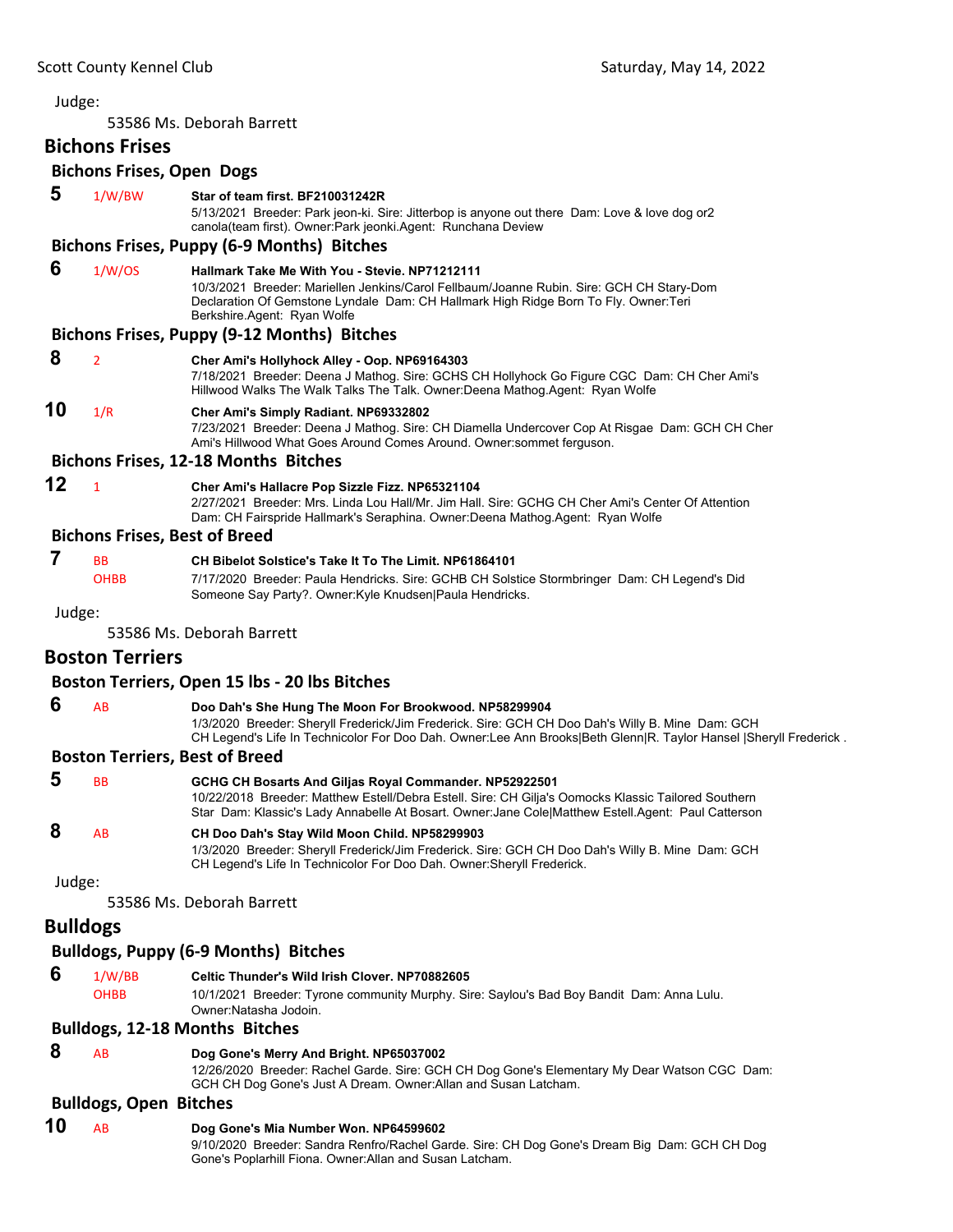Judge:

53586 Ms. Deborah Barrett

## Bichons Frises

### Bichons Frises, Open Dogs

**5** 1/W/BW **Star of team first. BF210031242R**
5/13/2021 Breeder: Park jeon-ki. Sire: Jitterbop is anyone out there Dam: Love & love dog or2 canola(team first). Owner:Park jeonki.Agent: Runchana Deview

### Bichons Frises, Puppy (6-9 Months) Bitches

**6** 1/W/OS **Hallmark Take Me With You - Stevie. NP71212111**
10/3/2021 Breeder: Mariellen Jenkins/Carol Fellbaum/Joanne Rubin. Sire: GCH CH Stary-Dom Declaration Of Gemstone Lyndale Dam: CH Hallmark High Ridge Born To Fly. Owner:Teri Berkshire.Agent: Ryan Wolfe

### Bichons Frises, Puppy (9-12 Months) Bitches

**8** 2 **Cher Ami's Hollyhock Alley - Oop. NP69164303**
7/18/2021 Breeder: Deena J Mathog. Sire: GCHS CH Hollyhock Go Figure CGC Dam: CH Cher Ami's Hillwood Walks The Walk Talks The Talk. Owner:Deena Mathog.Agent: Ryan Wolfe

**10** 1/R **Cher Ami's Simply Radiant. NP69332802**
7/23/2021 Breeder: Deena J Mathog. Sire: CH Diamella Undercover Cop At Risgae Dam: GCH CH Cher Ami's Hillwood What Goes Around Comes Around. Owner:sommet ferguson.

### Bichons Frises, 12-18 Months Bitches

**12** 1 **Cher Ami's Hallacre Pop Sizzle Fizz. NP65321104**
2/27/2021 Breeder: Mrs. Linda Lou Hall/Mr. Jim Hall. Sire: GCHG CH Cher Ami's Center Of Attention Dam: CH Fairspride Hallmark's Seraphina. Owner:Deena Mathog.Agent: Ryan Wolfe

### Bichons Frises, Best of Breed

**7** BB OHBB **CH Bibelot Solstice's Take It To The Limit. NP61864101**
7/17/2020 Breeder: Paula Hendricks. Sire: GCHB CH Solstice Stormbringer Dam: CH Legend's Did Someone Say Party?. Owner:Kyle Knudsen|Paula Hendricks.

Judge:

53586 Ms. Deborah Barrett

## Boston Terriers

### Boston Terriers, Open 15 lbs - 20 lbs Bitches

**6** AB **Doo Dah's She Hung The Moon For Brookwood. NP58299904**
1/3/2020 Breeder: Sheryll Frederick/Jim Frederick. Sire: GCH CH Doo Dah's Willy B. Mine Dam: GCH CH Legend's Life In Technicolor For Doo Dah. Owner:Lee Ann Brooks|Beth Glenn|R. Taylor Hansel |Sheryll Frederick .

### Boston Terriers, Best of Breed

**5** BB **GCHG CH Bosarts And Giljas Royal Commander. NP52922501**
10/22/2018 Breeder: Matthew Estell/Debra Estell. Sire: CH Gilja's Oomocks Klassic Tailored Southern Star Dam: Klassic's Lady Annabelle At Bosart. Owner:Jane Cole|Matthew Estell.Agent: Paul Catterson

**8** AB **CH Doo Dah's Stay Wild Moon Child. NP58299903**
1/3/2020 Breeder: Sheryll Frederick/Jim Frederick. Sire: GCH CH Doo Dah's Willy B. Mine Dam: GCH CH Legend's Life In Technicolor For Doo Dah. Owner:Sheryll Frederick.

Judge:

53586 Ms. Deborah Barrett

## Bulldogs

### Bulldogs, Puppy (6-9 Months) Bitches

**6** 1/W/BB OHBB **Celtic Thunder's Wild Irish Clover. NP70882605**
10/1/2021 Breeder: Tyrone community Murphy. Sire: Saylou's Bad Boy Bandit Dam: Anna Lulu. Owner:Natasha Jodoin.

### Bulldogs, 12-18 Months Bitches

**8** AB **Dog Gone's Merry And Bright. NP65037002**
12/26/2020 Breeder: Rachel Garde. Sire: GCH CH Dog Gone's Elementary My Dear Watson CGC Dam: GCH CH Dog Gone's Just A Dream. Owner:Allan and Susan Latcham.

### Bulldogs, Open Bitches

**10** AB **Dog Gone's Mia Number Won. NP64599602**
9/10/2020 Breeder: Sandra Renfro/Rachel Garde. Sire: CH Dog Gone's Dream Big Dam: GCH CH Dog Gone's Poplarhill Fiona. Owner:Allan and Susan Latcham.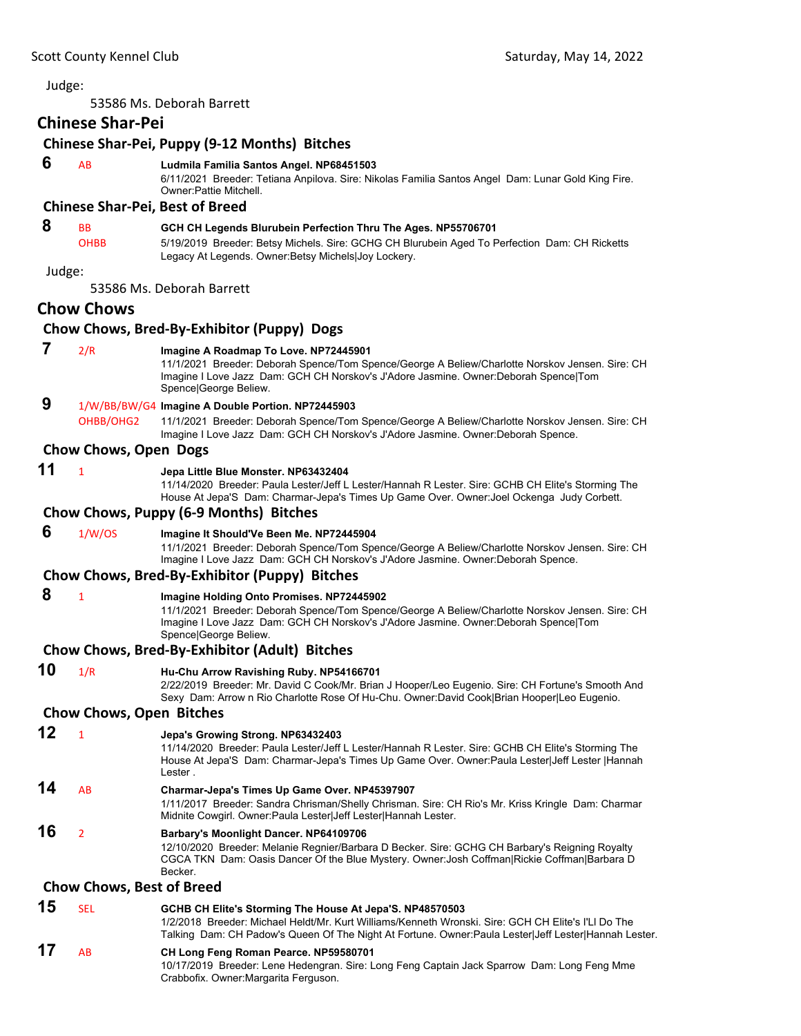Judge:

53586 Ms. Deborah Barrett

## Chinese Shar-Pei

### Chinese Shar-Pei, Puppy (9-12 Months) Bitches

**6** AB **Ludmila Familia Santos Angel. NP68451503**
6/11/2021 Breeder: Tetiana Anpilova. Sire: Nikolas Familia Santos Angel Dam: Lunar Gold King Fire. Owner:Pattie Mitchell.

### Chinese Shar-Pei, Best of Breed

**8** BB OHBB **GCH CH Legends Blurubein Perfection Thru The Ages. NP55706701**
5/19/2019 Breeder: Betsy Michels. Sire: GCHG CH Blurubein Aged To Perfection Dam: CH Ricketts Legacy At Legends. Owner:Betsy Michels|Joy Lockery.

Judge:

53586 Ms. Deborah Barrett

## Chow Chows

### Chow Chows, Bred-By-Exhibitor (Puppy) Dogs

**7** 2/R **Imagine A Roadmap To Love. NP72445901**
11/1/2021 Breeder: Deborah Spence/Tom Spence/George A Beliew/Charlotte Norskov Jensen. Sire: CH Imagine I Love Jazz Dam: GCH CH Norskov's J'Adore Jasmine. Owner:Deborah Spence|Tom Spence|George Beliew.

**9** 1/W/BB/BW/G4 OHBB/OHG2 **Imagine A Double Portion. NP72445903**
11/1/2021 Breeder: Deborah Spence/Tom Spence/George A Beliew/Charlotte Norskov Jensen. Sire: CH Imagine I Love Jazz Dam: GCH CH Norskov's J'Adore Jasmine. Owner:Deborah Spence.

### Chow Chows, Open Dogs

**11** 1 **Jepa Little Blue Monster. NP63432404**
11/14/2020 Breeder: Paula Lester/Jeff L Lester/Hannah R Lester. Sire: GCHB CH Elite's Storming The House At Jepa'S Dam: Charmar-Jepa's Times Up Game Over. Owner:Joel Ockenga Judy Corbett.

### Chow Chows, Puppy (6-9 Months) Bitches

**6** 1/W/OS **Imagine It Should'Ve Been Me. NP72445904**
11/1/2021 Breeder: Deborah Spence/Tom Spence/George A Beliew/Charlotte Norskov Jensen. Sire: CH Imagine I Love Jazz Dam: GCH CH Norskov's J'Adore Jasmine. Owner:Deborah Spence.

### Chow Chows, Bred-By-Exhibitor (Puppy) Bitches

**8** 1 **Imagine Holding Onto Promises. NP72445902**
11/1/2021 Breeder: Deborah Spence/Tom Spence/George A Beliew/Charlotte Norskov Jensen. Sire: CH Imagine I Love Jazz Dam: GCH CH Norskov's J'Adore Jasmine. Owner:Deborah Spence|Tom Spence|George Beliew.

### Chow Chows, Bred-By-Exhibitor (Adult) Bitches

**10** 1/R **Hu-Chu Arrow Ravishing Ruby. NP54166701**
2/22/2019 Breeder: Mr. David C Cook/Mr. Brian J Hooper/Leo Eugenio. Sire: CH Fortune's Smooth And Sexy Dam: Arrow n Rio Charlotte Rose Of Hu-Chu. Owner:David Cook|Brian Hooper|Leo Eugenio.

### Chow Chows, Open Bitches

**12** 1 **Jepa's Growing Strong. NP63432403**
11/14/2020 Breeder: Paula Lester/Jeff L Lester/Hannah R Lester. Sire: GCHB CH Elite's Storming The House At Jepa'S Dam: Charmar-Jepa's Times Up Game Over. Owner:Paula Lester|Jeff Lester |Hannah Lester .

**14** AB **Charmar-Jepa's Times Up Game Over. NP45397907**
1/11/2017 Breeder: Sandra Chrisman/Shelly Chrisman. Sire: CH Rio's Mr. Kriss Kringle Dam: Charmar Midnite Cowgirl. Owner:Paula Lester|Jeff Lester|Hannah Lester.

**16** 2 **Barbary's Moonlight Dancer. NP64109706**
12/10/2020 Breeder: Melanie Regnier/Barbara D Becker. Sire: GCHG CH Barbary's Reigning Royalty CGCA TKN Dam: Oasis Dancer Of the Blue Mystery. Owner:Josh Coffman|Rickie Coffman|Barbara D Becker.

### Chow Chows, Best of Breed

**15** SEL **GCHB CH Elite's Storming The House At Jepa'S. NP48570503**
1/2/2018 Breeder: Michael Heldt/Mr. Kurt Williams/Kenneth Wronski. Sire: GCH CH Elite's I'Ll Do The Talking Dam: CH Padow's Queen Of The Night At Fortune. Owner:Paula Lester|Jeff Lester|Hannah Lester.

**17** AB **CH Long Feng Roman Pearce. NP59580701**
10/17/2019 Breeder: Lene Hedengran. Sire: Long Feng Captain Jack Sparrow Dam: Long Feng Mme Crabbofix. Owner:Margarita Ferguson.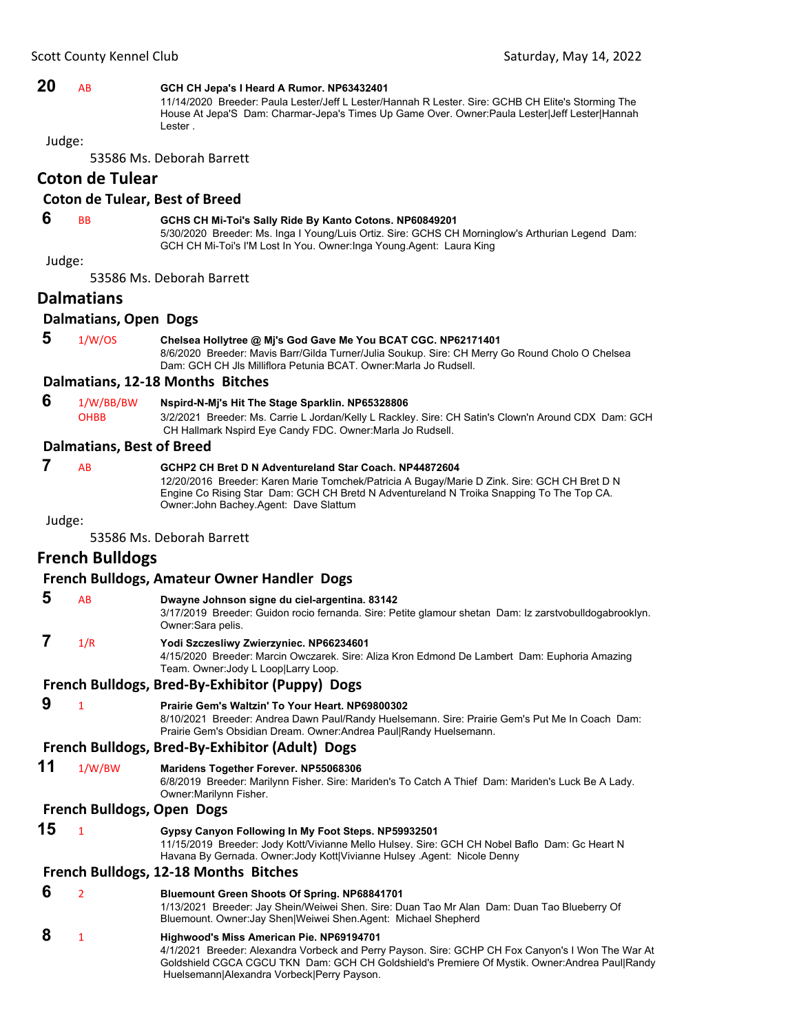**20** AB **GCH CH Jepa's I Heard A Rumor. NP63432401**
11/14/2020 Breeder: Paula Lester/Jeff L Lester/Hannah R Lester. Sire: GCHB CH Elite's Storming The House At Jepa'S Dam: Charmar-Jepa's Times Up Game Over. Owner:Paula Lester|Jeff Lester|Hannah Lester .

Judge:

53586 Ms. Deborah Barrett

## Coton de Tulear

### Coton de Tulear, Best of Breed

**6** BB **GCHS CH Mi-Toi's Sally Ride By Kanto Cotons. NP60849201**
5/30/2020 Breeder: Ms. Inga I Young/Luis Ortiz. Sire: GCHS CH Morninglow's Arthurian Legend Dam: GCH CH Mi-Toi's I'M Lost In You. Owner:Inga Young.Agent: Laura King

Judge:

53586 Ms. Deborah Barrett

## Dalmatians

### Dalmatians, Open Dogs

**5** 1/W/OS **Chelsea Hollytree @ Mj's God Gave Me You BCAT CGC. NP62171401**
8/6/2020 Breeder: Mavis Barr/Gilda Turner/Julia Soukup. Sire: CH Merry Go Round Cholo O Chelsea Dam: GCH CH Jls Milliflora Petunia BCAT. Owner:Marla Jo Rudsell.

### Dalmatians, 12-18 Months Bitches

**6** 1/W/BB/BW OHBB **Nspird-N-Mj's Hit The Stage Sparklin. NP65328806**
3/2/2021 Breeder: Ms. Carrie L Jordan/Kelly L Rackley. Sire: CH Satin's Clown'n Around CDX Dam: GCH CH Hallmark Nspird Eye Candy FDC. Owner:Marla Jo Rudsell.

### Dalmatians, Best of Breed

**7** AB **GCHP2 CH Bret D N Adventureland Star Coach. NP44872604**
12/20/2016 Breeder: Karen Marie Tomchek/Patricia A Bugay/Marie D Zink. Sire: GCH CH Bret D N Engine Co Rising Star Dam: GCH CH Bretd N Adventureland N Troika Snapping To The Top CA. Owner:John Bachey.Agent: Dave Slattum

Judge:

53586 Ms. Deborah Barrett

## French Bulldogs

### French Bulldogs, Amateur Owner Handler Dogs

**5** AB **Dwayne Johnson signe du ciel-argentina. 83142**
3/17/2019 Breeder: Guidon rocio fernanda. Sire: Petite glamour shetan Dam: Iz zarstvobulldogabrooklyn. Owner:Sara pelis.

**7** 1/R **Yodi Szczesliwy Zwierzyniec. NP66234601**
4/15/2020 Breeder: Marcin Owczarek. Sire: Aliza Kron Edmond De Lambert Dam: Euphoria Amazing Team. Owner:Jody L Loop|Larry Loop.

### French Bulldogs, Bred-By-Exhibitor (Puppy) Dogs

**9** 1 **Prairie Gem's Waltzin' To Your Heart. NP69800302**
8/10/2021 Breeder: Andrea Dawn Paul/Randy Huelsemann. Sire: Prairie Gem's Put Me In Coach Dam: Prairie Gem's Obsidian Dream. Owner:Andrea Paul|Randy Huelsemann.

### French Bulldogs, Bred-By-Exhibitor (Adult) Dogs

**11** 1/W/BW **Maridens Together Forever. NP55068306**
6/8/2019 Breeder: Marilynn Fisher. Sire: Mariden's To Catch A Thief Dam: Mariden's Luck Be A Lady. Owner:Marilynn Fisher.

### French Bulldogs, Open Dogs

**15** 1 **Gypsy Canyon Following In My Foot Steps. NP59932501**
11/15/2019 Breeder: Jody Kott/Vivianne Mello Hulsey. Sire: GCH CH Nobel Baflo Dam: Gc Heart N Havana By Gernada. Owner:Jody Kott|Vivianne Hulsey .Agent: Nicole Denny

### French Bulldogs, 12-18 Months Bitches

**6** 2 **Bluemount Green Shoots Of Spring. NP68841701**
1/13/2021 Breeder: Jay Shein/Weiwei Shen. Sire: Duan Tao Mr Alan Dam: Duan Tao Blueberry Of Bluemount. Owner:Jay Shen|Weiwei Shen.Agent: Michael Shepherd

**8** 1 **Highwood's Miss American Pie. NP69194701**
4/1/2021 Breeder: Alexandra Vorbeck and Perry Payson. Sire: GCHP CH Fox Canyon's I Won The War At Goldshield CGCA CGCU TKN Dam: GCH CH Goldshield's Premiere Of Mystik. Owner:Andrea Paul|Randy Huelsemann|Alexandra Vorbeck|Perry Payson.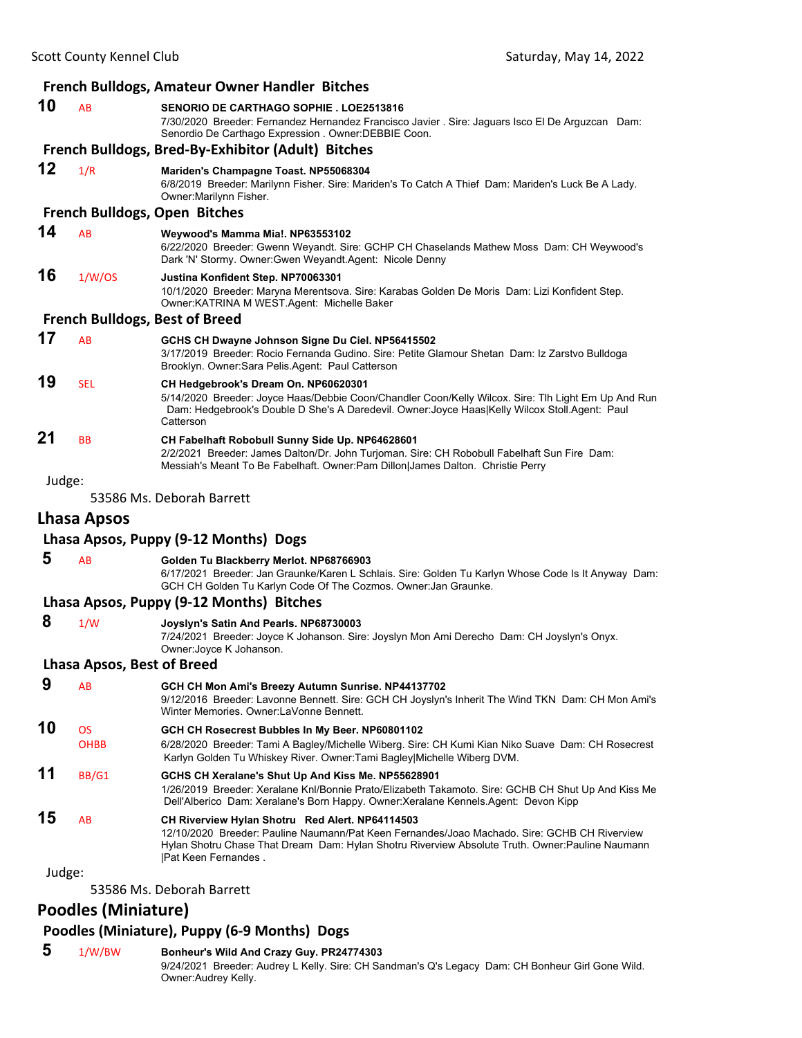### French Bulldogs, Amateur Owner Handler Bitches

**10** AB **SENORIO DE CARTHAGO SOPHIE . LOE2513816**
7/30/2020 Breeder: Fernandez Hernandez Francisco Javier . Sire: Jaguars Isco El De Arguzcan Dam: Senordio De Carthago Expression . Owner:DEBBIE Coon.

### French Bulldogs, Bred-By-Exhibitor (Adult) Bitches

**12** 1/R **Mariden's Champagne Toast. NP55068304**
6/8/2019 Breeder: Marilynn Fisher. Sire: Mariden's To Catch A Thief Dam: Mariden's Luck Be A Lady. Owner:Marilynn Fisher.

### French Bulldogs, Open Bitches

**14** AB **Weywood's Mamma Mia!. NP63553102**
6/22/2020 Breeder: Gwenn Weyandt. Sire: GCHP CH Chaselands Mathew Moss Dam: CH Weywood's Dark 'N' Stormy. Owner:Gwen Weyandt.Agent: Nicole Denny

**16** 1/W/OS **Justina Konfident Step. NP70063301**
10/1/2020 Breeder: Maryna Merentsova. Sire: Karabas Golden De Moris Dam: Lizi Konfident Step. Owner:KATRINA M WEST.Agent: Michelle Baker

### French Bulldogs, Best of Breed

**17** AB **GCHS CH Dwayne Johnson Signe Du Ciel. NP56415502**
3/17/2019 Breeder: Rocio Fernanda Gudino. Sire: Petite Glamour Shetan Dam: Iz Zarstvo Bulldoga Brooklyn. Owner:Sara Pelis.Agent: Paul Catterson

**19** SEL **CH Hedgebrook's Dream On. NP60620301**
5/14/2020 Breeder: Joyce Haas/Debbie Coon/Chandler Coon/Kelly Wilcox. Sire: Tlh Light Em Up And Run Dam: Hedgebrook's Double D She's A Daredevil. Owner:Joyce Haas|Kelly Wilcox Stoll.Agent: Paul Catterson

**21** BB **CH Fabelhaft Robobull Sunny Side Up. NP64628601**
2/2/2021 Breeder: James Dalton/Dr. John Turjoman. Sire: CH Robobull Fabelhaft Sun Fire Dam: Messiah's Meant To Be Fabelhaft. Owner:Pam Dillon|James Dalton. Christie Perry

Judge:

53586 Ms. Deborah Barrett

## Lhasa Apsos

### Lhasa Apsos, Puppy (9-12 Months) Dogs

**5** AB **Golden Tu Blackberry Merlot. NP68766903**
6/17/2021 Breeder: Jan Graunke/Karen L Schlais. Sire: Golden Tu Karlyn Whose Code Is It Anyway Dam: GCH CH Golden Tu Karlyn Code Of The Cozmos. Owner:Jan Graunke.

### Lhasa Apsos, Puppy (9-12 Months) Bitches

**8** 1/W **Joyslyn's Satin And Pearls. NP68730003**
7/24/2021 Breeder: Joyce K Johanson. Sire: Joyslyn Mon Ami Derecho Dam: CH Joyslyn's Onyx. Owner:Joyce K Johanson.

### Lhasa Apsos, Best of Breed

**9** AB **GCH CH Mon Ami's Breezy Autumn Sunrise. NP44137702**
9/12/2016 Breeder: Lavonne Bennett. Sire: GCH CH Joyslyn's Inherit The Wind TKN Dam: CH Mon Ami's Winter Memories. Owner:LaVonne Bennett.

**10** OS OHBB **GCH CH Rosecrest Bubbles In My Beer. NP60801102**
6/28/2020 Breeder: Tami A Bagley/Michelle Wiberg. Sire: CH Kumi Kian Niko Suave Dam: CH Rosecrest Karlyn Golden Tu Whiskey River. Owner:Tami Bagley|Michelle Wiberg DVM.

**11** BB/G1 **GCHS CH Xeralane's Shut Up And Kiss Me. NP55628901**
1/26/2019 Breeder: Xeralane Knl/Bonnie Prato/Elizabeth Takamoto. Sire: GCHB CH Shut Up And Kiss Me Dell'Alberico Dam: Xeralane's Born Happy. Owner:Xeralane Kennels.Agent: Devon Kipp

**15** AB **CH Riverview Hylan Shotru Red Alert. NP64114503**
12/10/2020 Breeder: Pauline Naumann/Pat Keen Fernandes/Joao Machado. Sire: GCHB CH Riverview Hylan Shotru Chase That Dream Dam: Hylan Shotru Riverview Absolute Truth. Owner:Pauline Naumann |Pat Keen Fernandes .

Judge:

53586 Ms. Deborah Barrett

## Poodles (Miniature)

### Poodles (Miniature), Puppy (6-9 Months) Dogs

**5** 1/W/BW **Bonheur's Wild And Crazy Guy. PR24774303**
9/24/2021 Breeder: Audrey L Kelly. Sire: CH Sandman's Q's Legacy Dam: CH Bonheur Girl Gone Wild. Owner:Audrey Kelly.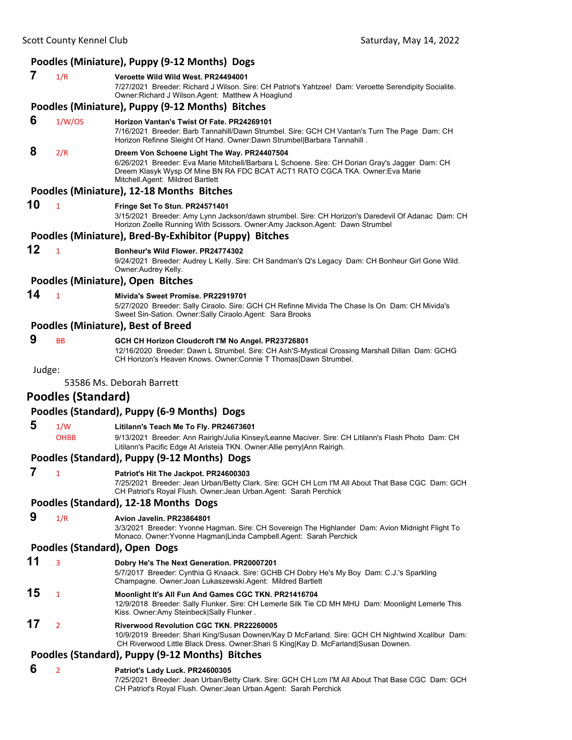### Poodles (Miniature), Puppy (9-12 Months) Dogs

**7** 1/R **Veroette Wild Wild West. PR24494001**
7/27/2021 Breeder: Richard J Wilson. Sire: CH Patriot's Yahtzee! Dam: Veroette Serendipity Socialite. Owner:Richard J Wilson.Agent: Matthew A Hoaglund

### Poodles (Miniature), Puppy (9-12 Months) Bitches

**6** 1/W/OS **Horizon Vantan's Twist Of Fate. PR24269101**
7/16/2021 Breeder: Barb Tannahill/Dawn Strumbel. Sire: GCH CH Vantan's Turn The Page Dam: CH Horizon Refinne Sleight Of Hand. Owner:Dawn Strumbel|Barbara Tannahill .

**8** 2/R **Dreem Von Schoene Light The Way. PR24407504**
6/26/2021 Breeder: Eva Marie Mitchell/Barbara L Schoene. Sire: CH Dorian Gray's Jagger Dam: CH Dreem Klasyk Wysp Of Mine BN RA FDC BCAT ACT1 RATO CGCA TKA. Owner:Eva Marie Mitchell.Agent: Mildred Bartlett

### Poodles (Miniature), 12-18 Months Bitches

**10** 1 **Fringe Set To Stun. PR24571401**
3/15/2021 Breeder: Amy Lynn Jackson/dawn strumbel. Sire: CH Horizon's Daredevil Of Adanac Dam: CH Horizon Zoelle Running With Scissors. Owner:Amy Jackson.Agent: Dawn Strumbel

### Poodles (Miniature), Bred-By-Exhibitor (Puppy) Bitches

**12** 1 **Bonheur's Wild Flower. PR24774302**
9/24/2021 Breeder: Audrey L Kelly. Sire: CH Sandman's Q's Legacy Dam: CH Bonheur Girl Gone Wild. Owner:Audrey Kelly.

### Poodles (Miniature), Open Bitches

**14** 1 **Mivida's Sweet Promise. PR22919701**
5/27/2020 Breeder: Sally Ciraolo. Sire: GCH CH Refinne Mivida The Chase Is On Dam: CH Mivida's Sweet Sin-Sation. Owner:Sally Ciraolo.Agent: Sara Brooks

### Poodles (Miniature), Best of Breed

**9** BB **GCH CH Horizon Cloudcroft I'M No Angel. PR23726801**
12/16/2020 Breeder: Dawn L Strumbel. Sire: CH Ash'S-Mystical Crossing Marshall Dillan Dam: GCHG CH Horizon's Heaven Knows. Owner:Connie T Thomas|Dawn Strumbel.

Judge:

53586 Ms. Deborah Barrett

## Poodles (Standard)

### Poodles (Standard), Puppy (6-9 Months) Dogs

**5** 1/W OHBB **Litilann's Teach Me To Fly. PR24673601**
9/13/2021 Breeder: Ann Rairigh/Julia Kinsey/Leanne Maciver. Sire: CH Litilann's Flash Photo Dam: CH Litilann's Pacific Edge At Aristeia TKN. Owner:Allie perry|Ann Rairigh.

### Poodles (Standard), Puppy (9-12 Months) Dogs

**7** 1 **Patriot's Hit The Jackpot. PR24600303**
7/25/2021 Breeder: Jean Urban/Betty Clark. Sire: GCH CH Lcm I'M All About That Base CGC Dam: GCH CH Patriot's Royal Flush. Owner:Jean Urban.Agent: Sarah Perchick

### Poodles (Standard), 12-18 Months Dogs

**9** 1/R **Avion Javelin. PR23864801**
3/3/2021 Breeder: Yvonne Hagman. Sire: CH Sovereign The Highlander Dam: Avion Midnight Flight To Monaco. Owner:Yvonne Hagman|Linda Campbell.Agent: Sarah Perchick

### Poodles (Standard), Open Dogs

**11** 3 **Dobry He's The Next Generation. PR20007201**
5/7/2017 Breeder: Cynthia G Knaack. Sire: GCHB CH Dobry He's My Boy Dam: C.J.'s Sparkling Champagne. Owner:Joan Lukaszewski.Agent: Mildred Bartlett

**15** 1 **Moonlight It's All Fun And Games CGC TKN. PR21416704**
12/9/2018 Breeder: Sally Flunker. Sire: CH Lemerle Silk Tie CD MH MHU Dam: Moonlight Lemerle This Kiss. Owner:Amy Steinbeck|Sally Flunker .

**17** 2 **Riverwood Revolution CGC TKN. PR22260005**
10/9/2019 Breeder: Shari King/Susan Downen/Kay D McFarland. Sire: GCH CH Nightwind Xcalibur Dam: CH Riverwood Little Black Dress. Owner:Shari S King|Kay D. McFarland|Susan Downen.

### Poodles (Standard), Puppy (9-12 Months) Bitches

**6** 2 **Patriot's Lady Luck. PR24600305**
7/25/2021 Breeder: Jean Urban/Betty Clark. Sire: GCH CH Lcm I'M All About That Base CGC Dam: GCH CH Patriot's Royal Flush. Owner:Jean Urban.Agent: Sarah Perchick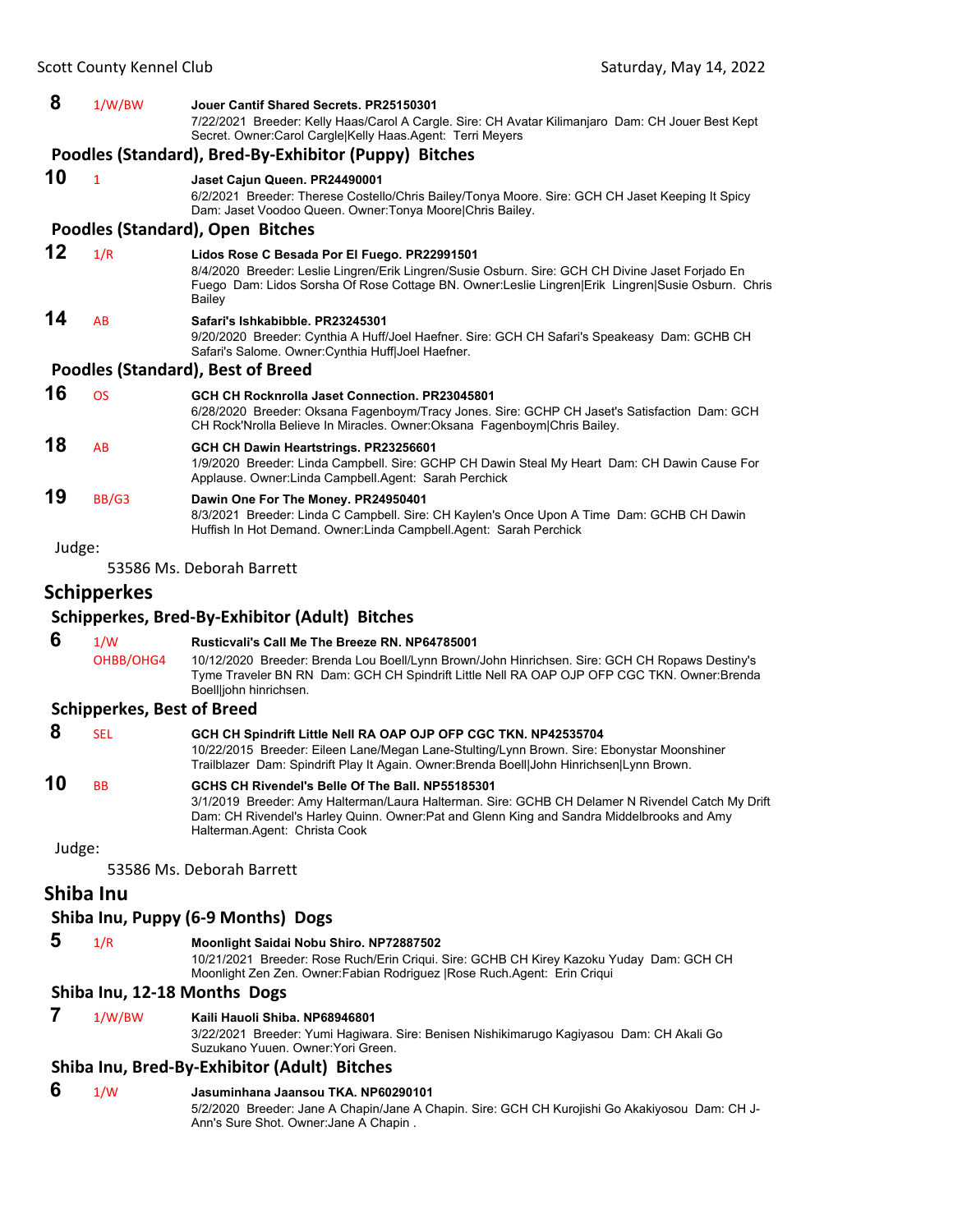**8** 1/W/BW **Jouer Cantif Shared Secrets. PR25150301**
7/22/2021 Breeder: Kelly Haas/Carol A Cargle. Sire: CH Avatar Kilimanjaro Dam: CH Jouer Best Kept Secret. Owner:Carol Cargle|Kelly Haas.Agent: Terri Meyers

### Poodles (Standard), Bred-By-Exhibitor (Puppy) Bitches

**10** 1 **Jaset Cajun Queen. PR24490001**
6/2/2021 Breeder: Therese Costello/Chris Bailey/Tonya Moore. Sire: GCH CH Jaset Keeping It Spicy Dam: Jaset Voodoo Queen. Owner:Tonya Moore|Chris Bailey.

### Poodles (Standard), Open Bitches

**12** 1/R **Lidos Rose C Besada Por El Fuego. PR22991501**
8/4/2020 Breeder: Leslie Lingren/Erik Lingren/Susie Osburn. Sire: GCH CH Divine Jaset Forjado En Fuego Dam: Lidos Sorsha Of Rose Cottage BN. Owner:Leslie Lingren|Erik Lingren|Susie Osburn. Chris Bailey

**14** AB **Safari's Ishkabibble. PR23245301**
9/20/2020 Breeder: Cynthia A Huff/Joel Haefner. Sire: GCH CH Safari's Speakeasy Dam: GCHB CH Safari's Salome. Owner:Cynthia Huff|Joel Haefner.

### Poodles (Standard), Best of Breed

**16** OS **GCH CH Rocknrolla Jaset Connection. PR23045801**
6/28/2020 Breeder: Oksana Fagenboym/Tracy Jones. Sire: GCHP CH Jaset's Satisfaction Dam: GCH CH Rock'Nrolla Believe In Miracles. Owner:Oksana Fagenboym|Chris Bailey.

**18** AB **GCH CH Dawin Heartstrings. PR23256601**
1/9/2020 Breeder: Linda Campbell. Sire: GCHP CH Dawin Steal My Heart Dam: CH Dawin Cause For Applause. Owner:Linda Campbell.Agent: Sarah Perchick

**19** BB/G3 **Dawin One For The Money. PR24950401**
8/3/2021 Breeder: Linda C Campbell. Sire: CH Kaylen's Once Upon A Time Dam: GCHB CH Dawin Huffish In Hot Demand. Owner:Linda Campbell.Agent: Sarah Perchick

Judge:

53586 Ms. Deborah Barrett

## Schipperkes

### Schipperkes, Bred-By-Exhibitor (Adult) Bitches

**6** 1/W OHBB/OHG4 **Rusticvali's Call Me The Breeze RN. NP64785001**
10/12/2020 Breeder: Brenda Lou Boell/Lynn Brown/John Hinrichsen. Sire: GCH CH Ropaws Destiny's Tyme Traveler BN RN Dam: GCH CH Spindrift Little Nell RA OAP OJP OFP CGC TKN. Owner:Brenda Boell|john hinrichsen.

### Schipperkes, Best of Breed

**8** SEL **GCH CH Spindrift Little Nell RA OAP OJP OFP CGC TKN. NP42535704**
10/22/2015 Breeder: Eileen Lane/Megan Lane-Stulting/Lynn Brown. Sire: Ebonystar Moonshiner Trailblazer Dam: Spindrift Play It Again. Owner:Brenda Boell|John Hinrichsen|Lynn Brown.

**10** BB **GCHS CH Rivendel's Belle Of The Ball. NP55185301**
3/1/2019 Breeder: Amy Halterman/Laura Halterman. Sire: GCHB CH Delamer N Rivendel Catch My Drift Dam: CH Rivendel's Harley Quinn. Owner:Pat and Glenn King and Sandra Middelbrooks and Amy Halterman.Agent: Christa Cook

Judge:

53586 Ms. Deborah Barrett

## Shiba Inu

### Shiba Inu, Puppy (6-9 Months) Dogs

**5** 1/R **Moonlight Saidai Nobu Shiro. NP72887502**
10/21/2021 Breeder: Rose Ruch/Erin Criqui. Sire: GCHB CH Kirey Kazoku Yuday Dam: GCH CH Moonlight Zen Zen. Owner:Fabian Rodriguez |Rose Ruch.Agent: Erin Criqui

### Shiba Inu, 12-18 Months Dogs

**7** 1/W/BW **Kaili Hauoli Shiba. NP68946801**
3/22/2021 Breeder: Yumi Hagiwara. Sire: Benisen Nishikimarugo Kagiyasou Dam: CH Akali Go Suzukano Yuuen. Owner:Yori Green.

### Shiba Inu, Bred-By-Exhibitor (Adult) Bitches

**6** 1/W **Jasuminhana Jaansou TKA. NP60290101**
5/2/2020 Breeder: Jane A Chapin/Jane A Chapin. Sire: GCH CH Kurojishi Go Akakiyosou Dam: CH J-Ann's Sure Shot. Owner:Jane A Chapin .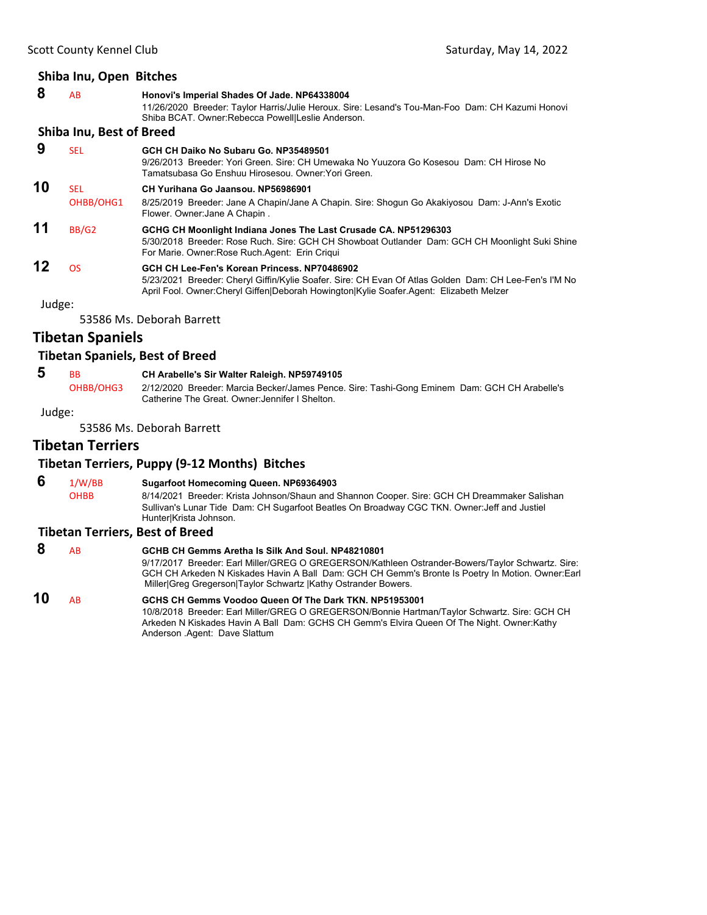### Shiba Inu, Open Bitches

**8** AB **Honovi's Imperial Shades Of Jade. NP64338004**
11/26/2020 Breeder: Taylor Harris/Julie Heroux. Sire: Lesand's Tou-Man-Foo Dam: CH Kazumi Honovi Shiba BCAT. Owner:Rebecca Powell|Leslie Anderson.

### Shiba Inu, Best of Breed

**9** SEL **GCH CH Daiko No Subaru Go. NP35489501**
9/26/2013 Breeder: Yori Green. Sire: CH Umewaka No Yuuzora Go Kosesou Dam: CH Hirose No Tamatsubasa Go Enshuu Hirosesou. Owner:Yori Green.

**10** SEL OHBB/OHG1 **CH Yurihana Go Jaansou. NP56986901**
8/25/2019 Breeder: Jane A Chapin/Jane A Chapin. Sire: Shogun Go Akakiyosou Dam: J-Ann's Exotic Flower. Owner:Jane A Chapin .

**11** BB/G2 **GCHG CH Moonlight Indiana Jones The Last Crusade CA. NP51296303**
5/30/2018 Breeder: Rose Ruch. Sire: GCH CH Showboat Outlander Dam: GCH CH Moonlight Suki Shine For Marie. Owner:Rose Ruch.Agent: Erin Criqui

**12** OS **GCH CH Lee-Fen's Korean Princess. NP70486902**
5/23/2021 Breeder: Cheryl Giffin/Kylie Soafer. Sire: CH Evan Of Atlas Golden Dam: CH Lee-Fen's I'M No April Fool. Owner:Cheryl Giffen|Deborah Howington|Kylie Soafer.Agent: Elizabeth Melzer

Judge:
53586 Ms. Deborah Barrett

## Tibetan Spaniels

### Tibetan Spaniels, Best of Breed

**5** BB OHBB/OHG3 **CH Arabelle's Sir Walter Raleigh. NP59749105**
2/12/2020 Breeder: Marcia Becker/James Pence. Sire: Tashi-Gong Eminem Dam: GCH CH Arabelle's Catherine The Great. Owner:Jennifer I Shelton.

Judge:
53586 Ms. Deborah Barrett

## Tibetan Terriers

### Tibetan Terriers, Puppy (9-12 Months) Bitches

**6** 1/W/BB OHBB **Sugarfoot Homecoming Queen. NP69364903**
8/14/2021 Breeder: Krista Johnson/Shaun and Shannon Cooper. Sire: GCH CH Dreammaker Salishan Sullivan's Lunar Tide Dam: CH Sugarfoot Beatles On Broadway CGC TKN. Owner:Jeff and Justiel Hunter|Krista Johnson.

### Tibetan Terriers, Best of Breed

**8** AB **GCHB CH Gemms Aretha Is Silk And Soul. NP48210801**
9/17/2017 Breeder: Earl Miller/GREG O GREGERSON/Kathleen Ostrander-Bowers/Taylor Schwartz. Sire: GCH CH Arkeden N Kiskades Havin A Ball Dam: GCH CH Gemm's Bronte Is Poetry In Motion. Owner:Earl Miller|Greg Gregerson|Taylor Schwartz |Kathy Ostrander Bowers.

**10** AB **GCHS CH Gemms Voodoo Queen Of The Dark TKN. NP51953001**
10/8/2018 Breeder: Earl Miller/GREG O GREGERSON/Bonnie Hartman/Taylor Schwartz. Sire: GCH CH Arkeden N Kiskades Havin A Ball Dam: GCHS CH Gemm's Elvira Queen Of The Night. Owner:Kathy Anderson .Agent: Dave Slattum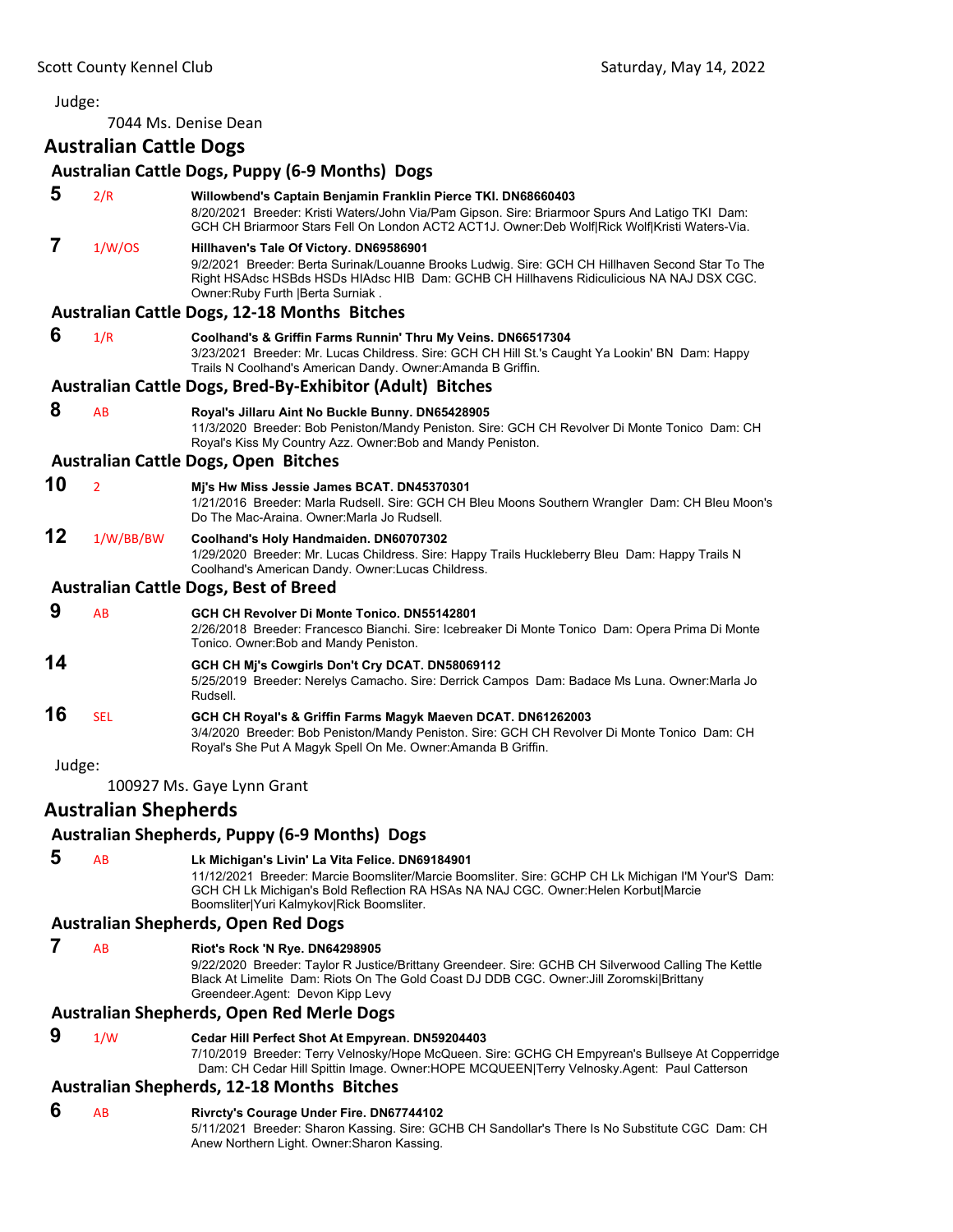Judge:

7044 Ms. Denise Dean

## Australian Cattle Dogs

### Australian Cattle Dogs, Puppy (6-9 Months) Dogs

**5** 2/R **Willowbend's Captain Benjamin Franklin Pierce TKI. DN68660403**
8/20/2021 Breeder: Kristi Waters/John Via/Pam Gipson. Sire: Briarmoor Spurs And Latigo TKI Dam: GCH CH Briarmoor Stars Fell On London ACT2 ACT1J. Owner:Deb Wolf|Rick Wolf|Kristi Waters-Via.

**7** 1/W/OS **Hillhaven's Tale Of Victory. DN69586901**
9/2/2021 Breeder: Berta Surinak/Louanne Brooks Ludwig. Sire: GCH CH Hillhaven Second Star To The Right HSAdsc HSBds HSDs HIAdsc HIB Dam: GCHB CH Hillhavens Ridiculicious NA NAJ DSX CGC. Owner:Ruby Furth |Berta Surniak .

### Australian Cattle Dogs, 12-18 Months Bitches

**6** 1/R **Coolhand's & Griffin Farms Runnin' Thru My Veins. DN66517304**
3/23/2021 Breeder: Mr. Lucas Childress. Sire: GCH CH Hill St.'s Caught Ya Lookin' BN Dam: Happy Trails N Coolhand's American Dandy. Owner:Amanda B Griffin.

### Australian Cattle Dogs, Bred-By-Exhibitor (Adult) Bitches

**8** AB **Royal's Jillaru Aint No Buckle Bunny. DN65428905**
11/3/2020 Breeder: Bob Peniston/Mandy Peniston. Sire: GCH CH Revolver Di Monte Tonico Dam: CH Royal's Kiss My Country Azz. Owner:Bob and Mandy Peniston.

### Australian Cattle Dogs, Open Bitches

**10** 2 **Mj's Hw Miss Jessie James BCAT. DN45370301**
1/21/2016 Breeder: Marla Rudsell. Sire: GCH CH Bleu Moons Southern Wrangler Dam: CH Bleu Moon's Do The Mac-Araina. Owner:Marla Jo Rudsell.

**12** 1/W/BB/BW **Coolhand's Holy Handmaiden. DN60707302**
1/29/2020 Breeder: Mr. Lucas Childress. Sire: Happy Trails Huckleberry Bleu Dam: Happy Trails N Coolhand's American Dandy. Owner:Lucas Childress.

### Australian Cattle Dogs, Best of Breed

**9** AB **GCH CH Revolver Di Monte Tonico. DN55142801**
2/26/2018 Breeder: Francesco Bianchi. Sire: Icebreaker Di Monte Tonico Dam: Opera Prima Di Monte Tonico. Owner:Bob and Mandy Peniston.

**14** **GCH CH Mj's Cowgirls Don't Cry DCAT. DN58069112**
5/25/2019 Breeder: Nerelys Camacho. Sire: Derrick Campos Dam: Badace Ms Luna. Owner:Marla Jo Rudsell.

**16** SEL **GCH CH Royal's & Griffin Farms Magyk Maeven DCAT. DN61262003**
3/4/2020 Breeder: Bob Peniston/Mandy Peniston. Sire: GCH CH Revolver Di Monte Tonico Dam: CH Royal's She Put A Magyk Spell On Me. Owner:Amanda B Griffin.

Judge:

100927 Ms. Gaye Lynn Grant

## Australian Shepherds

### Australian Shepherds, Puppy (6-9 Months) Dogs

**5** AB **Lk Michigan's Livin' La Vita Felice. DN69184901**
11/12/2021 Breeder: Marcie Boomsliter/Marcie Boomsliter. Sire: GCHP CH Lk Michigan I'M Your'S Dam: GCH CH Lk Michigan's Bold Reflection RA HSAs NA NAJ CGC. Owner:Helen Korbut|Marcie Boomsliter|Yuri Kalmykov|Rick Boomsliter.

### Australian Shepherds, Open Red Dogs

**7** AB **Riot's Rock 'N Rye. DN64298905**
9/22/2020 Breeder: Taylor R Justice/Brittany Greendeer. Sire: GCHB CH Silverwood Calling The Kettle Black At Limelite Dam: Riots On The Gold Coast DJ DDB CGC. Owner:Jill Zoromski|Brittany Greendeer.Agent: Devon Kipp Levy

### Australian Shepherds, Open Red Merle Dogs

**9** 1/W **Cedar Hill Perfect Shot At Empyrean. DN59204403**
7/10/2019 Breeder: Terry Velnosky/Hope McQueen. Sire: GCHG CH Empyrean's Bullseye At Copperridge Dam: CH Cedar Hill Spittin Image. Owner:HOPE MCQUEEN|Terry Velnosky.Agent: Paul Catterson

### Australian Shepherds, 12-18 Months Bitches

**6** AB **Rivrcty's Courage Under Fire. DN67744102**
5/11/2021 Breeder: Sharon Kassing. Sire: GCHB CH Sandollar's There Is No Substitute CGC Dam: CH Anew Northern Light. Owner:Sharon Kassing.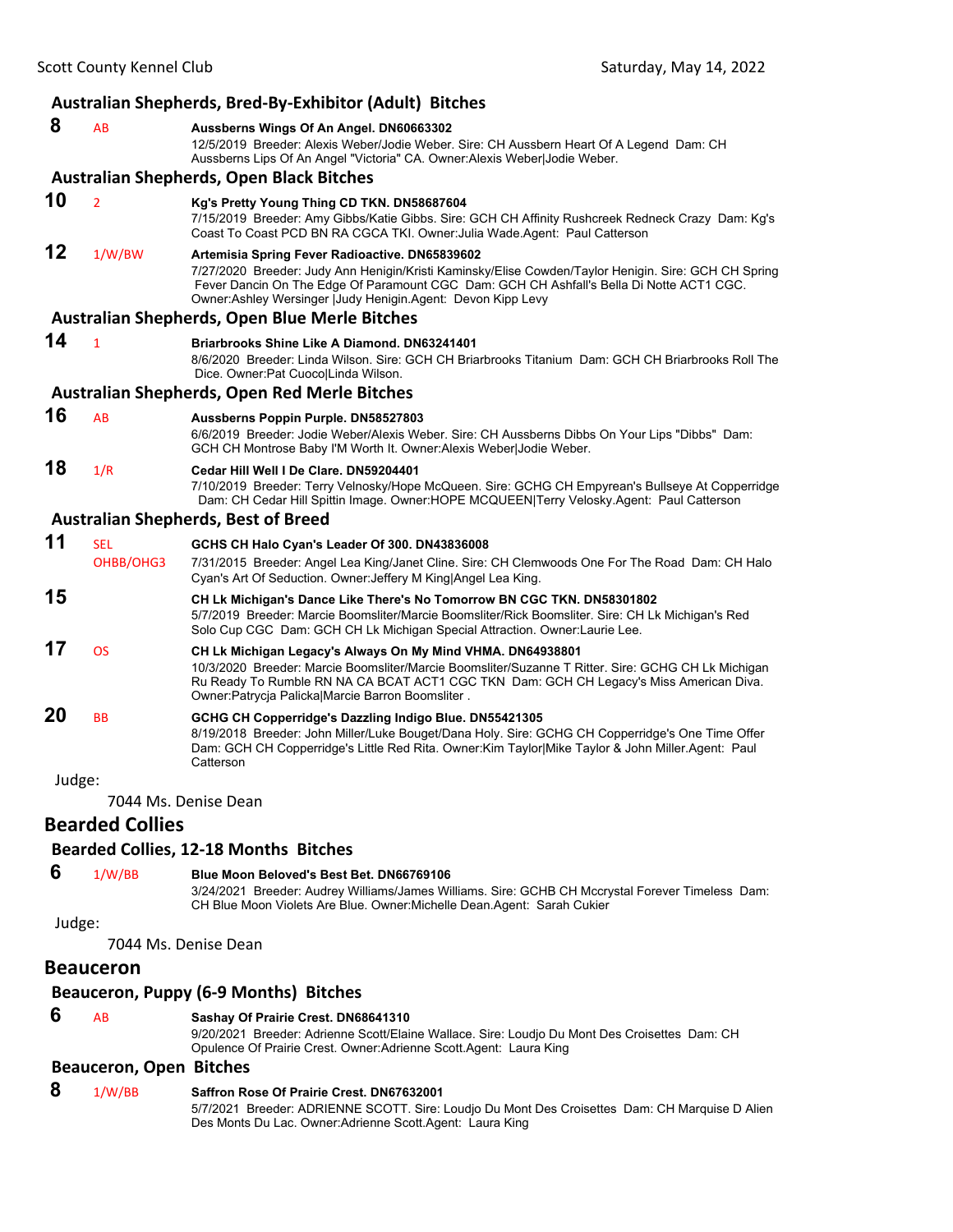### Australian Shepherds, Bred-By-Exhibitor (Adult) Bitches

**8** AB **Aussberns Wings Of An Angel. DN60663302**
12/5/2019 Breeder: Alexis Weber/Jodie Weber. Sire: CH Aussbern Heart Of A Legend Dam: CH Aussberns Lips Of An Angel "Victoria" CA. Owner:Alexis Weber|Jodie Weber.

### Australian Shepherds, Open Black Bitches

**10** 2 **Kg's Pretty Young Thing CD TKN. DN58687604**
7/15/2019 Breeder: Amy Gibbs/Katie Gibbs. Sire: GCH CH Affinity Rushcreek Redneck Crazy Dam: Kg's Coast To Coast PCD BN RA CGCA TKI. Owner:Julia Wade.Agent: Paul Catterson

**12** 1/W/BW **Artemisia Spring Fever Radioactive. DN65839602**
7/27/2020 Breeder: Judy Ann Henigin/Kristi Kaminsky/Elise Cowden/Taylor Henigin. Sire: GCH CH Spring Fever Dancin On The Edge Of Paramount CGC Dam: GCH CH Ashfall's Bella Di Notte ACT1 CGC. Owner:Ashley Wersinger |Judy Henigin.Agent: Devon Kipp Levy

### Australian Shepherds, Open Blue Merle Bitches

**14** 1 **Briarbrooks Shine Like A Diamond. DN63241401**
8/6/2020 Breeder: Linda Wilson. Sire: GCH CH Briarbrooks Titanium Dam: GCH CH Briarbrooks Roll The Dice. Owner:Pat Cuoco|Linda Wilson.

### Australian Shepherds, Open Red Merle Bitches

**16** AB **Aussberns Poppin Purple. DN58527803**
6/6/2019 Breeder: Jodie Weber/Alexis Weber. Sire: CH Aussberns Dibbs On Your Lips "Dibbs" Dam: GCH CH Montrose Baby I'M Worth It. Owner:Alexis Weber|Jodie Weber.

**18** 1/R **Cedar Hill Well I De Clare. DN59204401**
7/10/2019 Breeder: Terry Velnosky/Hope McQueen. Sire: GCHG CH Empyrean's Bullseye At Copperridge Dam: CH Cedar Hill Spittin Image. Owner:HOPE MCQUEEN|Terry Velosky.Agent: Paul Catterson

### Australian Shepherds, Best of Breed

**11** SEL OHBB/OHG3 **GCHS CH Halo Cyan's Leader Of 300. DN43836008**
7/31/2015 Breeder: Angel Lea King/Janet Cline. Sire: CH Clemwoods One For The Road Dam: CH Halo Cyan's Art Of Seduction. Owner:Jeffery M King|Angel Lea King.

**15** **CH Lk Michigan's Dance Like There's No Tomorrow BN CGC TKN. DN58301802**
5/7/2019 Breeder: Marcie Boomsliter/Marcie Boomsliter/Rick Boomsliter. Sire: CH Lk Michigan's Red Solo Cup CGC Dam: GCH CH Lk Michigan Special Attraction. Owner:Laurie Lee.

**17** OS **CH Lk Michigan Legacy's Always On My Mind VHMA. DN64938801**
10/3/2020 Breeder: Marcie Boomsliter/Marcie Boomsliter/Suzanne T Ritter. Sire: GCHG CH Lk Michigan Ru Ready To Rumble RN NA CA BCAT ACT1 CGC TKN Dam: GCH CH Legacy's Miss American Diva. Owner:Patrycja Palicka|Marcie Barron Boomsliter .

**20** BB **GCHG CH Copperridge's Dazzling Indigo Blue. DN55421305**
8/19/2018 Breeder: John Miller/Luke Bouget/Dana Holy. Sire: GCHG CH Copperridge's One Time Offer Dam: GCH CH Copperridge's Little Red Rita. Owner:Kim Taylor|Mike Taylor & John Miller.Agent: Paul Catterson

Judge:

7044 Ms. Denise Dean

## Bearded Collies

### Bearded Collies, 12-18 Months Bitches

**6** 1/W/BB **Blue Moon Beloved's Best Bet. DN66769106**
3/24/2021 Breeder: Audrey Williams/James Williams. Sire: GCHB CH Mccrystal Forever Timeless Dam: CH Blue Moon Violets Are Blue. Owner:Michelle Dean.Agent: Sarah Cukier

Judge:

7044 Ms. Denise Dean

## Beauceron

### Beauceron, Puppy (6-9 Months) Bitches

**6** AB **Sashay Of Prairie Crest. DN68641310**
9/20/2021 Breeder: Adrienne Scott/Elaine Wallace. Sire: Loudjo Du Mont Des Croisettes Dam: CH Opulence Of Prairie Crest. Owner:Adrienne Scott.Agent: Laura King

### Beauceron, Open Bitches

**8** 1/W/BB **Saffron Rose Of Prairie Crest. DN67632001**
5/7/2021 Breeder: ADRIENNE SCOTT. Sire: Loudjo Du Mont Des Croisettes Dam: CH Marquise D Alien Des Monts Du Lac. Owner:Adrienne Scott.Agent: Laura King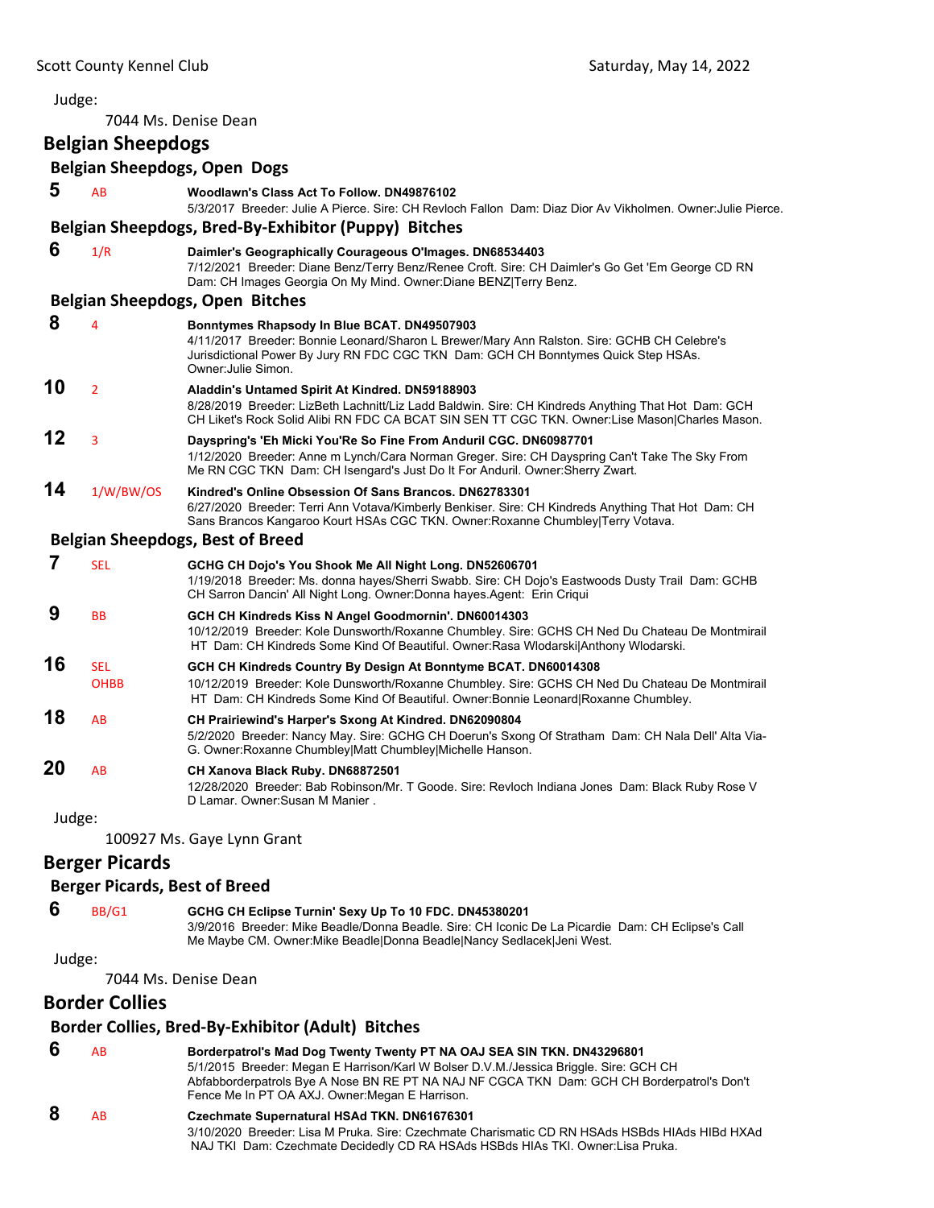Judge:

7044 Ms. Denise Dean

## Belgian Sheepdogs

### Belgian Sheepdogs, Open Dogs

**5** AB **Woodlawn's Class Act To Follow. DN49876102**
5/3/2017 Breeder: Julie A Pierce. Sire: CH Revloch Fallon Dam: Diaz Dior Av Vikholmen. Owner:Julie Pierce.

### Belgian Sheepdogs, Bred-By-Exhibitor (Puppy) Bitches

**6** 1/R **Daimler's Geographically Courageous O'Images. DN68534403**
7/12/2021 Breeder: Diane Benz/Terry Benz/Renee Croft. Sire: CH Daimler's Go Get 'Em George CD RN Dam: CH Images Georgia On My Mind. Owner:Diane BENZ|Terry Benz.

### Belgian Sheepdogs, Open Bitches

**8** 4 **Bonntymes Rhapsody In Blue BCAT. DN49507903**
4/11/2017 Breeder: Bonnie Leonard/Sharon L Brewer/Mary Ann Ralston. Sire: GCHB CH Celebre's Jurisdictional Power By Jury RN FDC CGC TKN Dam: GCH CH Bonntymes Quick Step HSAs. Owner:Julie Simon.

**10** 2 **Aladdin's Untamed Spirit At Kindred. DN59188903**
8/28/2019 Breeder: LizBeth Lachnitt/Liz Ladd Baldwin. Sire: CH Kindreds Anything That Hot Dam: GCH CH Liket's Rock Solid Alibi RN FDC CA BCAT SIN SEN TT CGC TKN. Owner:Lise Mason|Charles Mason.

**12** 3 **Dayspring's 'Eh Micki You'Re So Fine From Anduril CGC. DN60987701**
1/12/2020 Breeder: Anne m Lynch/Cara Norman Greger. Sire: CH Dayspring Can't Take The Sky From Me RN CGC TKN Dam: CH Isengard's Just Do It For Anduril. Owner:Sherry Zwart.

**14** 1/W/BW/OS **Kindred's Online Obsession Of Sans Brancos. DN62783301**
6/27/2020 Breeder: Terri Ann Votava/Kimberly Benkiser. Sire: CH Kindreds Anything That Hot Dam: CH Sans Brancos Kangaroo Kourt HSAs CGC TKN. Owner:Roxanne Chumbley|Terry Votava.

### Belgian Sheepdogs, Best of Breed

**7** SEL **GCHG CH Dojo's You Shook Me All Night Long. DN52606701**
1/19/2018 Breeder: Ms. donna hayes/Sherri Swabb. Sire: CH Dojo's Eastwoods Dusty Trail Dam: GCHB CH Sarron Dancin' All Night Long. Owner:Donna hayes.Agent: Erin Criqui

**9** BB **GCH CH Kindreds Kiss N Angel Goodmornin'. DN60014303**
10/12/2019 Breeder: Kole Dunsworth/Roxanne Chumbley. Sire: GCHS CH Ned Du Chateau De Montmirail HT Dam: CH Kindreds Some Kind Of Beautiful. Owner:Rasa Wlodarski|Anthony Wlodarski.

**16** SEL OHBB **GCH CH Kindreds Country By Design At Bonntyme BCAT. DN60014308**
10/12/2019 Breeder: Kole Dunsworth/Roxanne Chumbley. Sire: GCHS CH Ned Du Chateau De Montmirail HT Dam: CH Kindreds Some Kind Of Beautiful. Owner:Bonnie Leonard|Roxanne Chumbley.

**18** AB **CH Prairiewind's Harper's Sxong At Kindred. DN62090804**
5/2/2020 Breeder: Nancy May. Sire: GCHG CH Doerun's Sxong Of Stratham Dam: CH Nala Dell' Alta Via-G. Owner:Roxanne Chumbley|Matt Chumbley|Michelle Hanson.

**20** AB **CH Xanova Black Ruby. DN68872501**
12/28/2020 Breeder: Bab Robinson/Mr. T Goode. Sire: Revloch Indiana Jones Dam: Black Ruby Rose V D Lamar. Owner:Susan M Manier .

Judge:

100927 Ms. Gaye Lynn Grant

## Berger Picards

### Berger Picards, Best of Breed

**6** BB/G1 **GCHG CH Eclipse Turnin' Sexy Up To 10 FDC. DN45380201**
3/9/2016 Breeder: Mike Beadle/Donna Beadle. Sire: CH Iconic De La Picardie Dam: CH Eclipse's Call Me Maybe CM. Owner:Mike Beadle|Donna Beadle|Nancy Sedlacek|Jeni West.

Judge:

7044 Ms. Denise Dean

## Border Collies

### Border Collies, Bred-By-Exhibitor (Adult) Bitches

**6** AB **Borderpatrol's Mad Dog Twenty Twenty PT NA OAJ SEA SIN TKN. DN43296801**
5/1/2015 Breeder: Megan E Harrison/Karl W Bolser D.V.M./Jessica Briggle. Sire: GCH CH Abfabborderpatrols Bye A Nose BN RE PT NA NAJ NF CGCA TKN Dam: GCH CH Borderpatrol's Don't Fence Me In PT OA AXJ. Owner:Megan E Harrison.

**8** AB **Czechmate Supernatural HSAd TKN. DN61676301**
3/10/2020 Breeder: Lisa M Pruka. Sire: Czechmate Charismatic CD RN HSAds HSBds HIAds HIBd HXAd NAJ TKI Dam: Czechmate Decidedly CD RA HSAds HSBds HIAs TKI. Owner:Lisa Pruka.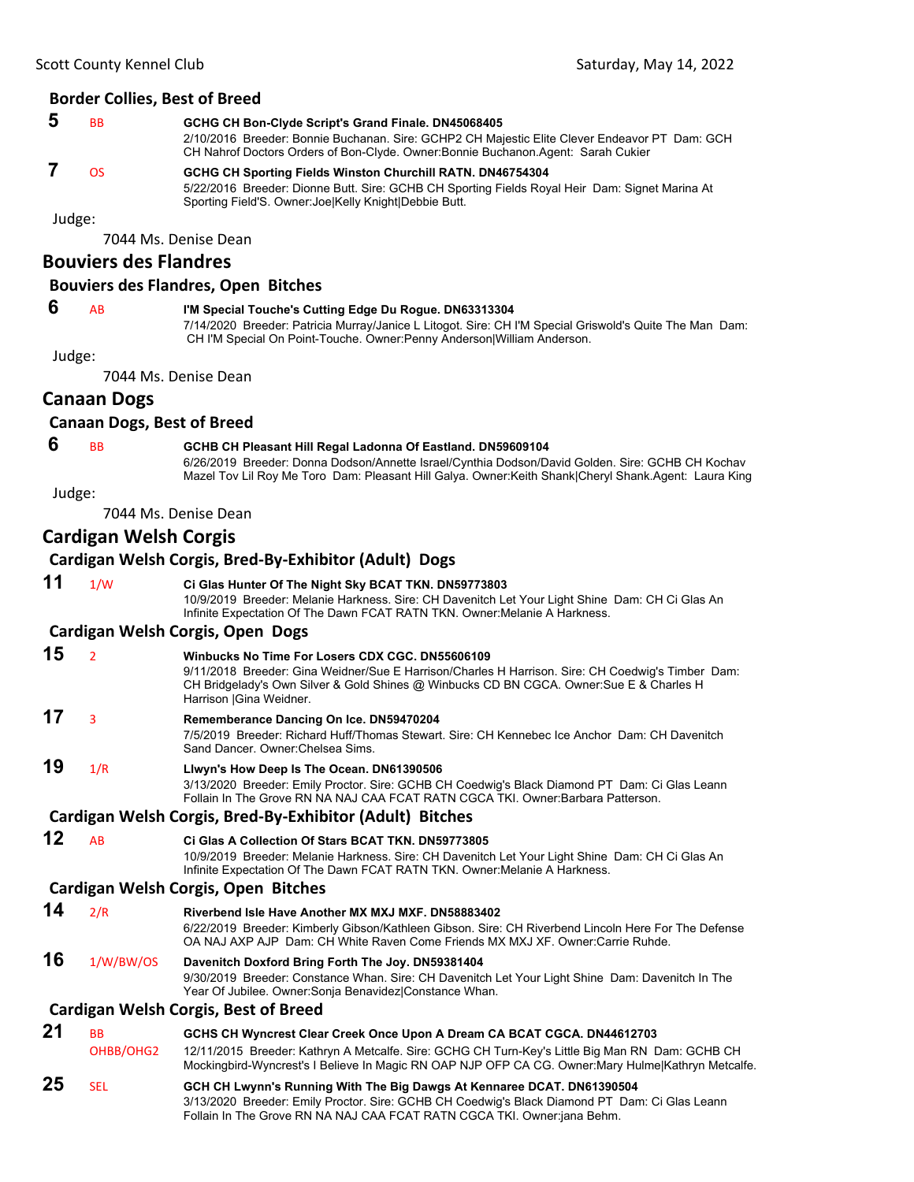## Border Collies, Best of Breed

**5** BB **GCHG CH Bon-Clyde Script's Grand Finale. DN45068405**
2/10/2016 Breeder: Bonnie Buchanan. Sire: GCHP2 CH Majestic Elite Clever Endeavor PT Dam: GCH CH Nahrof Doctors Orders of Bon-Clyde. Owner:Bonnie Buchanon.Agent: Sarah Cukier

**7** OS **GCHG CH Sporting Fields Winston Churchill RATN. DN46754304**
5/22/2016 Breeder: Dionne Butt. Sire: GCHB CH Sporting Fields Royal Heir Dam: Signet Marina At Sporting Field'S. Owner:Joe|Kelly Knight|Debbie Butt.

Judge:

7044 Ms. Denise Dean

# Bouviers des Flandres

## Bouviers des Flandres, Open Bitches

**6** AB **I'M Special Touche's Cutting Edge Du Rogue. DN63313304**
7/14/2020 Breeder: Patricia Murray/Janice L Litogot. Sire: CH I'M Special Griswold's Quite The Man Dam: CH I'M Special On Point-Touche. Owner:Penny Anderson|William Anderson.

Judge:

7044 Ms. Denise Dean

# Canaan Dogs

## Canaan Dogs, Best of Breed

**6** BB **GCHB CH Pleasant Hill Regal Ladonna Of Eastland. DN59609104**
6/26/2019 Breeder: Donna Dodson/Annette Israel/Cynthia Dodson/David Golden. Sire: GCHB CH Kochav Mazel Tov Lil Roy Me Toro Dam: Pleasant Hill Galya. Owner:Keith Shank|Cheryl Shank.Agent: Laura King

Judge:

7044 Ms. Denise Dean

# Cardigan Welsh Corgis

## Cardigan Welsh Corgis, Bred-By-Exhibitor (Adult) Dogs

**11** 1/W **Ci Glas Hunter Of The Night Sky BCAT TKN. DN59773803**
10/9/2019 Breeder: Melanie Harkness. Sire: CH Davenitch Let Your Light Shine Dam: CH Ci Glas An Infinite Expectation Of The Dawn FCAT RATN TKN. Owner:Melanie A Harkness.

## Cardigan Welsh Corgis, Open Dogs

**15** 2 **Winbucks No Time For Losers CDX CGC. DN55606109**
9/11/2018 Breeder: Gina Weidner/Sue E Harrison/Charles H Harrison. Sire: CH Coedwig's Timber Dam: CH Bridgelady's Own Silver & Gold Shines @ Winbucks CD BN CGCA. Owner:Sue E & Charles H Harrison |Gina Weidner.

**17** 3 **Rememberance Dancing On Ice. DN59470204**
7/5/2019 Breeder: Richard Huff/Thomas Stewart. Sire: CH Kennebec Ice Anchor Dam: CH Davenitch Sand Dancer. Owner:Chelsea Sims.

**19** 1/R **Llwyn's How Deep Is The Ocean. DN61390506**
3/13/2020 Breeder: Emily Proctor. Sire: GCHB CH Coedwig's Black Diamond PT Dam: Ci Glas Leann Follain In The Grove RN NA NAJ CAA FCAT RATN CGCA TKI. Owner:Barbara Patterson.

## Cardigan Welsh Corgis, Bred-By-Exhibitor (Adult) Bitches

**12** AB **Ci Glas A Collection Of Stars BCAT TKN. DN59773805**
10/9/2019 Breeder: Melanie Harkness. Sire: CH Davenitch Let Your Light Shine Dam: CH Ci Glas An Infinite Expectation Of The Dawn FCAT RATN TKN. Owner:Melanie A Harkness.

## Cardigan Welsh Corgis, Open Bitches

**14** 2/R **Riverbend Isle Have Another MX MXJ MXF. DN58883402**
6/22/2019 Breeder: Kimberly Gibson/Kathleen Gibson. Sire: CH Riverbend Lincoln Here For The Defense OA NAJ AXP AJP Dam: CH White Raven Come Friends MX MXJ XF. Owner:Carrie Ruhde.

**16** 1/W/BW/OS **Davenitch Doxford Bring Forth The Joy. DN59381404**
9/30/2019 Breeder: Constance Whan. Sire: CH Davenitch Let Your Light Shine Dam: Davenitch In The Year Of Jubilee. Owner:Sonja Benavidez|Constance Whan.

## Cardigan Welsh Corgis, Best of Breed

**21** BB OHBB/OHG2 **GCHS CH Wyncrest Clear Creek Once Upon A Dream CA BCAT CGCA. DN44612703**
12/11/2015 Breeder: Kathryn A Metcalfe. Sire: GCHG CH Turn-Key's Little Big Man RN Dam: GCHB CH Mockingbird-Wyncrest's I Believe In Magic RN OAP NJP OFP CA CG. Owner:Mary Hulme|Kathryn Metcalfe.

**25** SEL **GCH CH Lwynn's Running With The Big Dawgs At Kennaree DCAT. DN61390504**
3/13/2020 Breeder: Emily Proctor. Sire: GCHB CH Coedwig's Black Diamond PT Dam: Ci Glas Leann Follain In The Grove RN NA NAJ CAA FCAT RATN CGCA TKI. Owner:jana Behm.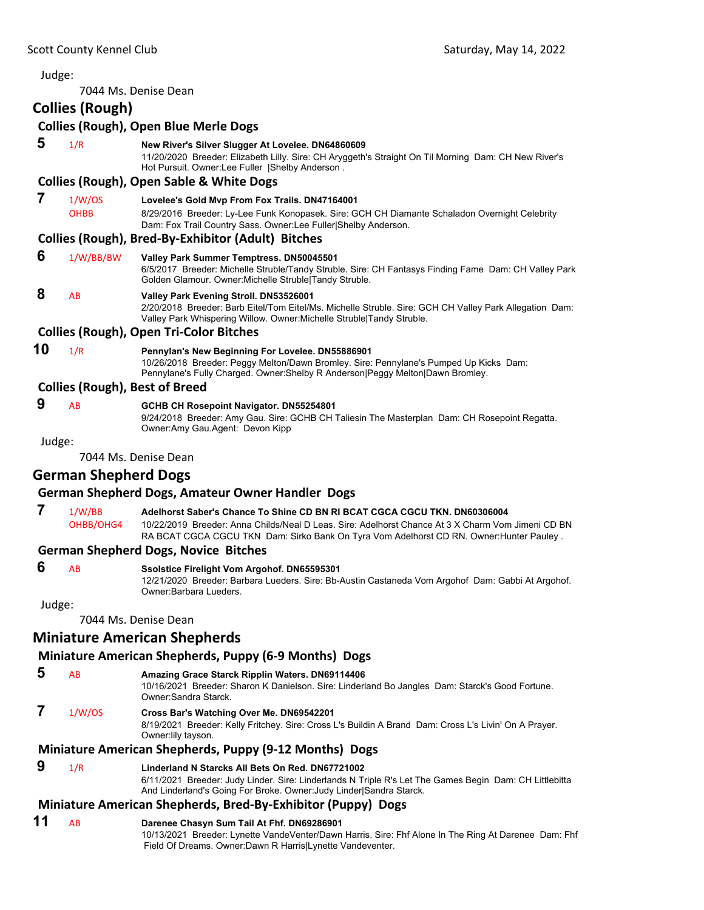Judge:

7044 Ms. Denise Dean

## Collies (Rough)

### Collies (Rough), Open Blue Merle Dogs

**5** 1/R **New River's Silver Slugger At Lovelee. DN64860609**
11/20/2020 Breeder: Elizabeth Lilly. Sire: CH Aryggeth's Straight On Til Morning Dam: CH New River's Hot Pursuit. Owner:Lee Fuller |Shelby Anderson .

### Collies (Rough), Open Sable & White Dogs

**7** 1/W/OS OHBB **Lovelee's Gold Mvp From Fox Trails. DN47164001**
8/29/2016 Breeder: Ly-Lee Funk Konopasek. Sire: GCH CH Diamante Schaladon Overnight Celebrity Dam: Fox Trail Country Sass. Owner:Lee Fuller|Shelby Anderson.

### Collies (Rough), Bred-By-Exhibitor (Adult) Bitches

**6** 1/W/BB/BW **Valley Park Summer Temptress. DN50045501**
6/5/2017 Breeder: Michelle Struble/Tandy Struble. Sire: CH Fantasys Finding Fame Dam: CH Valley Park Golden Glamour. Owner:Michelle Struble|Tandy Struble.

**8** AB **Valley Park Evening Stroll. DN53526001**
2/20/2018 Breeder: Barb Eitel/Tom Eitel/Ms. Michelle Struble. Sire: GCH CH Valley Park Allegation Dam: Valley Park Whispering Willow. Owner:Michelle Struble|Tandy Struble.

### Collies (Rough), Open Tri-Color Bitches

**10** 1/R **Pennylan's New Beginning For Lovelee. DN55886901**
10/26/2018 Breeder: Peggy Melton/Dawn Bromley. Sire: Pennylane's Pumped Up Kicks Dam: Pennylane's Fully Charged. Owner:Shelby R Anderson|Peggy Melton|Dawn Bromley.

### Collies (Rough), Best of Breed

**9** AB **GCHB CH Rosepoint Navigator. DN55254801**
9/24/2018 Breeder: Amy Gau. Sire: GCHB CH Taliesin The Masterplan Dam: CH Rosepoint Regatta. Owner:Amy Gau.Agent: Devon Kipp

Judge:

7044 Ms. Denise Dean

## German Shepherd Dogs

### German Shepherd Dogs, Amateur Owner Handler Dogs

**7** 1/W/BB OHBB/OHG4 **Adelhorst Saber's Chance To Shine CD BN RI BCAT CGCA CGCU TKN. DN60306004**
10/22/2019 Breeder: Anna Childs/Neal D Leas. Sire: Adelhorst Chance At 3 X Charm Vom Jimeni CD BN RA BCAT CGCA CGCU TKN Dam: Sirko Bank On Tyra Vom Adelhorst CD RN. Owner:Hunter Pauley .

### German Shepherd Dogs, Novice Bitches

**6** AB **Ssolstice Firelight Vom Argohof. DN65595301**
12/21/2020 Breeder: Barbara Lueders. Sire: Bb-Austin Castaneda Vom Argohof Dam: Gabbi At Argohof. Owner:Barbara Lueders.

Judge:

7044 Ms. Denise Dean

## Miniature American Shepherds

### Miniature American Shepherds, Puppy (6-9 Months) Dogs

**5** AB **Amazing Grace Starck Ripplin Waters. DN69114406**
10/16/2021 Breeder: Sharon K Danielson. Sire: Linderland Bo Jangles Dam: Starck's Good Fortune. Owner:Sandra Starck.

**7** 1/W/OS **Cross Bar's Watching Over Me. DN69542201**
8/19/2021 Breeder: Kelly Fritchey. Sire: Cross L's Buildin A Brand Dam: Cross L's Livin' On A Prayer. Owner:lily tayson.

### Miniature American Shepherds, Puppy (9-12 Months) Dogs

**9** 1/R **Linderland N Starcks All Bets On Red. DN67721002**
6/11/2021 Breeder: Judy Linder. Sire: Linderlands N Triple R's Let The Games Begin Dam: CH Littlebitta And Linderland's Going For Broke. Owner:Judy Linder|Sandra Starck.

### Miniature American Shepherds, Bred-By-Exhibitor (Puppy) Dogs

**11** AB **Darenee Chasyn Sum Tail At Fhf. DN69286901**
10/13/2021 Breeder: Lynette VandeVenter/Dawn Harris. Sire: Fhf Alone In The Ring At Darenee Dam: Fhf Field Of Dreams. Owner:Dawn R Harris|Lynette Vandeventer.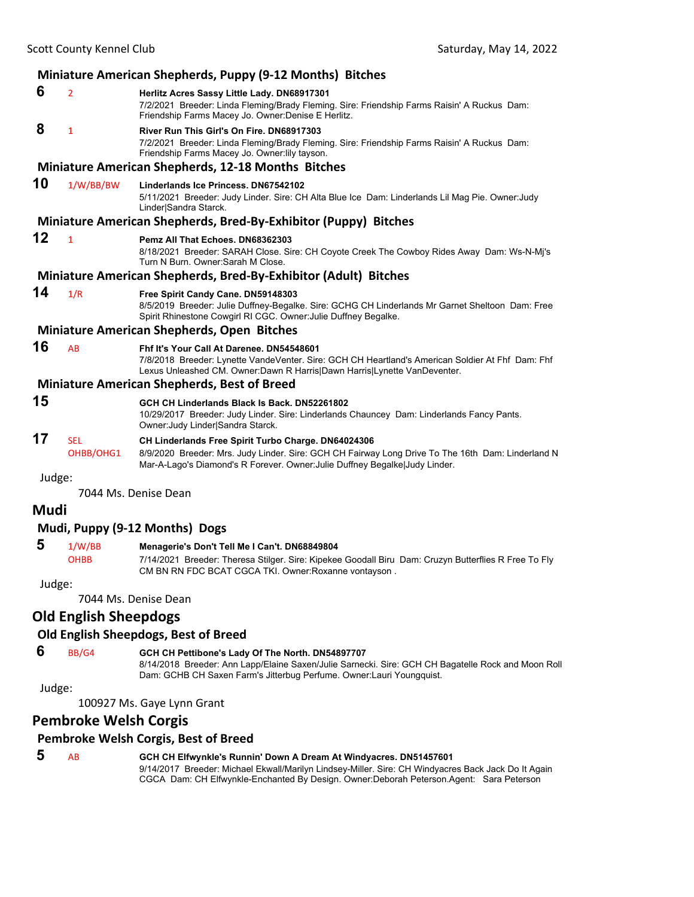### Miniature American Shepherds, Puppy (9-12 Months) Bitches

**6** 2 **Herlitz Acres Sassy Little Lady. DN68917301**
7/2/2021 Breeder: Linda Fleming/Brady Fleming. Sire: Friendship Farms Raisin' A Ruckus Dam: Friendship Farms Macey Jo. Owner:Denise E Herlitz.

**8** 1 **River Run This Girl's On Fire. DN68917303**
7/2/2021 Breeder: Linda Fleming/Brady Fleming. Sire: Friendship Farms Raisin' A Ruckus Dam: Friendship Farms Macey Jo. Owner:lily tayson.

### Miniature American Shepherds, 12-18 Months Bitches

**10** 1/W/BB/BW **Linderlands Ice Princess. DN67542102**
5/11/2021 Breeder: Judy Linder. Sire: CH Alta Blue Ice Dam: Linderlands Lil Mag Pie. Owner:Judy Linder|Sandra Starck.

### Miniature American Shepherds, Bred-By-Exhibitor (Puppy) Bitches

**12** 1 **Pemz All That Echoes. DN68362303**
8/18/2021 Breeder: SARAH Close. Sire: CH Coyote Creek The Cowboy Rides Away Dam: Ws-N-Mj's Turn N Burn. Owner:Sarah M Close.

### Miniature American Shepherds, Bred-By-Exhibitor (Adult) Bitches

**14** 1/R **Free Spirit Candy Cane. DN59148303**
8/5/2019 Breeder: Julie Duffney-Begalke. Sire: GCHG CH Linderlands Mr Garnet Sheltoon Dam: Free Spirit Rhinestone Cowgirl RI CGC. Owner:Julie Duffney Begalke.

### Miniature American Shepherds, Open Bitches

**16** AB **Fhf It's Your Call At Darenee. DN54548601**
7/8/2018 Breeder: Lynette VandeVenter. Sire: GCH CH Heartland's American Soldier At Fhf Dam: Fhf Lexus Unleashed CM. Owner:Dawn R Harris|Dawn Harris|Lynette VanDeventer.

### Miniature American Shepherds, Best of Breed

**15** **GCH CH Linderlands Black Is Back. DN52261802**
10/29/2017 Breeder: Judy Linder. Sire: Linderlands Chauncey Dam: Linderlands Fancy Pants. Owner:Judy Linder|Sandra Starck.

**17** SEL OHBB/OHG1 **CH Linderlands Free Spirit Turbo Charge. DN64024306**
8/9/2020 Breeder: Mrs. Judy Linder. Sire: GCH CH Fairway Long Drive To The 16th Dam: Linderland N Mar-A-Lago's Diamond's R Forever. Owner:Julie Duffney Begalke|Judy Linder.

Judge:
7044 Ms. Denise Dean

## Mudi

### Mudi, Puppy (9-12 Months) Dogs

**5** 1/W/BB OHBB **Menagerie's Don't Tell Me I Can't. DN68849804**
7/14/2021 Breeder: Theresa Stilger. Sire: Kipekee Goodall Biru Dam: Cruzyn Butterflies R Free To Fly CM BN RN FDC BCAT CGCA TKI. Owner:Roxanne vontayson .

Judge:
7044 Ms. Denise Dean

## Old English Sheepdogs

### Old English Sheepdogs, Best of Breed

**6** BB/G4 **GCH CH Pettibone's Lady Of The North. DN54897707**
8/14/2018 Breeder: Ann Lapp/Elaine Saxen/Julie Sarnecki. Sire: GCH CH Bagatelle Rock and Moon Roll Dam: GCHB CH Saxen Farm's Jitterbug Perfume. Owner:Lauri Youngquist.

Judge:
100927 Ms. Gaye Lynn Grant

## Pembroke Welsh Corgis

### Pembroke Welsh Corgis, Best of Breed

**5** AB **GCH CH Elfwynkle's Runnin' Down A Dream At Windyacres. DN51457601**
9/14/2017 Breeder: Michael Ekwall/Marilyn Lindsey-Miller. Sire: CH Windyacres Back Jack Do It Again CGCA Dam: CH Elfwynkle-Enchanted By Design. Owner:Deborah Peterson.Agent: Sara Peterson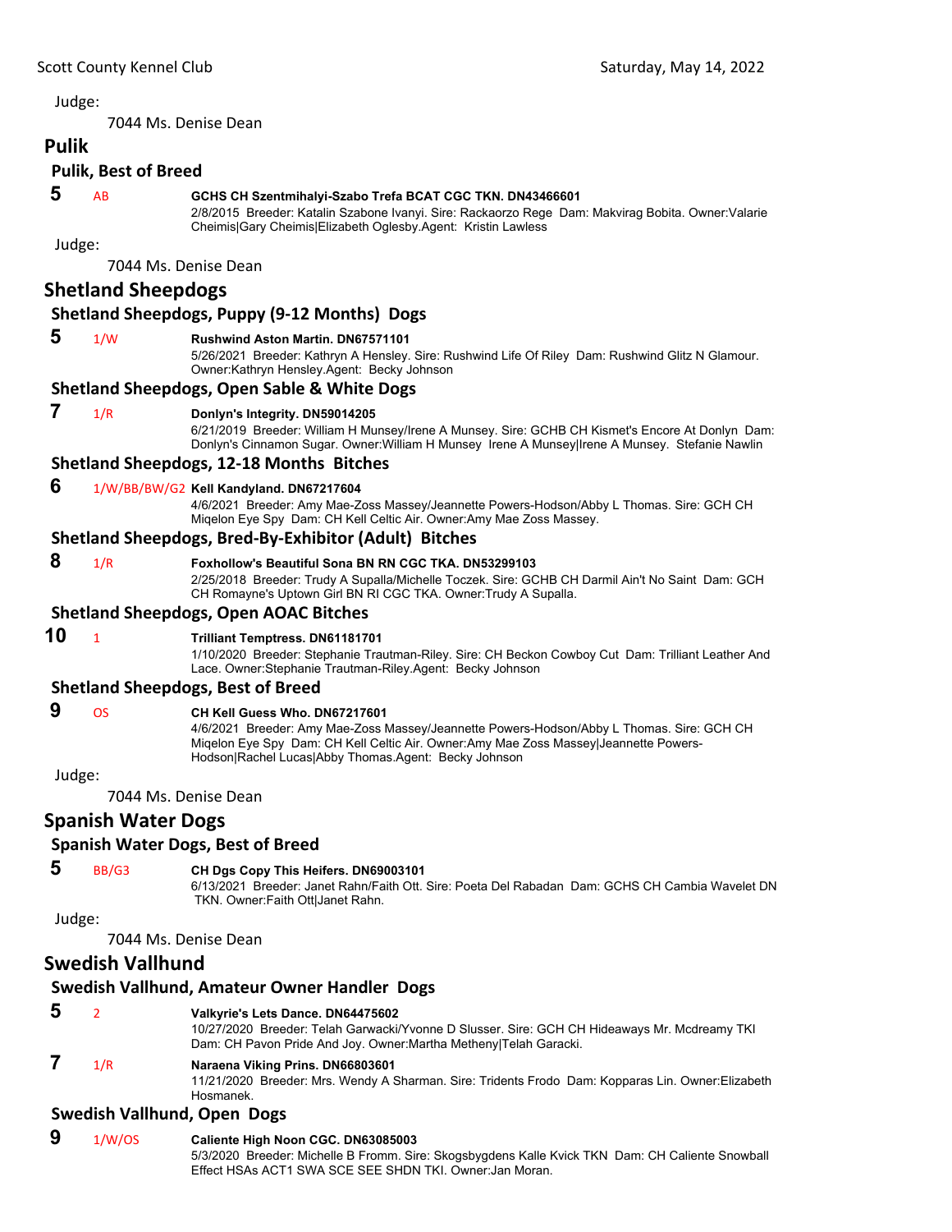Judge:

7044 Ms. Denise Dean

## Pulik

### Pulik, Best of Breed

**5** AB **GCHS CH Szentmihalyi-Szabo Trefa BCAT CGC TKN. DN43466601**
2/8/2015 Breeder: Katalin Szabone Ivanyi. Sire: Rackaorzo Rege Dam: Makvirag Bobita. Owner:Valarie Cheimis|Gary Cheimis|Elizabeth Oglesby.Agent: Kristin Lawless

Judge:

7044 Ms. Denise Dean

## Shetland Sheepdogs

### Shetland Sheepdogs, Puppy (9-12 Months) Dogs

**5** 1/W **Rushwind Aston Martin. DN67571101**
5/26/2021 Breeder: Kathryn A Hensley. Sire: Rushwind Life Of Riley Dam: Rushwind Glitz N Glamour. Owner:Kathryn Hensley.Agent: Becky Johnson

### Shetland Sheepdogs, Open Sable & White Dogs

**7** 1/R **Donlyn's Integrity. DN59014205**
6/21/2019 Breeder: William H Munsey/Irene A Munsey. Sire: GCHB CH Kismet's Encore At Donlyn Dam: Donlyn's Cinnamon Sugar. Owner:William H Munsey Irene A Munsey|Irene A Munsey. Stefanie Nawlin

### Shetland Sheepdogs, 12-18 Months Bitches

**6** 1/W/BB/BW/G2 **Kell Kandyland. DN67217604**
4/6/2021 Breeder: Amy Mae-Zoss Massey/Jeannette Powers-Hodson/Abby L Thomas. Sire: GCH CH Miqelon Eye Spy Dam: CH Kell Celtic Air. Owner:Amy Mae Zoss Massey.

### Shetland Sheepdogs, Bred-By-Exhibitor (Adult) Bitches

**8** 1/R **Foxhollow's Beautiful Sona BN RN CGC TKA. DN53299103**
2/25/2018 Breeder: Trudy A Supalla/Michelle Toczek. Sire: GCHB CH Darmil Ain't No Saint Dam: GCH CH Romayne's Uptown Girl BN RI CGC TKA. Owner:Trudy A Supalla.

### Shetland Sheepdogs, Open AOAC Bitches

**10** 1 **Trilliant Temptress. DN61181701**
1/10/2020 Breeder: Stephanie Trautman-Riley. Sire: CH Beckon Cowboy Cut Dam: Trilliant Leather And Lace. Owner:Stephanie Trautman-Riley.Agent: Becky Johnson

### Shetland Sheepdogs, Best of Breed

**9** OS **CH Kell Guess Who. DN67217601**
4/6/2021 Breeder: Amy Mae-Zoss Massey/Jeannette Powers-Hodson/Abby L Thomas. Sire: GCH CH Miqelon Eye Spy Dam: CH Kell Celtic Air. Owner:Amy Mae Zoss Massey|Jeannette Powers-Hodson|Rachel Lucas|Abby Thomas.Agent: Becky Johnson

Judge:

7044 Ms. Denise Dean

## Spanish Water Dogs

### Spanish Water Dogs, Best of Breed

**5** BB/G3 **CH Dgs Copy This Heifers. DN69003101**
6/13/2021 Breeder: Janet Rahn/Faith Ott. Sire: Poeta Del Rabadan Dam: GCHS CH Cambia Wavelet DN TKN. Owner:Faith Ott|Janet Rahn.

Judge:

7044 Ms. Denise Dean

## Swedish Vallhund

### Swedish Vallhund, Amateur Owner Handler Dogs

**5** 2 **Valkyrie's Lets Dance. DN64475602**
10/27/2020 Breeder: Telah Garwacki/Yvonne D Slusser. Sire: GCH CH Hideaways Mr. Mcdreamy TKI Dam: CH Pavon Pride And Joy. Owner:Martha Metheny|Telah Garacki.

**7** 1/R **Naraena Viking Prins. DN66803601**
11/21/2020 Breeder: Mrs. Wendy A Sharman. Sire: Tridents Frodo Dam: Kopparas Lin. Owner:Elizabeth Hosmanek.

### Swedish Vallhund, Open Dogs

**9** 1/W/OS **Caliente High Noon CGC. DN63085003**
5/3/2020 Breeder: Michelle B Fromm. Sire: Skogsbygdens Kalle Kvick TKN Dam: CH Caliente Snowball Effect HSAs ACT1 SWA SCE SEE SHDN TKI. Owner:Jan Moran.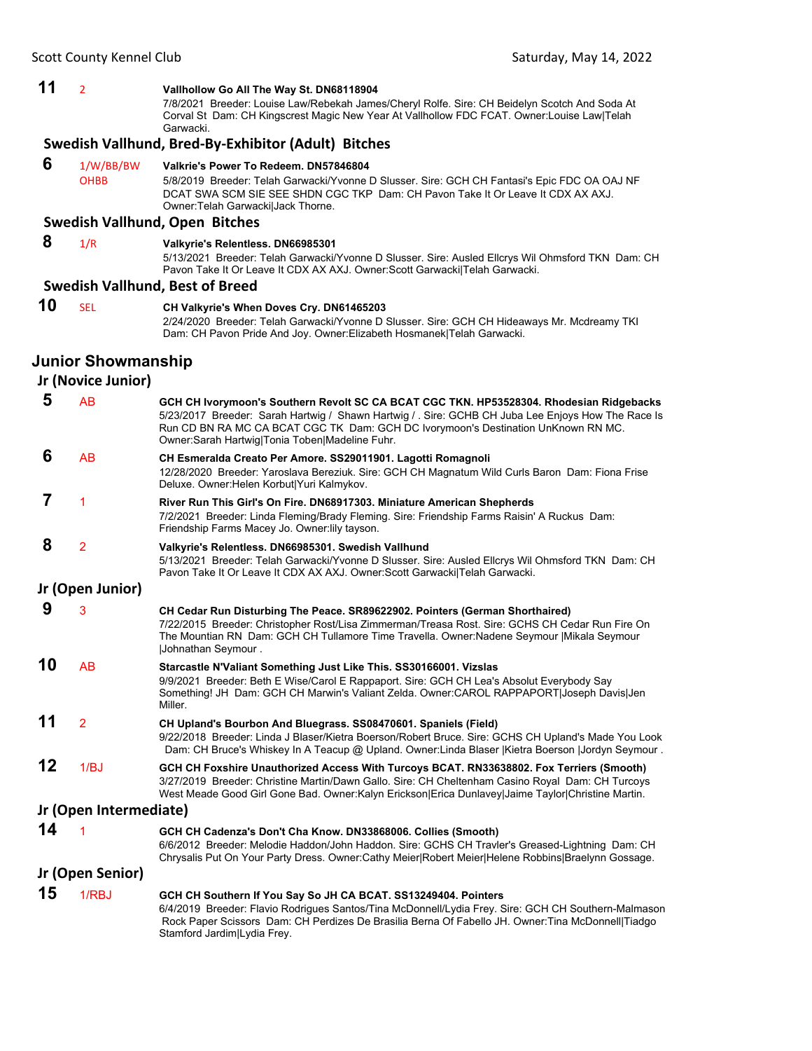**11** 2 **Vallhollow Go All The Way St. DN68118904**
7/8/2021 Breeder: Louise Law/Rebekah James/Cheryl Rolfe. Sire: CH Beidelyn Scotch And Soda At Corval St Dam: CH Kingscrest Magic New Year At Vallhollow FDC FCAT. Owner:Louise Law|Telah Garwacki.

### Swedish Vallhund, Bred-By-Exhibitor (Adult) Bitches

**6** 1/W/BB/BW OHBB **Valkrie's Power To Redeem. DN57846804**
5/8/2019 Breeder: Telah Garwacki/Yvonne D Slusser. Sire: GCH CH Fantasi's Epic FDC OA OAJ NF DCAT SWA SCM SIE SEE SHDN CGC TKP Dam: CH Pavon Take It Or Leave It CDX AX AXJ. Owner:Telah Garwacki|Jack Thorne.

### Swedish Vallhund, Open Bitches

**8** 1/R **Valkyrie's Relentless. DN66985301**
5/13/2021 Breeder: Telah Garwacki/Yvonne D Slusser. Sire: Ausled Ellcrys Wil Ohmsford TKN Dam: CH Pavon Take It Or Leave It CDX AX AXJ. Owner:Scott Garwacki|Telah Garwacki.

### Swedish Vallhund, Best of Breed

**10** SEL **CH Valkyrie's When Doves Cry. DN61465203**
2/24/2020 Breeder: Telah Garwacki/Yvonne D Slusser. Sire: GCH CH Hideaways Mr. Mcdreamy TKI Dam: CH Pavon Pride And Joy. Owner:Elizabeth Hosmanek|Telah Garwacki.

## Junior Showmanship

### Jr (Novice Junior)

**5** AB **GCH CH Ivorymoon's Southern Revolt SC CA BCAT CGC TKN. HP53528304. Rhodesian Ridgebacks**
5/23/2017 Breeder: Sarah Hartwig / Shawn Hartwig / . Sire: GCHB CH Juba Lee Enjoys How The Race Is Run CD BN RA MC CA BCAT CGC TK Dam: GCH DC Ivorymoon's Destination UnKnown RN MC. Owner:Sarah Hartwig|Tonia Toben|Madeline Fuhr.

**6** AB **CH Esmeralda Creato Per Amore. SS29011901. Lagotti Romagnoli**
12/28/2020 Breeder: Yaroslava Bereziuk. Sire: GCH CH Magnatum Wild Curls Baron Dam: Fiona Frise Deluxe. Owner:Helen Korbut|Yuri Kalmykov.

**7** 1 **River Run This Girl's On Fire. DN68917303. Miniature American Shepherds**
7/2/2021 Breeder: Linda Fleming/Brady Fleming. Sire: Friendship Farms Raisin' A Ruckus Dam: Friendship Farms Macey Jo. Owner:lily tayson.

**8** 2 **Valkyrie's Relentless. DN66985301. Swedish Vallhund**
5/13/2021 Breeder: Telah Garwacki/Yvonne D Slusser. Sire: Ausled Ellcrys Wil Ohmsford TKN Dam: CH Pavon Take It Or Leave It CDX AX AXJ. Owner:Scott Garwacki|Telah Garwacki.

### Jr (Open Junior)

**9** 3 **CH Cedar Run Disturbing The Peace. SR89622902. Pointers (German Shorthaired)**
7/22/2015 Breeder: Christopher Rost/Lisa Zimmerman/Treasa Rost. Sire: GCHS CH Cedar Run Fire On The Mountian RN Dam: GCH CH Tullamore Time Travella. Owner:Nadene Seymour |Mikala Seymour |Johnathan Seymour .

**10** AB **Starcastle N'Valiant Something Just Like This. SS30166001. Vizslas**
9/9/2021 Breeder: Beth E Wise/Carol E Rappaport. Sire: GCH CH Lea's Absolut Everybody Say Something! JH Dam: GCH CH Marwin's Valiant Zelda. Owner:CAROL RAPPAPORT|Joseph Davis|Jen Miller.

**11** 2 **CH Upland's Bourbon And Bluegrass. SS08470601. Spaniels (Field)**
9/22/2018 Breeder: Linda J Blaser/Kietra Boerson/Robert Bruce. Sire: GCHS CH Upland's Made You Look Dam: CH Bruce's Whiskey In A Teacup @ Upland. Owner:Linda Blaser |Kietra Boerson |Jordyn Seymour .

**12** 1/BJ **GCH CH Foxshire Unauthorized Access With Turcoys BCAT. RN33638802. Fox Terriers (Smooth)**
3/27/2019 Breeder: Christine Martin/Dawn Gallo. Sire: CH Cheltenham Casino Royal Dam: CH Turcoys West Meade Good Girl Gone Bad. Owner:Kalyn Erickson|Erica Dunlavey|Jaime Taylor|Christine Martin.

### Jr (Open Intermediate)

**14** 1 **GCH CH Cadenza's Don't Cha Know. DN33868006. Collies (Smooth)**
6/6/2012 Breeder: Melodie Haddon/John Haddon. Sire: GCHS CH Travler's Greased-Lightning Dam: CH Chrysalis Put On Your Party Dress. Owner:Cathy Meier|Robert Meier|Helene Robbins|Braelynn Gossage.

### Jr (Open Senior)

**15** 1/RBJ **GCH CH Southern If You Say So JH CA BCAT. SS13249404. Pointers**
6/4/2019 Breeder: Flavio Rodrigues Santos/Tina McDonnell/Lydia Frey. Sire: GCH CH Southern-Malmason Rock Paper Scissors Dam: CH Perdizes De Brasilia Berna Of Fabello JH. Owner:Tina McDonnell|Tiadgo Stamford Jardim|Lydia Frey.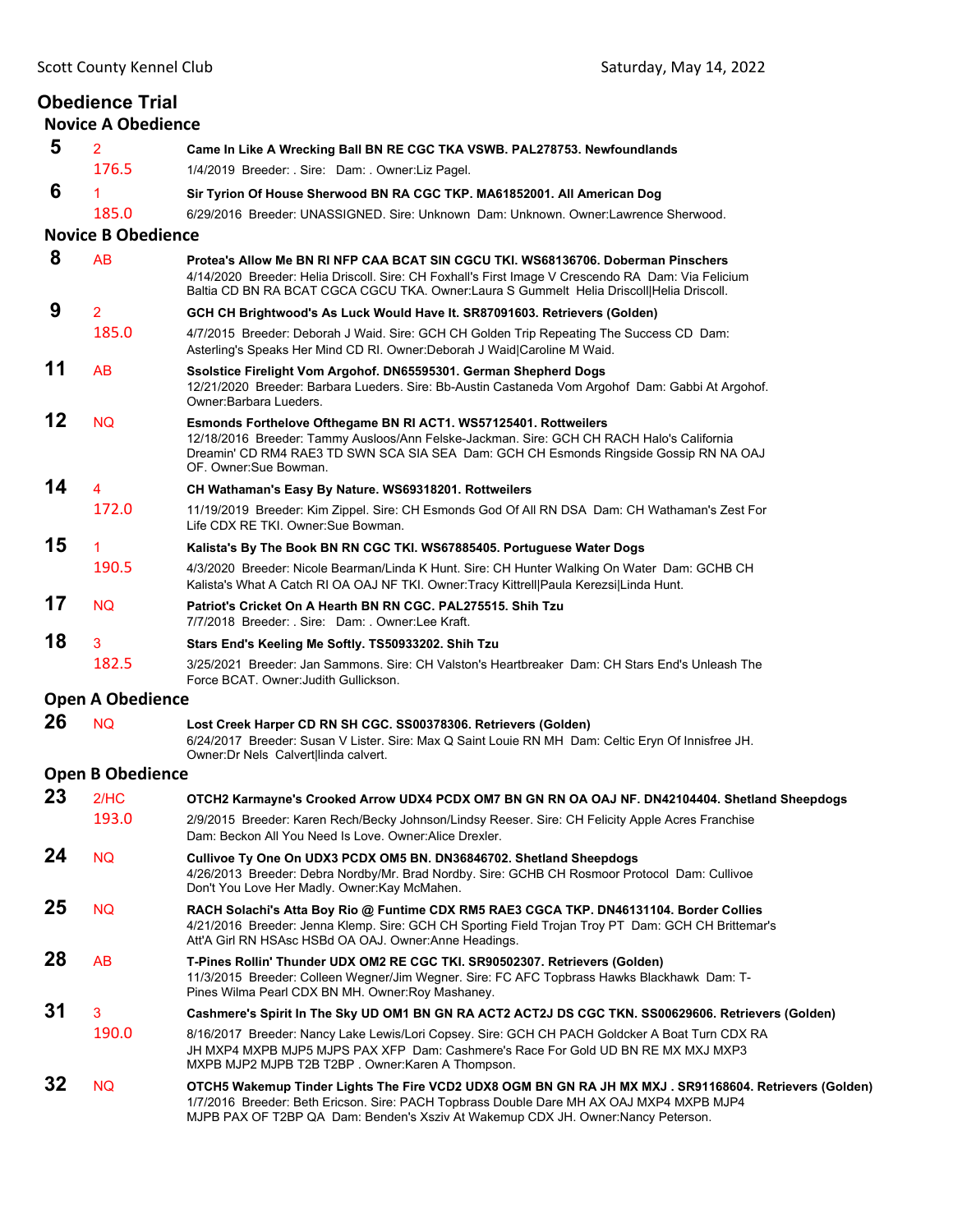# Obedience Trial

## Novice A Obedience

**5** 2 176.5
**Came In Like A Wrecking Ball BN RE CGC TKA VSWB. PAL278753. Newfoundlands**
1/4/2019 Breeder: . Sire: Dam: . Owner:Liz Pagel.

**6** 1 185.0
**Sir Tyrion Of House Sherwood BN RA CGC TKP. MA61852001. All American Dog**
6/29/2016 Breeder: UNASSIGNED. Sire: Unknown Dam: Unknown. Owner:Lawrence Sherwood.

## Novice B Obedience

**8** AB
**Protea's Allow Me BN RI NFP CAA BCAT SIN CGCU TKI. WS68136706. Doberman Pinschers**
4/14/2020 Breeder: Helia Driscoll. Sire: CH Foxhall's First Image V Crescendo RA Dam: Via Felicium Baltia CD BN RA BCAT CGCA CGCU TKA. Owner:Laura S Gummelt Helia Driscoll|Helia Driscoll.

**9** 2 185.0
**GCH CH Brightwood's As Luck Would Have It. SR87091603. Retrievers (Golden)**
4/7/2015 Breeder: Deborah J Waid. Sire: GCH CH Golden Trip Repeating The Success CD Dam: Asterling's Speaks Her Mind CD RI. Owner:Deborah J Waid|Caroline M Waid.

**11** AB
**Ssolstice Firelight Vom Argohof. DN65595301. German Shepherd Dogs**
12/21/2020 Breeder: Barbara Lueders. Sire: Bb-Austin Castaneda Vom Argohof Dam: Gabbi At Argohof. Owner:Barbara Lueders.

**12** NQ
**Esmonds Forthelove Ofthegame BN RI ACT1. WS57125401. Rottweilers**
12/18/2016 Breeder: Tammy Ausloos/Ann Felske-Jackman. Sire: GCH CH RACH Halo's California Dreamin' CD RM4 RAE3 TD SWN SCA SIA SEA Dam: GCH CH Esmonds Ringside Gossip RN NA OAJ OF. Owner:Sue Bowman.

**14** 4 172.0
**CH Wathaman's Easy By Nature. WS69318201. Rottweilers**
11/19/2019 Breeder: Kim Zippel. Sire: CH Esmonds God Of All RN DSA Dam: CH Wathaman's Zest For Life CDX RE TKI. Owner:Sue Bowman.

**15** 1 190.5
**Kalista's By The Book BN RN CGC TKI. WS67885405. Portuguese Water Dogs**
4/3/2020 Breeder: Nicole Bearman/Linda K Hunt. Sire: CH Hunter Walking On Water Dam: GCHB CH Kalista's What A Catch RI OA OAJ NF TKI. Owner:Tracy Kittrell|Paula Kerezsi|Linda Hunt.

**17** NQ
**Patriot's Cricket On A Hearth BN RN CGC. PAL275515. Shih Tzu**
7/7/2018 Breeder: . Sire: Dam: . Owner:Lee Kraft.

**18** 3 182.5
**Stars End's Keeling Me Softly. TS50933202. Shih Tzu**
3/25/2021 Breeder: Jan Sammons. Sire: CH Valston's Heartbreaker Dam: CH Stars End's Unleash The Force BCAT. Owner:Judith Gullickson.

## Open A Obedience

**26** NQ
**Lost Creek Harper CD RN SH CGC. SS00378306. Retrievers (Golden)**
6/24/2017 Breeder: Susan V Lister. Sire: Max Q Saint Louie RN MH Dam: Celtic Eryn Of Innisfree JH. Owner:Dr Nels Calvert|linda calvert.

## Open B Obedience

**23** 2/HC 193.0
**OTCH2 Karmayne's Crooked Arrow UDX4 PCDX OM7 BN GN RN OA OAJ NF. DN42104404. Shetland Sheepdogs**
2/9/2015 Breeder: Karen Rech/Becky Johnson/Lindsy Reeser. Sire: CH Felicity Apple Acres Franchise Dam: Beckon All You Need Is Love. Owner:Alice Drexler.

**24** NQ
**Cullivoe Ty One On UDX3 PCDX OM5 BN. DN36846702. Shetland Sheepdogs**
4/26/2013 Breeder: Debra Nordby/Mr. Brad Nordby. Sire: GCHB CH Rosmoor Protocol Dam: Cullivoe Don't You Love Her Madly. Owner:Kay McMahen.

**25** NQ
**RACH Solachi's Atta Boy Rio @ Funtime CDX RM5 RAE3 CGCA TKP. DN46131104. Border Collies**
4/21/2016 Breeder: Jenna Klemp. Sire: GCH CH Sporting Field Trojan Troy PT Dam: GCH CH Brittemar's Att'A Girl RN HSAsc HSBd OA OAJ. Owner:Anne Headings.

**28** AB
**T-Pines Rollin' Thunder UDX OM2 RE CGC TKI. SR90502307. Retrievers (Golden)**
11/3/2015 Breeder: Colleen Wegner/Jim Wegner. Sire: FC AFC Topbrass Hawks Blackhawk Dam: T-Pines Wilma Pearl CDX BN MH. Owner:Roy Mashaney.

**31** 3 190.0
**Cashmere's Spirit In The Sky UD OM1 BN GN RA ACT2 ACT2J DS CGC TKN. SS00629606. Retrievers (Golden)**
8/16/2017 Breeder: Nancy Lake Lewis/Lori Copsey. Sire: GCH CH PACH Goldcker A Boat Turn CDX RA JH MXP4 MXPB MJP5 MJPS PAX XFP Dam: Cashmere's Race For Gold UD BN RE MX MXJ MXP3 MXPB MJP2 MJPB T2B T2BP . Owner:Karen A Thompson.

**32** NQ
**OTCH5 Wakemup Tinder Lights The Fire VCD2 UDX8 OGM BN GN RA JH MX MXJ . SR91168604. Retrievers (Golden)**
1/7/2016 Breeder: Beth Ericson. Sire: PACH Topbrass Double Dare MH AX OAJ MXP4 MXPB MJP4 MJPB PAX OF T2BP QA Dam: Benden's Xsziv At Wakemup CDX JH. Owner:Nancy Peterson.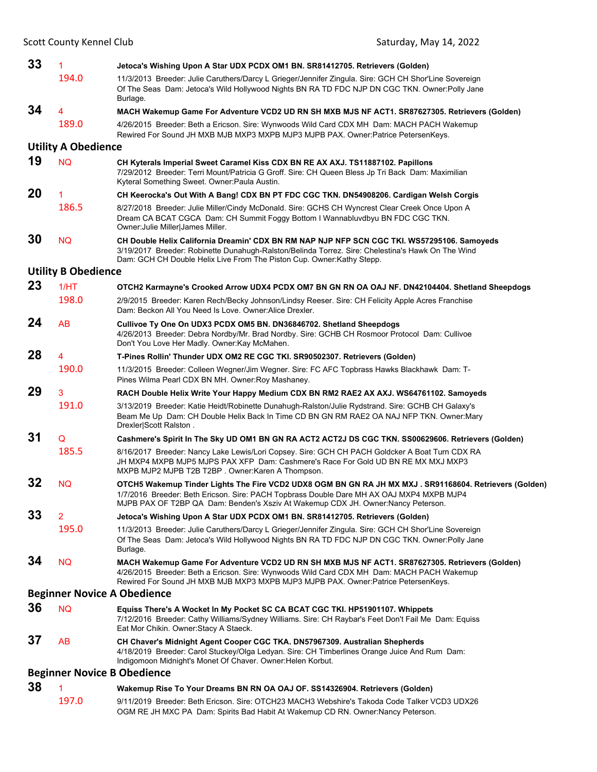**33** 1 **Jetoca's Wishing Upon A Star UDX PCDX OM1 BN. SR81412705. Retrievers (Golden)**
194.0 11/3/2013 Breeder: Julie Caruthers/Darcy L Grieger/Jennifer Zingula. Sire: GCH CH Shor'Line Sovereign Of The Seas Dam: Jetoca's Wild Hollywood Nights BN RA TD FDC NJP DN CGC TKN. Owner:Polly Jane Burlage.

**34** 4 **MACH Wakemup Game For Adventure VCD2 UD RN SH MXB MJS NF ACT1. SR87627305. Retrievers (Golden)**
189.0 4/26/2015 Breeder: Beth a Ericson. Sire: Wynwoods Wild Card CDX MH Dam: MACH PACH Wakemup Rewired For Sound JH MXB MJB MXP3 MXPB MJP3 MJPB PAX. Owner:Patrice PetersenKeys.

## Utility A Obedience

**19** NQ **CH Kyterals Imperial Sweet Caramel Kiss CDX BN RE AX AXJ. TS11887102. Papillons**
7/29/2012 Breeder: Terri Mount/Patricia G Groff. Sire: CH Queen Bless Jp Tri Back Dam: Maximilian Kyteral Something Sweet. Owner:Paula Austin.

**20** 1 **CH Keerocka's Out With A Bang! CDX BN PT FDC CGC TKN. DN54908206. Cardigan Welsh Corgis**
186.5 8/27/2018 Breeder: Julie Miller/Cindy McDonald. Sire: GCHS CH Wyncrest Clear Creek Once Upon A Dream CA BCAT CGCA Dam: CH Summit Foggy Bottom I Wannabluvdbyu BN FDC CGC TKN. Owner:Julie Miller|James Miller.

**30** NQ **CH Double Helix California Dreamin' CDX BN RM NAP NJP NFP SCN CGC TKI. WS57295106. Samoyeds**
3/19/2017 Breeder: Robinette Dunahugh-Ralston/Belinda Torrez. Sire: Chelestina's Hawk On The Wind Dam: GCH CH Double Helix Live From The Piston Cup. Owner:Kathy Stepp.

## Utility B Obedience

**23** 1/HT **OTCH2 Karmayne's Crooked Arrow UDX4 PCDX OM7 BN GN RN OA OAJ NF. DN42104404. Shetland Sheepdogs**
198.0 2/9/2015 Breeder: Karen Rech/Becky Johnson/Lindsy Reeser. Sire: CH Felicity Apple Acres Franchise Dam: Beckon All You Need Is Love. Owner:Alice Drexler.

**24** AB **Cullivoe Ty One On UDX3 PCDX OM5 BN. DN36846702. Shetland Sheepdogs**
4/26/2013 Breeder: Debra Nordby/Mr. Brad Nordby. Sire: GCHB CH Rosmoor Protocol Dam: Cullivoe Don't You Love Her Madly. Owner:Kay McMahen.

**28** 4 **T-Pines Rollin' Thunder UDX OM2 RE CGC TKI. SR90502307. Retrievers (Golden)**
190.0 11/3/2015 Breeder: Colleen Wegner/Jim Wegner. Sire: FC AFC Topbrass Hawks Blackhawk Dam: T-Pines Wilma Pearl CDX BN MH. Owner:Roy Mashaney.

**29** 3 **RACH Double Helix Write Your Happy Medium CDX BN RM2 RAE2 AX AXJ. WS64761102. Samoyeds**
191.0 3/13/2019 Breeder: Katie Heidt/Robinette Dunahugh-Ralston/Julie Rydstrand. Sire: GCHB CH Galaxy's Beam Me Up Dam: CH Double Helix Back In Time CD BN GN RM RAE2 OA NAJ NFP TKN. Owner:Mary Drexler|Scott Ralston .

**31** Q **Cashmere's Spirit In The Sky UD OM1 BN GN RA ACT2 ACT2J DS CGC TKN. SS00629606. Retrievers (Golden)**
185.5 8/16/2017 Breeder: Nancy Lake Lewis/Lori Copsey. Sire: GCH CH PACH Goldcker A Boat Turn CDX RA JH MXP4 MXPB MJP5 MJPS PAX XFP Dam: Cashmere's Race For Gold UD BN RE MX MXJ MXP3 MXPB MJP2 MJPB T2B T2BP . Owner:Karen A Thompson.

**32** NQ **OTCH5 Wakemup Tinder Lights The Fire VCD2 UDX8 OGM BN GN RA JH MX MXJ . SR91168604. Retrievers (Golden)**
1/7/2016 Breeder: Beth Ericson. Sire: PACH Topbrass Double Dare MH AX OAJ MXP4 MXPB MJP4 MJPB PAX OF T2BP QA Dam: Benden's Xsziv At Wakemup CDX JH. Owner:Nancy Peterson.

**33** 2 **Jetoca's Wishing Upon A Star UDX PCDX OM1 BN. SR81412705. Retrievers (Golden)**
195.0 11/3/2013 Breeder: Julie Caruthers/Darcy L Grieger/Jennifer Zingula. Sire: GCH CH Shor'Line Sovereign Of The Seas Dam: Jetoca's Wild Hollywood Nights BN RA TD FDC NJP DN CGC TKN. Owner:Polly Jane Burlage.

**34** NQ **MACH Wakemup Game For Adventure VCD2 UD RN SH MXB MJS NF ACT1. SR87627305. Retrievers (Golden)**
4/26/2015 Breeder: Beth a Ericson. Sire: Wynwoods Wild Card CDX MH Dam: MACH PACH Wakemup Rewired For Sound JH MXB MJB MXP3 MXPB MJP3 MJPB PAX. Owner:Patrice PetersenKeys.

## Beginner Novice A Obedience

**36** NQ **Equiss There's A Wocket In My Pocket SC CA BCAT CGC TKI. HP51901107. Whippets**
7/12/2016 Breeder: Cathy Williams/Sydney Williams. Sire: CH Raybar's Feet Don't Fail Me Dam: Equiss Eat Mor Chikin. Owner:Stacy A Staeck.

**37** AB **CH Chaver's Midnight Agent Cooper CGC TKA. DN57967309. Australian Shepherds**
4/18/2019 Breeder: Carol Stuckey/Olga Ledyan. Sire: CH Timberlines Orange Juice And Rum Dam: Indigomoon Midnight's Monet Of Chaver. Owner:Helen Korbut.

## Beginner Novice B Obedience

**38** 1 **Wakemup Rise To Your Dreams BN RN OA OAJ OF. SS14326904. Retrievers (Golden)**
197.0 9/11/2019 Breeder: Beth Ericson. Sire: OTCH23 MACH3 Webshire's Takoda Code Talker VCD3 UDX26 OGM RE JH MXC PA Dam: Spirits Bad Habit At Wakemup CD RN. Owner:Nancy Peterson.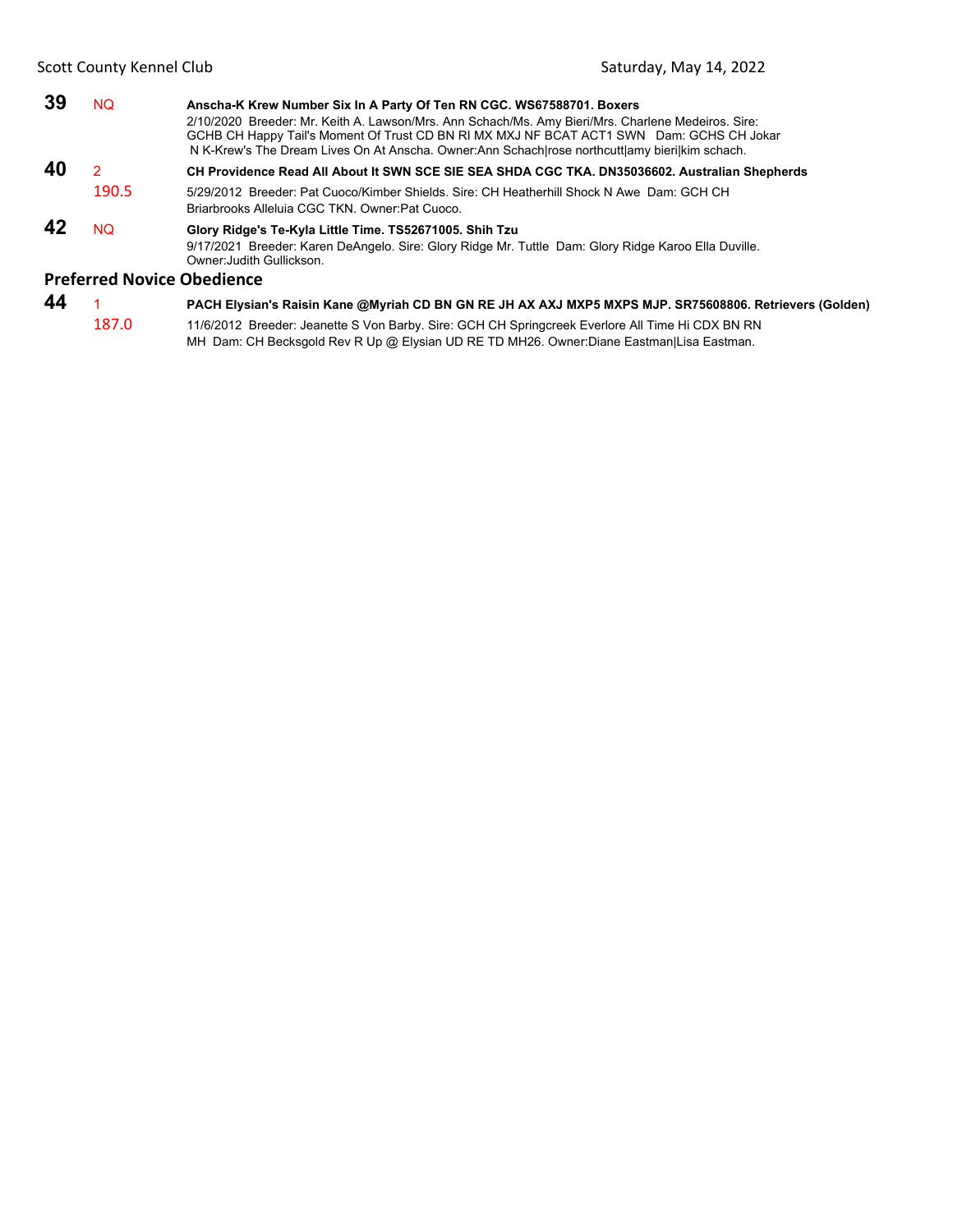**39** NQ **Anscha-K Krew Number Six In A Party Of Ten RN CGC. WS67588701. Boxers**
2/10/2020 Breeder: Mr. Keith A. Lawson/Mrs. Ann Schach/Ms. Amy Bieri/Mrs. Charlene Medeiros. Sire: GCHB CH Happy Tail's Moment Of Trust CD BN RI MX MXJ NF BCAT ACT1 SWN Dam: GCHS CH Jokar N K-Krew's The Dream Lives On At Anscha. Owner:Ann Schach|rose northcutt|amy bieri|kim schach.

**40** 2 190.5 **CH Providence Read All About It SWN SCE SIE SEA SHDA CGC TKA. DN35036602. Australian Shepherds**
5/29/2012 Breeder: Pat Cuoco/Kimber Shields. Sire: CH Heatherhill Shock N Awe Dam: GCH CH Briarbrooks Alleluia CGC TKN. Owner:Pat Cuoco.

**42** NQ **Glory Ridge's Te-Kyla Little Time. TS52671005. Shih Tzu**
9/17/2021 Breeder: Karen DeAngelo. Sire: Glory Ridge Mr. Tuttle Dam: Glory Ridge Karoo Ella Duville. Owner:Judith Gullickson.

## Preferred Novice Obedience

**44** 1 187.0 **PACH Elysian's Raisin Kane @Myriah CD BN GN RE JH AX AXJ MXP5 MXPS MJP. SR75608806. Retrievers (Golden)**
11/6/2012 Breeder: Jeanette S Von Barby. Sire: GCH CH Springcreek Everlore All Time Hi CDX BN RN MH Dam: CH Becksgold Rev R Up @ Elysian UD RE TD MH26. Owner:Diane Eastman|Lisa Eastman.